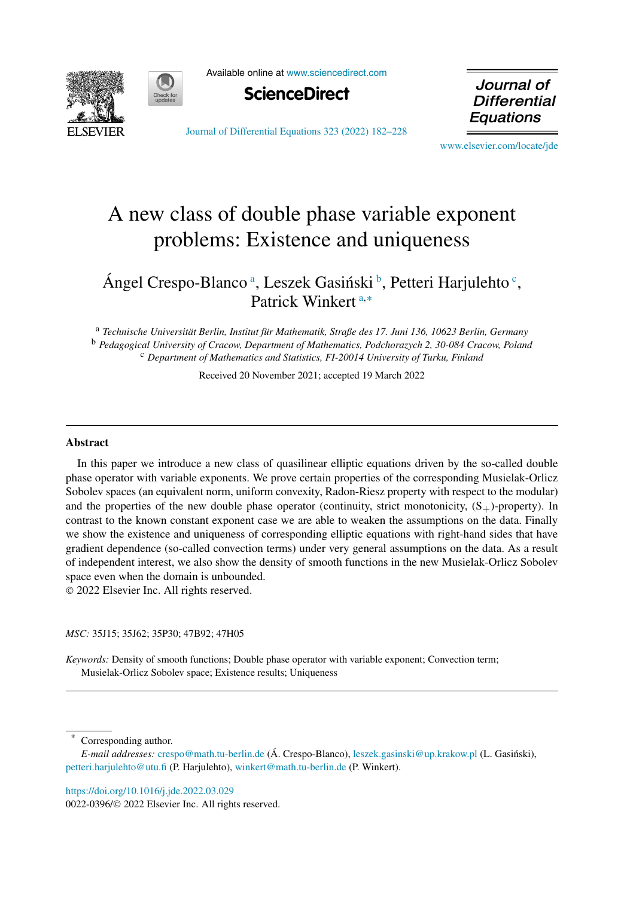# A new class of double phase variable exponent problems: Existence and uniqueness

Ángel Crespo-Blanco [a], Leszek Gasiński [b], Petteri Harjulehto [c], Patrick Winkert [a,*]

[a] *Technische Universität Berlin, Institut für Mathematik, Straße des 17. Juni 136, 10623 Berlin, Germany*
[b] *Pedagogical University of Cracow, Department of Mathematics, Podchorazych 2, 30-084 Cracow, Poland*
[c] *Department of Mathematics and Statistics, FI-20014 University of Turku, Finland*

Received 20 November 2021; accepted 19 March 2022

## Abstract

In this paper we introduce a new class of quasilinear elliptic equations driven by the so-called double phase operator with variable exponents. We prove certain properties of the corresponding Musielak-Orlicz Sobolev spaces (an equivalent norm, uniform convexity, Radon-Riesz property with respect to the modular) and the properties of the new double phase operator (continuity, strict monotonicity, $(S_+)$-property). In contrast to the known constant exponent case we are able to weaken the assumptions on the data. Finally we show the existence and uniqueness of corresponding elliptic equations with right-hand sides that have gradient dependence (so-called convection terms) under very general assumptions on the data. As a result of independent interest, we also show the density of smooth functions in the new Musielak-Orlicz Sobolev space even when the domain is unbounded.

© 2022 Elsevier Inc. All rights reserved.

*MSC:* 35J15; 35J62; 35P30; 47B92; 47H05

*Keywords:* Density of smooth functions; Double phase operator with variable exponent; Convection term; Musielak-Orlicz Sobolev space; Existence results; Uniqueness

---

\* Corresponding author.

*E-mail addresses:* crespo@math.tu-berlin.de (Á. Crespo-Blanco), leszek.gasinski@up.krakow.pl (L. Gasiński), petteri.harjulehto@utu.fi (P. Harjulehto), winkert@math.tu-berlin.de (P. Winkert).

https://doi.org/10.1016/j.jde.2022.03.029
0022-0396/© 2022 Elsevier Inc. All rights reserved.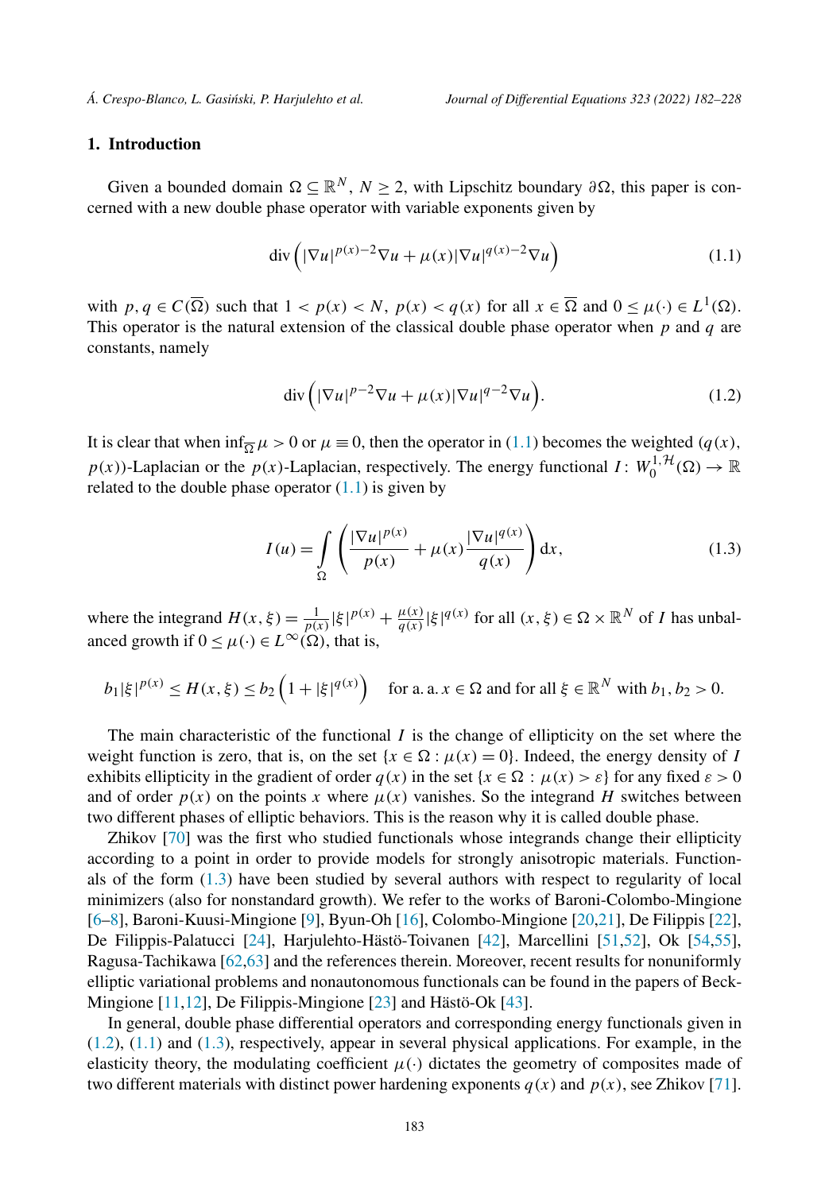## 1. Introduction

Given a bounded domain $\Omega \subseteq \mathbb{R}^N$, $N \geq 2$, with Lipschitz boundary $\partial\Omega$, this paper is concerned with a new double phase operator with variable exponents given by

$$\operatorname{div}\left(|\nabla u|^{p(x)-2}\nabla u + \mu(x)|\nabla u|^{q(x)-2}\nabla u\right) \tag{1.1}$$

with $p, q \in C(\overline{\Omega})$ such that $1 < p(x) < N$, $p(x) < q(x)$ for all $x \in \overline{\Omega}$ and $0 \leq \mu(\cdot) \in L^1(\Omega)$. This operator is the natural extension of the classical double phase operator when $p$ and $q$ are constants, namely

$$\operatorname{div}\left(|\nabla u|^{p-2}\nabla u + \mu(x)|\nabla u|^{q-2}\nabla u\right). \tag{1.2}$$

It is clear that when $\inf_{\overline{\Omega}} \mu > 0$ or $\mu \equiv 0$, then the operator in (1.1) becomes the weighted $(q(x), p(x))$-Laplacian or the $p(x)$-Laplacian, respectively. The energy functional $I \colon W_0^{1,\mathcal{H}}(\Omega) \to \mathbb{R}$ related to the double phase operator (1.1) is given by

$$I(u) = \int_\Omega \left(\frac{|\nabla u|^{p(x)}}{p(x)} + \mu(x)\frac{|\nabla u|^{q(x)}}{q(x)}\right) \mathrm{d}x, \tag{1.3}$$

where the integrand $H(x, \xi) = \frac{1}{p(x)}|\xi|^{p(x)} + \frac{\mu(x)}{q(x)}|\xi|^{q(x)}$ for all $(x, \xi) \in \Omega \times \mathbb{R}^N$ of $I$ has unbalanced growth if $0 \leq \mu(\cdot) \in L^\infty(\Omega)$, that is,

$$b_1|\xi|^{p(x)} \leq H(x, \xi) \leq b_2\left(1 + |\xi|^{q(x)}\right) \quad \text{for a. a. } x \in \Omega \text{ and for all } \xi \in \mathbb{R}^N \text{ with } b_1, b_2 > 0.$$

The main characteristic of the functional $I$ is the change of ellipticity on the set where the weight function is zero, that is, on the set $\{x \in \Omega : \mu(x) = 0\}$. Indeed, the energy density of $I$ exhibits ellipticity in the gradient of order $q(x)$ in the set $\{x \in \Omega : \mu(x) > \varepsilon\}$ for any fixed $\varepsilon > 0$ and of order $p(x)$ on the points $x$ where $\mu(x)$ vanishes. So the integrand $H$ switches between two different phases of elliptic behaviors. This is the reason why it is called double phase.

Zhikov [70] was the first who studied functionals whose integrands change their ellipticity according to a point in order to provide models for strongly anisotropic materials. Functionals of the form (1.3) have been studied by several authors with respect to regularity of local minimizers (also for nonstandard growth). We refer to the works of Baroni-Colombo-Mingione [6–8], Baroni-Kuusi-Mingione [9], Byun-Oh [16], Colombo-Mingione [20,21], De Filippis [22], De Filippis-Palatucci [24], Harjulehto-Hästö-Toivanen [42], Marcellini [51,52], Ok [54,55], Ragusa-Tachikawa [62,63] and the references therein. Moreover, recent results for nonuniformly elliptic variational problems and nonautonomous functionals can be found in the papers of Beck-Mingione [11,12], De Filippis-Mingione [23] and Hästö-Ok [43].

In general, double phase differential operators and corresponding energy functionals given in (1.2), (1.1) and (1.3), respectively, appear in several physical applications. For example, in the elasticity theory, the modulating coefficient $\mu(\cdot)$ dictates the geometry of composites made of two different materials with distinct power hardening exponents $q(x)$ and $p(x)$, see Zhikov [71].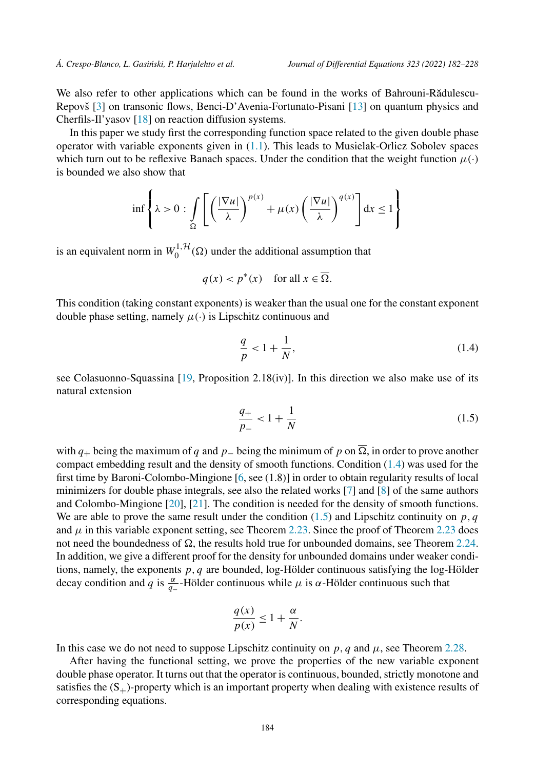We also refer to other applications which can be found in the works of Bahrouni-Rădulescu-Repovš [3] on transonic flows, Benci-D'Avenia-Fortunato-Pisani [13] on quantum physics and Cherfils-Il'yasov [18] on reaction diffusion systems.

In this paper we study first the corresponding function space related to the given double phase operator with variable exponents given in (1.1). This leads to Musielak-Orlicz Sobolev spaces which turn out to be reflexive Banach spaces. Under the condition that the weight function $\mu(\cdot)$ is bounded we also show that

$$
\inf\left\{\lambda > 0 : \int_{\Omega} \left[\left(\frac{|\nabla u|}{\lambda}\right)^{p(x)} + \mu(x)\left(\frac{|\nabla u|}{\lambda}\right)^{q(x)}\right] \mathrm{d}x \le 1\right\}
$$

is an equivalent norm in $W_0^{1,\mathcal{H}}(\Omega)$ under the additional assumption that

$$
q(x) < p^*(x) \quad \text{for all } x \in \overline{\Omega}.
$$

This condition (taking constant exponents) is weaker than the usual one for the constant exponent double phase setting, namely $\mu(\cdot)$ is Lipschitz continuous and

$$
\frac{q}{p} < 1 + \frac{1}{N}, \tag{1.4}
$$

see Colasuonno-Squassina [19, Proposition 2.18(iv)]. In this direction we also make use of its natural extension

$$
\frac{q_+}{p_-} < 1 + \frac{1}{N} \tag{1.5}
$$

with $q_+$ being the maximum of $q$ and $p_-$ being the minimum of $p$ on $\overline{\Omega}$, in order to prove another compact embedding result and the density of smooth functions. Condition (1.4) was used for the first time by Baroni-Colombo-Mingione [6, see (1.8)] in order to obtain regularity results of local minimizers for double phase integrals, see also the related works [7] and [8] of the same authors and Colombo-Mingione [20], [21]. The condition is needed for the density of smooth functions. We are able to prove the same result under the condition (1.5) and Lipschitz continuity on $p, q$ and $\mu$ in this variable exponent setting, see Theorem 2.23. Since the proof of Theorem 2.23 does not need the boundedness of $\Omega$, the results hold true for unbounded domains, see Theorem 2.24. In addition, we give a different proof for the density for unbounded domains under weaker conditions, namely, the exponents $p, q$ are bounded, log-Hölder continuous satisfying the log-Hölder decay condition and $q$ is $\frac{\alpha}{q_-}$-Hölder continuous while $\mu$ is $\alpha$-Hölder continuous such that

$$
\frac{q(x)}{p(x)} \le 1 + \frac{\alpha}{N}.
$$

In this case we do not need to suppose Lipschitz continuity on $p, q$ and $\mu$, see Theorem 2.28.

After having the functional setting, we prove the properties of the new variable exponent double phase operator. It turns out that the operator is continuous, bounded, strictly monotone and satisfies the $(\mathrm{S}_+)$-property which is an important property when dealing with existence results of corresponding equations.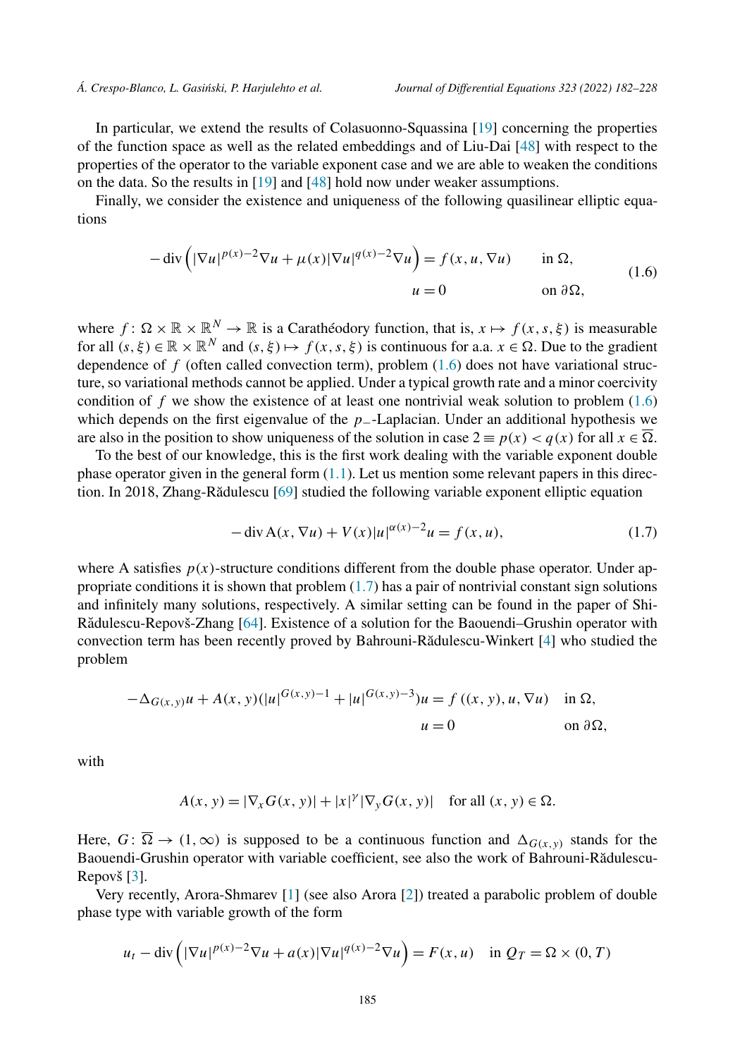In particular, we extend the results of Colasuonno-Squassina [19] concerning the properties of the function space as well as the related embeddings and of Liu-Dai [48] with respect to the properties of the operator to the variable exponent case and we are able to weaken the conditions on the data. So the results in [19] and [48] hold now under weaker assumptions.

Finally, we consider the existence and uniqueness of the following quasilinear elliptic equations

$$
\begin{aligned}
-\operatorname{div}\left(|\nabla u|^{p(x)-2}\nabla u+\mu(x)|\nabla u|^{q(x)-2}\nabla u\right) &= f(x,u,\nabla u) \qquad && \text{in } \Omega,\\
u &= 0 && \text{on } \partial\Omega,
\end{aligned}
\tag{1.6}
$$

where $f\colon \Omega\times\mathbb{R}\times\mathbb{R}^N\to\mathbb{R}$ is a Carathéodory function, that is, $x\mapsto f(x,s,\xi)$ is measurable for all $(s,\xi)\in\mathbb{R}\times\mathbb{R}^N$ and $(s,\xi)\mapsto f(x,s,\xi)$ is continuous for a.a. $x\in\Omega$. Due to the gradient dependence of $f$ (often called convection term), problem (1.6) does not have variational structure, so variational methods cannot be applied. Under a typical growth rate and a minor coercivity condition of $f$ we show the existence of at least one nontrivial weak solution to problem (1.6) which depends on the first eigenvalue of the $p_-$-Laplacian. Under an additional hypothesis we are also in the position to show uniqueness of the solution in case $2\equiv p(x)<q(x)$ for all $x\in\overline{\Omega}$.

To the best of our knowledge, this is the first work dealing with the variable exponent double phase operator given in the general form (1.1). Let us mention some relevant papers in this direction. In 2018, Zhang-Rădulescu [69] studied the following variable exponent elliptic equation

$$
-\operatorname{div}\mathrm{A}(x,\nabla u)+V(x)|u|^{\alpha(x)-2}u=f(x,u),
\tag{1.7}
$$

where A satisfies $p(x)$-structure conditions different from the double phase operator. Under appropriate conditions it is shown that problem (1.7) has a pair of nontrivial constant sign solutions and infinitely many solutions, respectively. A similar setting can be found in the paper of Shi-Rădulescu-Repovš-Zhang [64]. Existence of a solution for the Baouendi–Grushin operator with convection term has been recently proved by Bahrouni-Rădulescu-Winkert [4] who studied the problem

$$
\begin{aligned}
-\Delta_{G(x,y)}u+A(x,y)(|u|^{G(x,y)-1}+|u|^{G(x,y)-3})u &= f\left((x,y),u,\nabla u\right) \quad && \text{in } \Omega,\\
u &= 0 && \text{on } \partial\Omega,
\end{aligned}
$$

with

$$
A(x,y)=|\nabla_x G(x,y)|+|x|^{\gamma}|\nabla_y G(x,y)| \quad \text{for all } (x,y)\in\Omega.
$$

Here, $G\colon\overline{\Omega}\to(1,\infty)$ is supposed to be a continuous function and $\Delta_{G(x,y)}$ stands for the Baouendi-Grushin operator with variable coefficient, see also the work of Bahrouni-Rădulescu-Repovš [3].

Very recently, Arora-Shmarev [1] (see also Arora [2]) treated a parabolic problem of double phase type with variable growth of the form

$$
u_t-\operatorname{div}\left(|\nabla u|^{p(x)-2}\nabla u+a(x)|\nabla u|^{q(x)-2}\nabla u\right)=F(x,u) \quad \text{in } Q_T=\Omega\times(0,T)
$$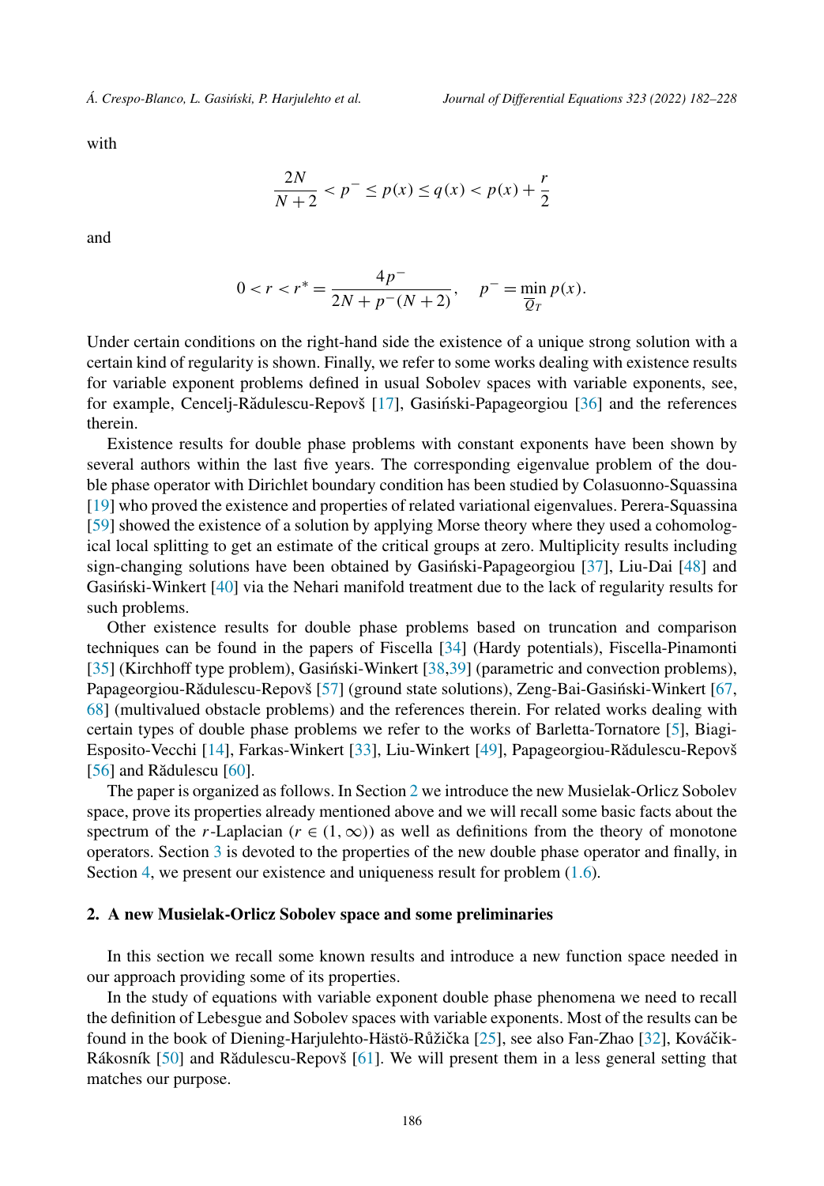with

$$
\frac{2N}{N+2} < p^- \le p(x) \le q(x) < p(x) + \frac{r}{2}
$$

and

$$
0 < r < r^* = \frac{4p^-}{2N + p^-(N+2)}, \quad p^- = \min_{\overline{Q}_T} p(x).
$$

Under certain conditions on the right-hand side the existence of a unique strong solution with a certain kind of regularity is shown. Finally, we refer to some works dealing with existence results for variable exponent problems defined in usual Sobolev spaces with variable exponents, see, for example, Cencelj-Rădulescu-Repovš [17], Gasiński-Papageorgiou [36] and the references therein.

Existence results for double phase problems with constant exponents have been shown by several authors within the last five years. The corresponding eigenvalue problem of the double phase operator with Dirichlet boundary condition has been studied by Colasuonno-Squassina [19] who proved the existence and properties of related variational eigenvalues. Perera-Squassina [59] showed the existence of a solution by applying Morse theory where they used a cohomological local splitting to get an estimate of the critical groups at zero. Multiplicity results including sign-changing solutions have been obtained by Gasiński-Papageorgiou [37], Liu-Dai [48] and Gasiński-Winkert [40] via the Nehari manifold treatment due to the lack of regularity results for such problems.

Other existence results for double phase problems based on truncation and comparison techniques can be found in the papers of Fiscella [34] (Hardy potentials), Fiscella-Pinamonti [35] (Kirchhoff type problem), Gasiński-Winkert [38,39] (parametric and convection problems), Papageorgiou-Rădulescu-Repovš [57] (ground state solutions), Zeng-Bai-Gasiński-Winkert [67, 68] (multivalued obstacle problems) and the references therein. For related works dealing with certain types of double phase problems we refer to the works of Barletta-Tornatore [5], Biagi-Esposito-Vecchi [14], Farkas-Winkert [33], Liu-Winkert [49], Papageorgiou-Rădulescu-Repovš [56] and Rădulescu [60].

The paper is organized as follows. In Section 2 we introduce the new Musielak-Orlicz Sobolev space, prove its properties already mentioned above and we will recall some basic facts about the spectrum of the $r$-Laplacian ($r \in (1,\infty)$) as well as definitions from the theory of monotone operators. Section 3 is devoted to the properties of the new double phase operator and finally, in Section 4, we present our existence and uniqueness result for problem (1.6).

## 2. A new Musielak-Orlicz Sobolev space and some preliminaries

In this section we recall some known results and introduce a new function space needed in our approach providing some of its properties.

In the study of equations with variable exponent double phase phenomena we need to recall the definition of Lebesgue and Sobolev spaces with variable exponents. Most of the results can be found in the book of Diening-Harjulehto-Hästö-Růžička [25], see also Fan-Zhao [32], Kováčik-Rákosník [50] and Rădulescu-Repovš [61]. We will present them in a less general setting that matches our purpose.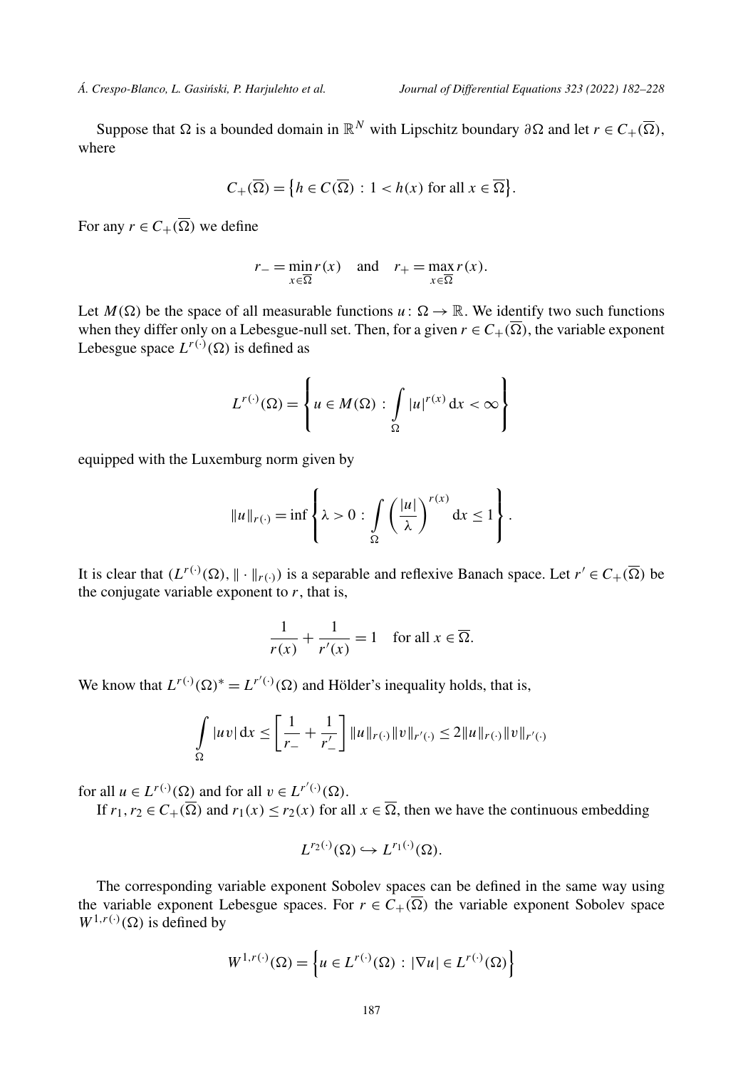Suppose that $\Omega$ is a bounded domain in $\mathbb{R}^N$ with Lipschitz boundary $\partial\Omega$ and let $r \in C_+(\overline{\Omega})$, where

$$C_+(\overline{\Omega}) = \left\{ h \in C(\overline{\Omega}) \, : \, 1 < h(x) \text{ for all } x \in \overline{\Omega} \right\}.$$

For any $r \in C_+(\overline{\Omega})$ we define

$$r_- = \min_{x \in \overline{\Omega}} r(x) \quad \text{and} \quad r_+ = \max_{x \in \overline{\Omega}} r(x).$$

Let $M(\Omega)$ be the space of all measurable functions $u \colon \Omega \to \mathbb{R}$. We identify two such functions when they differ only on a Lebesgue-null set. Then, for a given $r \in C_+(\overline{\Omega})$, the variable exponent Lebesgue space $L^{r(\cdot)}(\Omega)$ is defined as

$$L^{r(\cdot)}(\Omega) = \left\{ u \in M(\Omega) \, : \, \int_\Omega |u|^{r(x)} \, \mathrm{d}x < \infty \right\}$$

equipped with the Luxemburg norm given by

$$\|u\|_{r(\cdot)} = \inf \left\{ \lambda > 0 \, : \, \int_\Omega \left( \frac{|u|}{\lambda} \right)^{r(x)} \mathrm{d}x \le 1 \right\}.$$

It is clear that $(L^{r(\cdot)}(\Omega), \|\cdot\|_{r(\cdot)})$ is a separable and reflexive Banach space. Let $r' \in C_+(\overline{\Omega})$ be the conjugate variable exponent to $r$, that is,

$$\frac{1}{r(x)} + \frac{1}{r'(x)} = 1 \quad \text{for all } x \in \overline{\Omega}.$$

We know that $L^{r(\cdot)}(\Omega)^* = L^{r'(\cdot)}(\Omega)$ and Hölder's inequality holds, that is,

$$\int_\Omega |uv| \, \mathrm{d}x \le \left[ \frac{1}{r_-} + \frac{1}{r'_-} \right] \|u\|_{r(\cdot)} \|v\|_{r'(\cdot)} \le 2 \|u\|_{r(\cdot)} \|v\|_{r'(\cdot)}$$

for all $u \in L^{r(\cdot)}(\Omega)$ and for all $v \in L^{r'(\cdot)}(\Omega)$.

If $r_1, r_2 \in C_+(\overline{\Omega})$ and $r_1(x) \le r_2(x)$ for all $x \in \overline{\Omega}$, then we have the continuous embedding

$$L^{r_2(\cdot)}(\Omega) \hookrightarrow L^{r_1(\cdot)}(\Omega).$$

The corresponding variable exponent Sobolev spaces can be defined in the same way using the variable exponent Lebesgue spaces. For $r \in C_+(\overline{\Omega})$ the variable exponent Sobolev space $W^{1,r(\cdot)}(\Omega)$ is defined by

$$W^{1,r(\cdot)}(\Omega) = \left\{ u \in L^{r(\cdot)}(\Omega) \, : \, |\nabla u| \in L^{r(\cdot)}(\Omega) \right\}$$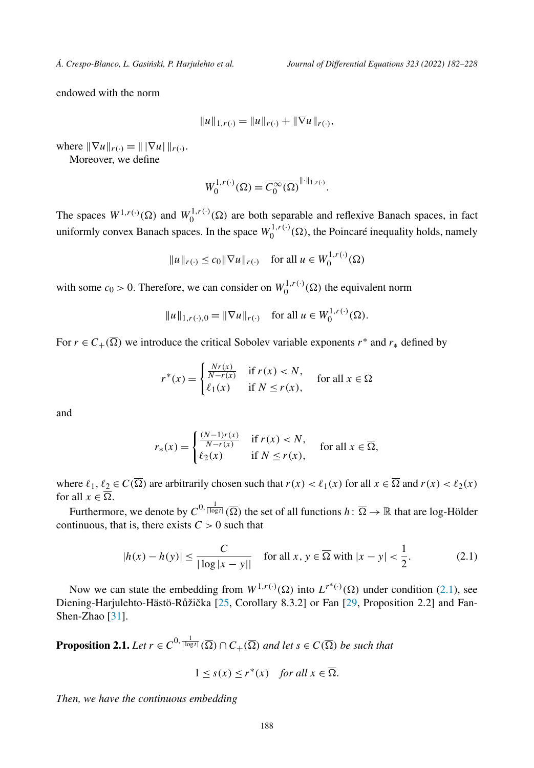endowed with the norm

$$\|u\|_{1,r(\cdot)} = \|u\|_{r(\cdot)} + \|\nabla u\|_{r(\cdot)},$$

where $\|\nabla u\|_{r(\cdot)} = \| \, |\nabla u| \, \|_{r(\cdot)}$.

Moreover, we define

$$W_0^{1,r(\cdot)}(\Omega) = \overline{C_0^\infty(\Omega)}^{\|\cdot\|_{1,r(\cdot)}}.$$

The spaces $W^{1,r(\cdot)}(\Omega)$ and $W_0^{1,r(\cdot)}(\Omega)$ are both separable and reflexive Banach spaces, in fact uniformly convex Banach spaces. In the space $W_0^{1,r(\cdot)}(\Omega)$, the Poincaré inequality holds, namely

$$\|u\|_{r(\cdot)} \le c_0 \|\nabla u\|_{r(\cdot)} \quad \text{for all } u \in W_0^{1,r(\cdot)}(\Omega)$$

with some $c_0 > 0$. Therefore, we can consider on $W_0^{1,r(\cdot)}(\Omega)$ the equivalent norm

$$\|u\|_{1,r(\cdot),0} = \|\nabla u\|_{r(\cdot)} \quad \text{for all } u \in W_0^{1,r(\cdot)}(\Omega).$$

For $r \in C_+(\overline{\Omega})$ we introduce the critical Sobolev variable exponents $r^*$ and $r_*$ defined by

$$r^*(x) = \begin{cases} \frac{Nr(x)}{N-r(x)} & \text{if } r(x) < N, \\ \ell_1(x) & \text{if } N \le r(x), \end{cases} \quad \text{for all } x \in \overline{\Omega}$$

and

$$r_*(x) = \begin{cases} \frac{(N-1)r(x)}{N-r(x)} & \text{if } r(x) < N, \\ \ell_2(x) & \text{if } N \le r(x), \end{cases} \quad \text{for all } x \in \overline{\Omega},$$

where $\ell_1, \ell_2 \in C(\overline{\Omega})$ are arbitrarily chosen such that $r(x) < \ell_1(x)$ for all $x \in \overline{\Omega}$ and $r(x) < \ell_2(x)$ for all $x \in \overline{\Omega}$.

Furthermore, we denote by $C^{0,\frac{1}{|\log t|}}(\overline{\Omega})$ the set of all functions $h \colon \overline{\Omega} \to \mathbb{R}$ that are log-Hölder continuous, that is, there exists $C > 0$ such that

$$|h(x) - h(y)| \le \frac{C}{|\log|x-y||} \quad \text{for all } x, y \in \overline{\Omega} \text{ with } |x-y| < \frac{1}{2}. \tag{2.1}$$

Now we can state the embedding from $W^{1,r(\cdot)}(\Omega)$ into $L^{r^*(\cdot)}(\Omega)$ under condition (2.1), see Diening-Harjulehto-Hästö-Růžička [25, Corollary 8.3.2] or Fan [29, Proposition 2.2] and Fan-Shen-Zhao [31].

**Proposition 2.1.** *Let $r \in C^{0,\frac{1}{|\log t|}}(\overline{\Omega}) \cap C_+(\overline{\Omega})$ and let $s \in C(\overline{\Omega})$ be such that*

$$1 \le s(x) \le r^*(x) \quad \textit{for all } x \in \overline{\Omega}.$$

*Then, we have the continuous embedding*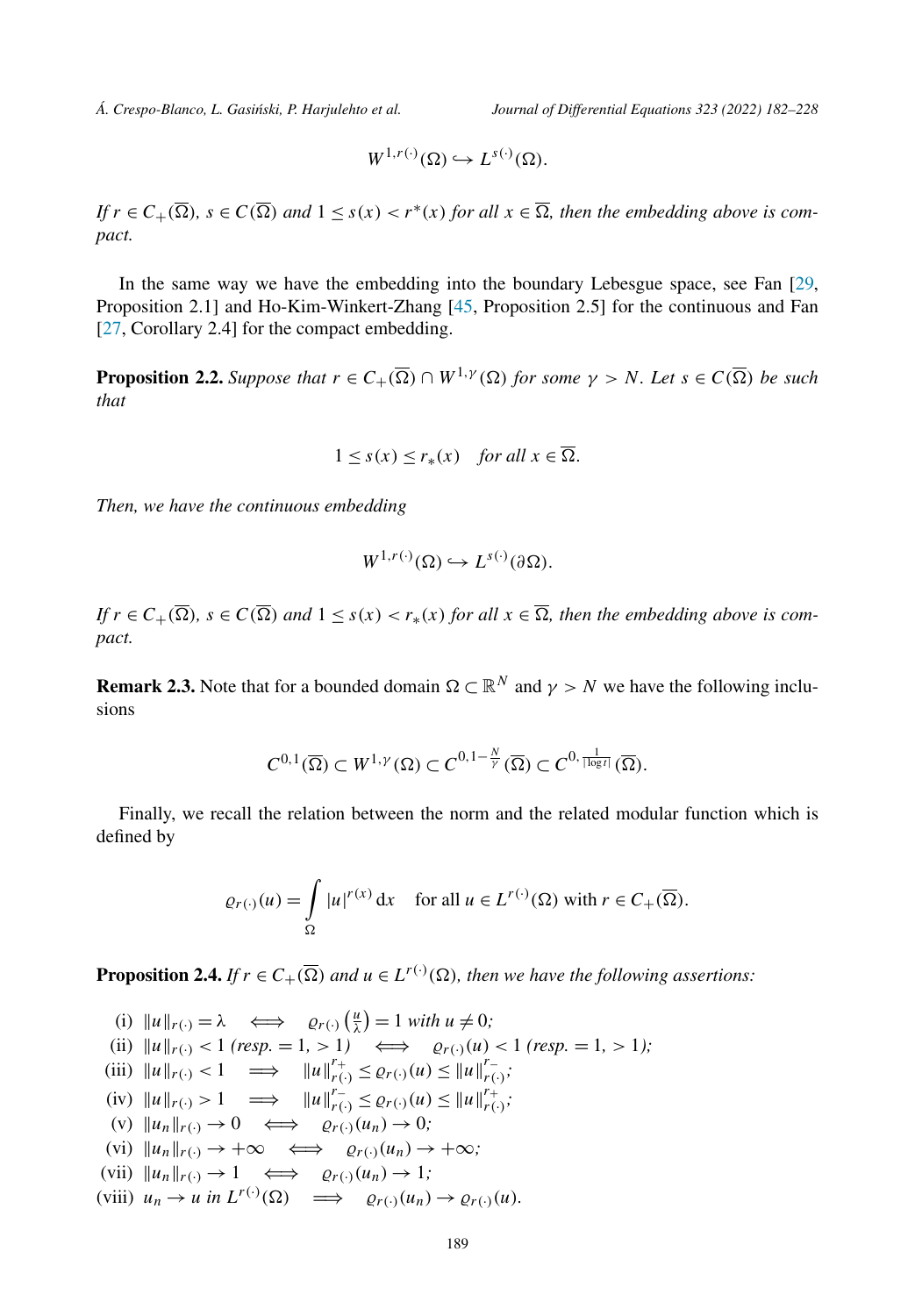$$W^{1,r(\cdot)}(\Omega) \hookrightarrow L^{s(\cdot)}(\Omega).$$

*If $r \in C_+(\overline{\Omega})$, $s \in C(\overline{\Omega})$ and $1 \leq s(x) < r^*(x)$ for all $x \in \overline{\Omega}$, then the embedding above is compact.*

In the same way we have the embedding into the boundary Lebesgue space, see Fan [29, Proposition 2.1] and Ho-Kim-Winkert-Zhang [45, Proposition 2.5] for the continuous and Fan [27, Corollary 2.4] for the compact embedding.

**Proposition 2.2.** *Suppose that $r \in C_+(\overline{\Omega}) \cap W^{1,\gamma}(\Omega)$ for some $\gamma > N$. Let $s \in C(\overline{\Omega})$ be such that*

$$1 \leq s(x) \leq r_*(x) \quad \text{for all } x \in \overline{\Omega}.$$

*Then, we have the continuous embedding*

$$W^{1,r(\cdot)}(\Omega) \hookrightarrow L^{s(\cdot)}(\partial\Omega).$$

*If $r \in C_+(\overline{\Omega})$, $s \in C(\overline{\Omega})$ and $1 \leq s(x) < r_*(x)$ for all $x \in \overline{\Omega}$, then the embedding above is compact.*

**Remark 2.3.** Note that for a bounded domain $\Omega \subset \mathbb{R}^N$ and $\gamma > N$ we have the following inclusions

$$C^{0,1}(\overline{\Omega}) \subset W^{1,\gamma}(\Omega) \subset C^{0,1-\frac{N}{\gamma}}(\overline{\Omega}) \subset C^{0,\frac{1}{|\log t|}}(\overline{\Omega}).$$

Finally, we recall the relation between the norm and the related modular function which is defined by

$$\varrho_{r(\cdot)}(u) = \int_\Omega |u|^{r(x)} \,\mathrm{d}x \quad \text{for all } u \in L^{r(\cdot)}(\Omega) \text{ with } r \in C_+(\overline{\Omega}).$$

**Proposition 2.4.** *If $r \in C_+(\overline{\Omega})$ and $u \in L^{r(\cdot)}(\Omega)$, then we have the following assertions:*

(i) $\|u\|_{r(\cdot)} = \lambda \iff \varrho_{r(\cdot)}\left(\frac{u}{\lambda}\right) = 1$ *with* $u \neq 0$*;*
(ii) $\|u\|_{r(\cdot)} < 1$ *(resp.* $= 1$, $> 1$*)* $\iff \varrho_{r(\cdot)}(u) < 1$ *(resp.* $= 1$, $> 1$*);*
(iii) $\|u\|_{r(\cdot)} < 1 \implies \|u\|_{r(\cdot)}^{r_+} \leq \varrho_{r(\cdot)}(u) \leq \|u\|_{r(\cdot)}^{r_-}$*;*
(iv) $\|u\|_{r(\cdot)} > 1 \implies \|u\|_{r(\cdot)}^{r_-} \leq \varrho_{r(\cdot)}(u) \leq \|u\|_{r(\cdot)}^{r_+}$*;*
(v) $\|u_n\|_{r(\cdot)} \to 0 \iff \varrho_{r(\cdot)}(u_n) \to 0$*;*
(vi) $\|u_n\|_{r(\cdot)} \to +\infty \iff \varrho_{r(\cdot)}(u_n) \to +\infty$*;*
(vii) $\|u_n\|_{r(\cdot)} \to 1 \iff \varrho_{r(\cdot)}(u_n) \to 1$*;*
(viii) $u_n \to u$ *in* $L^{r(\cdot)}(\Omega) \implies \varrho_{r(\cdot)}(u_n) \to \varrho_{r(\cdot)}(u)$*.*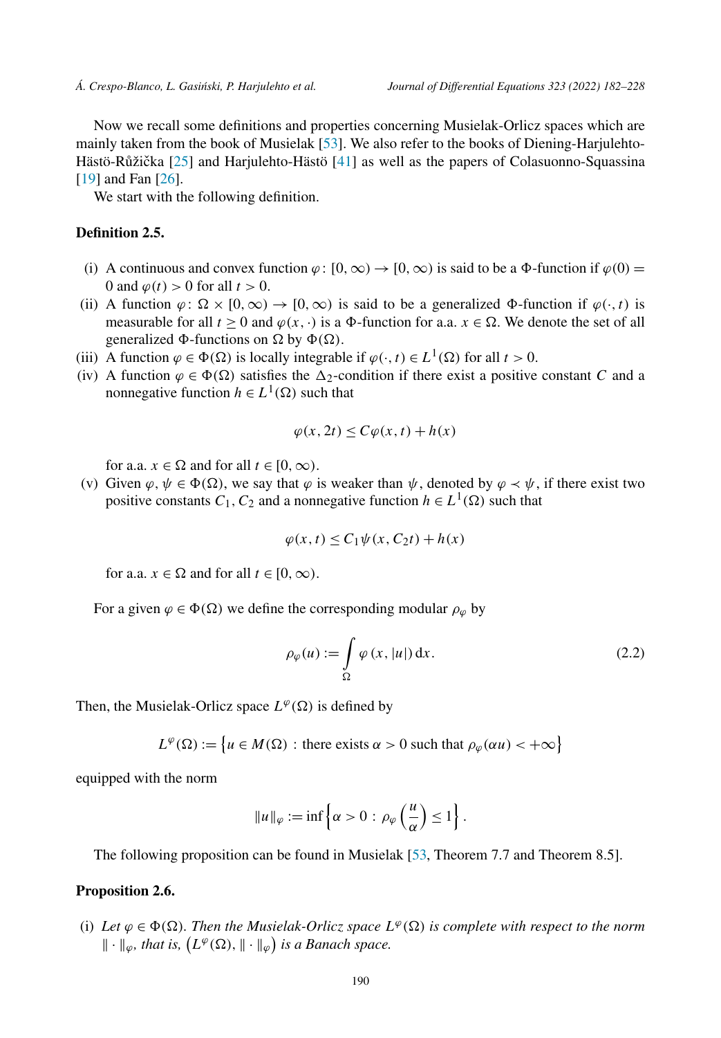Now we recall some definitions and properties concerning Musielak-Orlicz spaces which are mainly taken from the book of Musielak [53]. We also refer to the books of Diening-Harjulehto-Hästö-Růžička [25] and Harjulehto-Hästö [41] as well as the papers of Colasuonno-Squassina [19] and Fan [26].

We start with the following definition.

**Definition 2.5.**

(i) A continuous and convex function $\varphi\colon [0,\infty) \to [0,\infty)$ is said to be a $\Phi$-function if $\varphi(0) = 0$ and $\varphi(t) > 0$ for all $t > 0$.

(ii) A function $\varphi\colon \Omega \times [0,\infty) \to [0,\infty)$ is said to be a generalized $\Phi$-function if $\varphi(\cdot, t)$ is measurable for all $t \geq 0$ and $\varphi(x, \cdot)$ is a $\Phi$-function for a.a. $x \in \Omega$. We denote the set of all generalized $\Phi$-functions on $\Omega$ by $\Phi(\Omega)$.

(iii) A function $\varphi \in \Phi(\Omega)$ is locally integrable if $\varphi(\cdot, t) \in L^1(\Omega)$ for all $t > 0$.

(iv) A function $\varphi \in \Phi(\Omega)$ satisfies the $\Delta_2$-condition if there exist a positive constant $C$ and a nonnegative function $h \in L^1(\Omega)$ such that

$$\varphi(x, 2t) \leq C\varphi(x, t) + h(x)$$

for a.a. $x \in \Omega$ and for all $t \in [0, \infty)$.

(v) Given $\varphi, \psi \in \Phi(\Omega)$, we say that $\varphi$ is weaker than $\psi$, denoted by $\varphi \prec \psi$, if there exist two positive constants $C_1, C_2$ and a nonnegative function $h \in L^1(\Omega)$ such that

$$\varphi(x, t) \leq C_1\psi(x, C_2 t) + h(x)$$

for a.a. $x \in \Omega$ and for all $t \in [0, \infty)$.

For a given $\varphi \in \Phi(\Omega)$ we define the corresponding modular $\rho_\varphi$ by

$$\rho_\varphi(u) := \int_\Omega \varphi(x, |u|)\,\mathrm{d}x. \tag{2.2}$$

Then, the Musielak-Orlicz space $L^\varphi(\Omega)$ is defined by

$$L^\varphi(\Omega) := \left\{u \in M(\Omega) : \text{there exists } \alpha > 0 \text{ such that } \rho_\varphi(\alpha u) < +\infty\right\}$$

equipped with the norm

$$\|u\|_\varphi := \inf\left\{\alpha > 0 : \rho_\varphi\left(\frac{u}{\alpha}\right) \leq 1\right\}.$$

The following proposition can be found in Musielak [53, Theorem 7.7 and Theorem 8.5].

**Proposition 2.6.**

(i) *Let $\varphi \in \Phi(\Omega)$. Then the Musielak-Orlicz space $L^\varphi(\Omega)$ is complete with respect to the norm $\|\cdot\|_\varphi$, that is, $\left(L^\varphi(\Omega), \|\cdot\|_\varphi\right)$ is a Banach space.*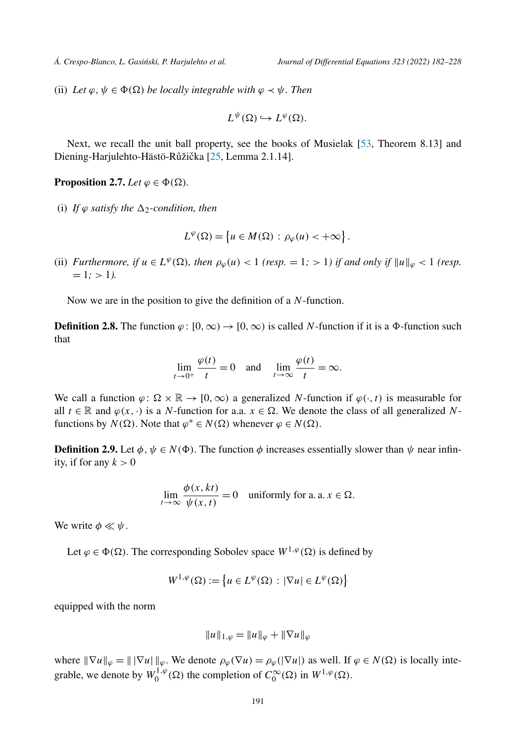(ii) *Let $\varphi, \psi \in \Phi(\Omega)$ be locally integrable with $\varphi \prec \psi$. Then*

$$L^{\psi}(\Omega) \hookrightarrow L^{\varphi}(\Omega).$$

Next, we recall the unit ball property, see the books of Musielak [53, Theorem 8.13] and Diening-Harjulehto-Hästö-Růžička [25, Lemma 2.1.14].

**Proposition 2.7.** *Let $\varphi \in \Phi(\Omega)$.*

(i) *If $\varphi$ satisfy the $\Delta_2$-condition, then*

$$L^{\varphi}(\Omega) = \left\{u \in M(\Omega) : \rho_{\varphi}(u) < +\infty\right\}.$$

(ii) *Furthermore, if $u \in L^{\varphi}(\Omega)$, then $\rho_{\varphi}(u) < 1$ (resp. $= 1$; $> 1$) if and only if $\|u\|_{\varphi} < 1$ (resp. $= 1$; $> 1$).*

Now we are in the position to give the definition of a $N$-function.

**Definition 2.8.** The function $\varphi \colon [0, \infty) \to [0, \infty)$ is called $N$-function if it is a $\Phi$-function such that

$$\lim_{t \to 0^+} \frac{\varphi(t)}{t} = 0 \quad \text{and} \quad \lim_{t \to \infty} \frac{\varphi(t)}{t} = \infty.$$

We call a function $\varphi \colon \Omega \times \mathbb{R} \to [0, \infty)$ a generalized $N$-function if $\varphi(\cdot, t)$ is measurable for all $t \in \mathbb{R}$ and $\varphi(x, \cdot)$ is a $N$-function for a.a. $x \in \Omega$. We denote the class of all generalized $N$-functions by $N(\Omega)$. Note that $\varphi^* \in N(\Omega)$ whenever $\varphi \in N(\Omega)$.

**Definition 2.9.** Let $\phi, \psi \in N(\Phi)$. The function $\phi$ increases essentially slower than $\psi$ near infinity, if for any $k > 0$

$$\lim_{t \to \infty} \frac{\phi(x, kt)}{\psi(x, t)} = 0 \quad \text{uniformly for a. a. } x \in \Omega.$$

We write $\phi \ll \psi$.

Let $\varphi \in \Phi(\Omega)$. The corresponding Sobolev space $W^{1,\varphi}(\Omega)$ is defined by

$$W^{1,\varphi}(\Omega) := \left\{u \in L^{\varphi}(\Omega) : |\nabla u| \in L^{\varphi}(\Omega)\right\}$$

equipped with the norm

$$\|u\|_{1,\varphi} = \|u\|_{\varphi} + \|\nabla u\|_{\varphi}$$

where $\|\nabla u\|_{\varphi} = \|\,|\nabla u|\,\|_{\varphi}$. We denote $\rho_{\varphi}(\nabla u) = \rho_{\varphi}(|\nabla u|)$ as well. If $\varphi \in N(\Omega)$ is locally integrable, we denote by $W^{1,\varphi}_0(\Omega)$ the completion of $C^{\infty}_0(\Omega)$ in $W^{1,\varphi}(\Omega)$.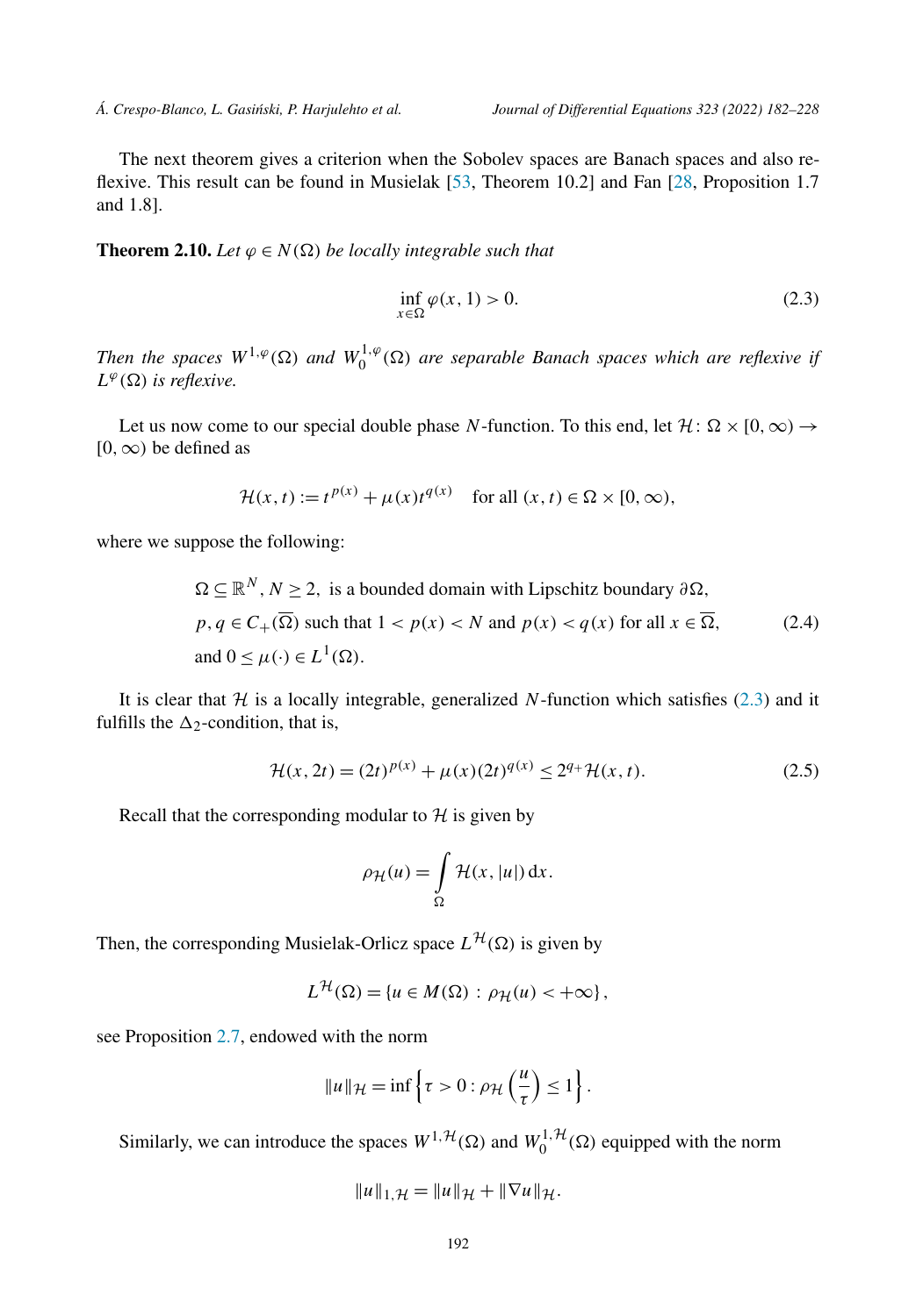The next theorem gives a criterion when the Sobolev spaces are Banach spaces and also reflexive. This result can be found in Musielak [53, Theorem 10.2] and Fan [28, Proposition 1.7 and 1.8].

**Theorem 2.10.** *Let $\varphi \in N(\Omega)$ be locally integrable such that*

$$\inf_{x\in\Omega} \varphi(x,1) > 0. \tag{2.3}$$

*Then the spaces $W^{1,\varphi}(\Omega)$ and $W_0^{1,\varphi}(\Omega)$ are separable Banach spaces which are reflexive if $L^{\varphi}(\Omega)$ is reflexive.*

Let us now come to our special double phase $N$-function. To this end, let $\mathcal{H}\colon \Omega \times [0,\infty) \to [0,\infty)$ be defined as

$$\mathcal{H}(x,t) := t^{p(x)} + \mu(x) t^{q(x)} \quad \text{for all } (x,t) \in \Omega \times [0,\infty),$$

where we suppose the following:

$$\begin{aligned}
&\Omega \subseteq \mathbb{R}^N,\, N \geq 2, \text{ is a bounded domain with Lipschitz boundary } \partial\Omega,\\
&p, q \in C_+(\overline{\Omega}) \text{ such that } 1 < p(x) < N \text{ and } p(x) < q(x) \text{ for all } x \in \overline{\Omega},\\
&\text{and } 0 \leq \mu(\cdot) \in L^1(\Omega).
\end{aligned} \tag{2.4}$$

It is clear that $\mathcal{H}$ is a locally integrable, generalized $N$-function which satisfies (2.3) and it fulfills the $\Delta_2$-condition, that is,

$$\mathcal{H}(x,2t) = (2t)^{p(x)} + \mu(x)(2t)^{q(x)} \leq 2^{q_+}\mathcal{H}(x,t). \tag{2.5}$$

Recall that the corresponding modular to $\mathcal{H}$ is given by

$$\rho_{\mathcal{H}}(u) = \int_\Omega \mathcal{H}(x,|u|)\,\mathrm{d}x.$$

Then, the corresponding Musielak-Orlicz space $L^{\mathcal{H}}(\Omega)$ is given by

$$L^{\mathcal{H}}(\Omega) = \{u \in M(\Omega) \,:\, \rho_{\mathcal{H}}(u) < +\infty\},$$

see Proposition 2.7, endowed with the norm

$$\|u\|_{\mathcal{H}} = \inf\left\{\tau > 0 : \rho_{\mathcal{H}}\left(\frac{u}{\tau}\right) \leq 1\right\}.$$

Similarly, we can introduce the spaces $W^{1,\mathcal{H}}(\Omega)$ and $W_0^{1,\mathcal{H}}(\Omega)$ equipped with the norm

$$\|u\|_{1,\mathcal{H}} = \|u\|_{\mathcal{H}} + \|\nabla u\|_{\mathcal{H}}.$$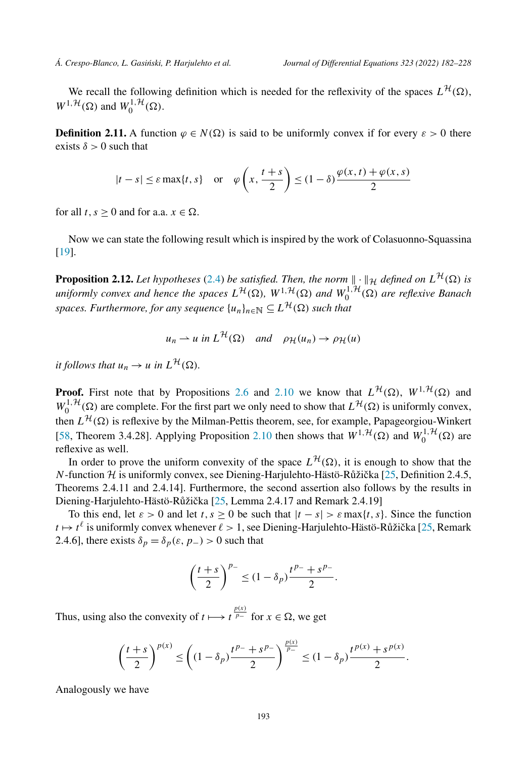We recall the following definition which is needed for the reflexivity of the spaces $L^{\mathcal{H}}(\Omega)$, $W^{1,\mathcal{H}}(\Omega)$ and $W_0^{1,\mathcal{H}}(\Omega)$.

**Definition 2.11.** A function $\varphi \in N(\Omega)$ is said to be uniformly convex if for every $\varepsilon > 0$ there exists $\delta > 0$ such that

$$|t-s| \leq \varepsilon \max\{t,s\} \quad \text{or} \quad \varphi\left(x, \frac{t+s}{2}\right) \leq (1-\delta)\frac{\varphi(x,t)+\varphi(x,s)}{2}$$

for all $t, s \geq 0$ and for a.a. $x \in \Omega$.

Now we can state the following result which is inspired by the work of Colasuonno-Squassina [19].

**Proposition 2.12.** *Let hypotheses (2.4) be satisfied. Then, the norm $\|\cdot\|_{\mathcal{H}}$ defined on $L^{\mathcal{H}}(\Omega)$ is uniformly convex and hence the spaces $L^{\mathcal{H}}(\Omega)$, $W^{1,\mathcal{H}}(\Omega)$ and $W_0^{1,\mathcal{H}}(\Omega)$ are reflexive Banach spaces. Furthermore, for any sequence $\{u_n\}_{n\in\mathbb{N}} \subseteq L^{\mathcal{H}}(\Omega)$ such that*

$$u_n \rightharpoonup u \text{ in } L^{\mathcal{H}}(\Omega) \quad \text{and} \quad \rho_{\mathcal{H}}(u_n) \to \rho_{\mathcal{H}}(u)$$

*it follows that $u_n \to u$ in $L^{\mathcal{H}}(\Omega)$.*

**Proof.** First note that by Propositions 2.6 and 2.10 we know that $L^{\mathcal{H}}(\Omega)$, $W^{1,\mathcal{H}}(\Omega)$ and $W_0^{1,\mathcal{H}}(\Omega)$ are complete. For the first part we only need to show that $L^{\mathcal{H}}(\Omega)$ is uniformly convex, then $L^{\mathcal{H}}(\Omega)$ is reflexive by the Milman-Pettis theorem, see, for example, Papageorgiou-Winkert [58, Theorem 3.4.28]. Applying Proposition 2.10 then shows that $W^{1,\mathcal{H}}(\Omega)$ and $W_0^{1,\mathcal{H}}(\Omega)$ are reflexive as well.

In order to prove the uniform convexity of the space $L^{\mathcal{H}}(\Omega)$, it is enough to show that the $N$-function $\mathcal{H}$ is uniformly convex, see Diening-Harjulehto-Hästö-Růžička [25, Definition 2.4.5, Theorems 2.4.11 and 2.4.14]. Furthermore, the second assertion also follows by the results in Diening-Harjulehto-Hästö-Růžička [25, Lemma 2.4.17 and Remark 2.4.19]

To this end, let $\varepsilon > 0$ and let $t, s \geq 0$ be such that $|t-s| > \varepsilon \max\{t,s\}$. Since the function $t \mapsto t^\ell$ is uniformly convex whenever $\ell > 1$, see Diening-Harjulehto-Hästö-Růžička [25, Remark 2.4.6], there exists $\delta_p = \delta_p(\varepsilon, p_-) > 0$ such that

$$\left(\frac{t+s}{2}\right)^{p_-} \leq (1-\delta_p)\frac{t^{p_-}+s^{p_-}}{2}.$$

Thus, using also the convexity of $t \longmapsto t^{\frac{p(x)}{p_-}}$ for $x \in \Omega$, we get

$$\left(\frac{t+s}{2}\right)^{p(x)} \leq \left((1-\delta_p)\frac{t^{p_-}+s^{p_-}}{2}\right)^{\frac{p(x)}{p_-}} \leq (1-\delta_p)\frac{t^{p(x)}+s^{p(x)}}{2}.$$

Analogously we have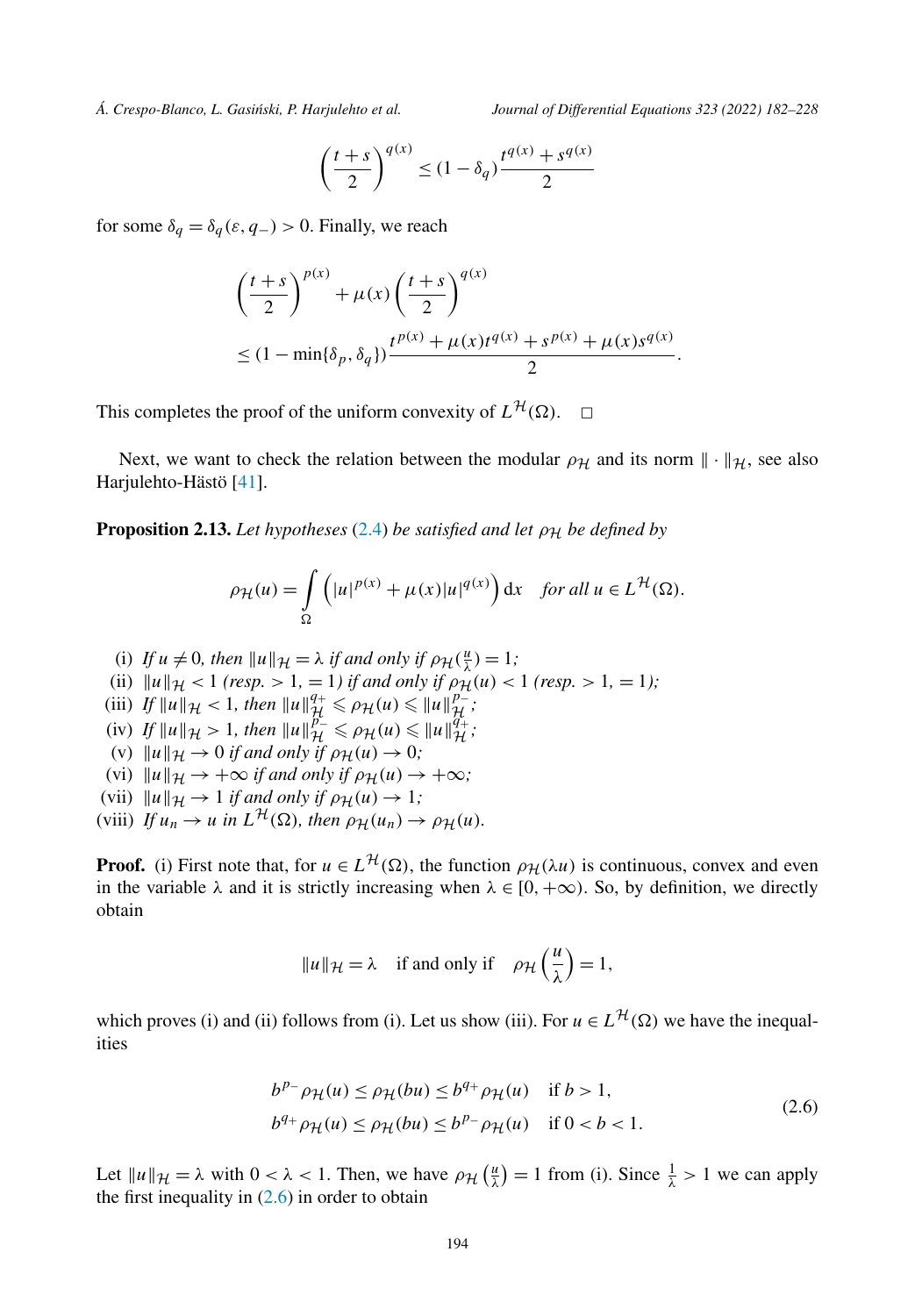$$\left(\frac{t+s}{2}\right)^{q(x)} \leq (1-\delta_q)\frac{t^{q(x)}+s^{q(x)}}{2}$$

for some $\delta_q = \delta_q(\varepsilon, q_-) > 0$. Finally, we reach

$$\begin{aligned}
&\left(\frac{t+s}{2}\right)^{p(x)} + \mu(x)\left(\frac{t+s}{2}\right)^{q(x)} \\
&\leq (1-\min\{\delta_p, \delta_q\})\frac{t^{p(x)}+\mu(x)t^{q(x)}+s^{p(x)}+\mu(x)s^{q(x)}}{2}.
\end{aligned}$$

This completes the proof of the uniform convexity of $L^{\mathcal{H}}(\Omega)$. □

Next, we want to check the relation between the modular $\rho_{\mathcal{H}}$ and its norm $\|\cdot\|_{\mathcal{H}}$, see also Harjulehto-Hästö [41].

**Proposition 2.13.** *Let hypotheses* (2.4) *be satisfied and let* $\rho_{\mathcal{H}}$ *be defined by*

$$\rho_{\mathcal{H}}(u) = \int_{\Omega} \left(|u|^{p(x)} + \mu(x)|u|^{q(x)}\right) \mathrm{d}x \quad \text{for all } u \in L^{\mathcal{H}}(\Omega).$$

(i) *If $u \neq 0$, then $\|u\|_{\mathcal{H}} = \lambda$ if and only if $\rho_{\mathcal{H}}(\frac{u}{\lambda}) = 1$;*
(ii) *$\|u\|_{\mathcal{H}} < 1$ (resp. $> 1$, $= 1$) if and only if $\rho_{\mathcal{H}}(u) < 1$ (resp. $> 1$, $= 1$);*
(iii) *If $\|u\|_{\mathcal{H}} < 1$, then $\|u\|_{\mathcal{H}}^{q_+} \leqslant \rho_{\mathcal{H}}(u) \leqslant \|u\|_{\mathcal{H}}^{p_-}$;*
(iv) *If $\|u\|_{\mathcal{H}} > 1$, then $\|u\|_{\mathcal{H}}^{p_-} \leqslant \rho_{\mathcal{H}}(u) \leqslant \|u\|_{\mathcal{H}}^{q_+}$;*
(v) *$\|u\|_{\mathcal{H}} \to 0$ if and only if $\rho_{\mathcal{H}}(u) \to 0$;*
(vi) *$\|u\|_{\mathcal{H}} \to +\infty$ if and only if $\rho_{\mathcal{H}}(u) \to +\infty$;*
(vii) *$\|u\|_{\mathcal{H}} \to 1$ if and only if $\rho_{\mathcal{H}}(u) \to 1$;*
(viii) *If $u_n \to u$ in $L^{\mathcal{H}}(\Omega)$, then $\rho_{\mathcal{H}}(u_n) \to \rho_{\mathcal{H}}(u)$.*

**Proof.** (i) First note that, for $u \in L^{\mathcal{H}}(\Omega)$, the function $\rho_{\mathcal{H}}(\lambda u)$ is continuous, convex and even in the variable $\lambda$ and it is strictly increasing when $\lambda \in [0, +\infty)$. So, by definition, we directly obtain

$$\|u\|_{\mathcal{H}} = \lambda \quad \text{if and only if} \quad \rho_{\mathcal{H}}\left(\frac{u}{\lambda}\right) = 1,$$

which proves (i) and (ii) follows from (i). Let us show (iii). For $u \in L^{\mathcal{H}}(\Omega)$ we have the inequalities

$$\begin{aligned}
b^{p_-}\rho_{\mathcal{H}}(u) \leq \rho_{\mathcal{H}}(bu) \leq b^{q_+}\rho_{\mathcal{H}}(u) \quad &\text{if } b > 1, \\
b^{q_+}\rho_{\mathcal{H}}(u) \leq \rho_{\mathcal{H}}(bu) \leq b^{p_-}\rho_{\mathcal{H}}(u) \quad &\text{if } 0 < b < 1.
\end{aligned} \tag{2.6}$$

Let $\|u\|_{\mathcal{H}} = \lambda$ with $0 < \lambda < 1$. Then, we have $\rho_{\mathcal{H}}\left(\frac{u}{\lambda}\right) = 1$ from (i). Since $\frac{1}{\lambda} > 1$ we can apply the first inequality in (2.6) in order to obtain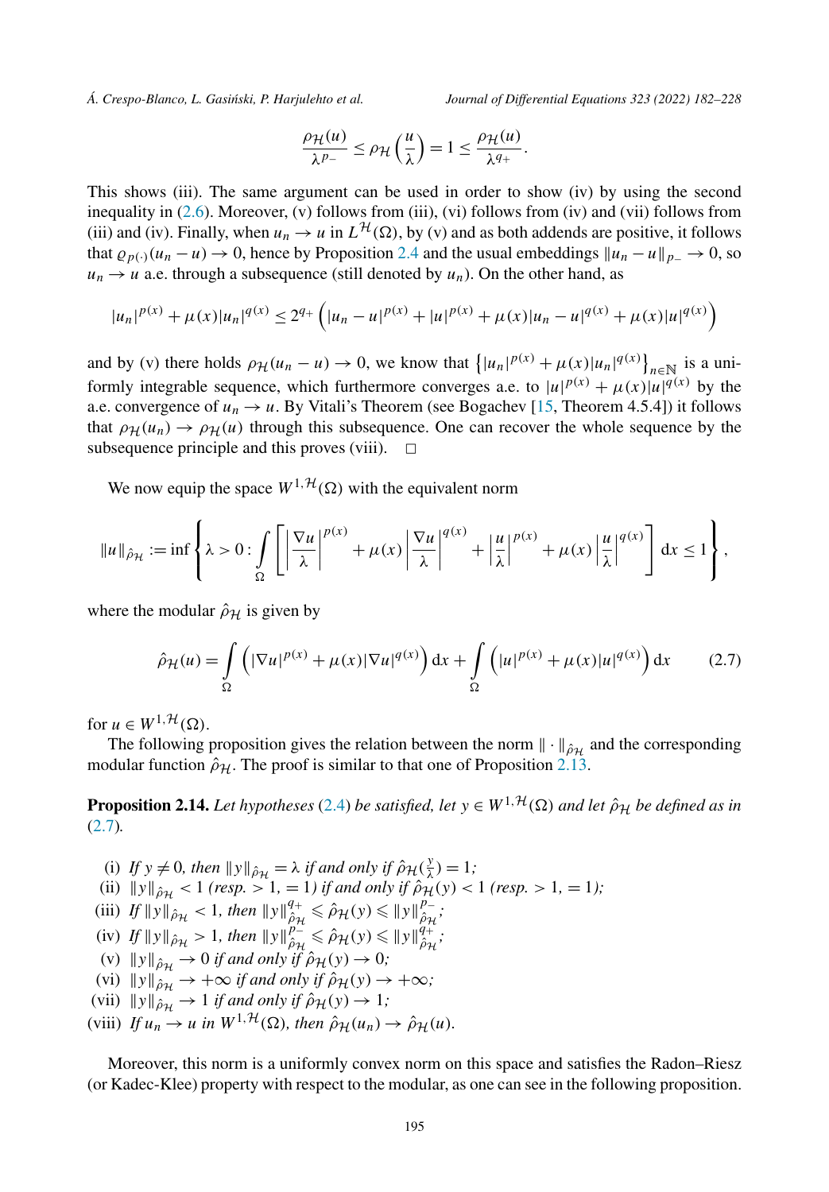$$\frac{\rho_{\mathcal{H}}(u)}{\lambda^{p_-}} \leq \rho_{\mathcal{H}}\left(\frac{u}{\lambda}\right) = 1 \leq \frac{\rho_{\mathcal{H}}(u)}{\lambda^{q_+}}.$$

This shows (iii). The same argument can be used in order to show (iv) by using the second inequality in (2.6). Moreover, (v) follows from (iii), (vi) follows from (iv) and (vii) follows from (iii) and (iv). Finally, when $u_n \to u$ in $L^{\mathcal{H}}(\Omega)$, by (v) and as both addends are positive, it follows that $\varrho_{p(\cdot)}(u_n - u) \to 0$, hence by Proposition 2.4 and the usual embeddings $\|u_n - u\|_{p_-} \to 0$, so $u_n \to u$ a.e. through a subsequence (still denoted by $u_n$). On the other hand, as

$$|u_n|^{p(x)} + \mu(x)|u_n|^{q(x)} \leq 2^{q_+}\left(|u_n - u|^{p(x)} + |u|^{p(x)} + \mu(x)|u_n - u|^{q(x)} + \mu(x)|u|^{q(x)}\right)$$

and by (v) there holds $\rho_{\mathcal{H}}(u_n - u) \to 0$, we know that $\left\{|u_n|^{p(x)} + \mu(x)|u_n|^{q(x)}\right\}_{n\in\mathbb{N}}$ is a uniformly integrable sequence, which furthermore converges a.e. to $|u|^{p(x)} + \mu(x)|u|^{q(x)}$ by the a.e. convergence of $u_n \to u$. By Vitali's Theorem (see Bogachev [15, Theorem 4.5.4]) it follows that $\rho_{\mathcal{H}}(u_n) \to \rho_{\mathcal{H}}(u)$ through this subsequence. One can recover the whole sequence by the subsequence principle and this proves (viii). $\square$

We now equip the space $W^{1,\mathcal{H}}(\Omega)$ with the equivalent norm

$$\|u\|_{\hat{\rho}_{\mathcal{H}}} := \inf\left\{\lambda > 0 : \int_\Omega \left[\left|\frac{\nabla u}{\lambda}\right|^{p(x)} + \mu(x)\left|\frac{\nabla u}{\lambda}\right|^{q(x)} + \left|\frac{u}{\lambda}\right|^{p(x)} + \mu(x)\left|\frac{u}{\lambda}\right|^{q(x)}\right] \mathrm{d}x \leq 1\right\},$$

where the modular $\hat{\rho}_{\mathcal{H}}$ is given by

$$\hat{\rho}_{\mathcal{H}}(u) = \int_\Omega \left(|\nabla u|^{p(x)} + \mu(x)|\nabla u|^{q(x)}\right) \mathrm{d}x + \int_\Omega \left(|u|^{p(x)} + \mu(x)|u|^{q(x)}\right) \mathrm{d}x \tag{2.7}$$

for $u \in W^{1,\mathcal{H}}(\Omega)$.

The following proposition gives the relation between the norm $\|\cdot\|_{\hat{\rho}_{\mathcal{H}}}$ and the corresponding modular function $\hat{\rho}_{\mathcal{H}}$. The proof is similar to that one of Proposition 2.13.

**Proposition 2.14.** *Let hypotheses (2.4) be satisfied, let $y \in W^{1,\mathcal{H}}(\Omega)$ and let $\hat{\rho}_{\mathcal{H}}$ be defined as in (2.7).*

(i) *If $y \neq 0$, then $\|y\|_{\hat{\rho}_{\mathcal{H}}} = \lambda$ if and only if $\hat{\rho}_{\mathcal{H}}(\frac{y}{\lambda}) = 1$;*
(ii) *$\|y\|_{\hat{\rho}_{\mathcal{H}}} < 1$ (resp. $> 1$, $= 1$) if and only if $\hat{\rho}_{\mathcal{H}}(y) < 1$ (resp. $> 1$, $= 1$);*
(iii) *If $\|y\|_{\hat{\rho}_{\mathcal{H}}} < 1$, then $\|y\|_{\hat{\rho}_{\mathcal{H}}}^{q_+} \leqslant \hat{\rho}_{\mathcal{H}}(y) \leqslant \|y\|_{\hat{\rho}_{\mathcal{H}}}^{p_-}$;*
(iv) *If $\|y\|_{\hat{\rho}_{\mathcal{H}}} > 1$, then $\|y\|_{\hat{\rho}_{\mathcal{H}}}^{p_-} \leqslant \hat{\rho}_{\mathcal{H}}(y) \leqslant \|y\|_{\hat{\rho}_{\mathcal{H}}}^{q_+}$;*
(v) *$\|y\|_{\hat{\rho}_{\mathcal{H}}} \to 0$ if and only if $\hat{\rho}_{\mathcal{H}}(y) \to 0$;*
(vi) *$\|y\|_{\hat{\rho}_{\mathcal{H}}} \to +\infty$ if and only if $\hat{\rho}_{\mathcal{H}}(y) \to +\infty$;*
(vii) *$\|y\|_{\hat{\rho}_{\mathcal{H}}} \to 1$ if and only if $\hat{\rho}_{\mathcal{H}}(y) \to 1$;*
(viii) *If $u_n \to u$ in $W^{1,\mathcal{H}}(\Omega)$, then $\hat{\rho}_{\mathcal{H}}(u_n) \to \hat{\rho}_{\mathcal{H}}(u)$.*

Moreover, this norm is a uniformly convex norm on this space and satisfies the Radon–Riesz (or Kadec-Klee) property with respect to the modular, as one can see in the following proposition.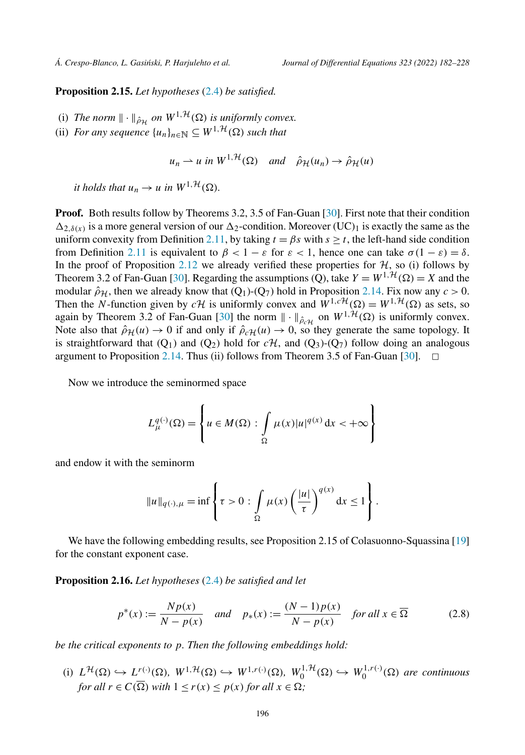**Proposition 2.15.** *Let hypotheses* (2.4) *be satisfied.*

- (i) *The norm* $\|\cdot\|_{\hat{\rho}_{\mathcal{H}}}$ *on* $W^{1,\mathcal{H}}(\Omega)$ *is uniformly convex.*
- (ii) *For any sequence* $\{u_n\}_{n\in\mathbb{N}} \subseteq W^{1,\mathcal{H}}(\Omega)$ *such that*

$$u_n \rightharpoonup u \text{ in } W^{1,\mathcal{H}}(\Omega) \quad \text{and} \quad \hat{\rho}_{\mathcal{H}}(u_n) \to \hat{\rho}_{\mathcal{H}}(u)$$

*it holds that* $u_n \to u$ *in* $W^{1,\mathcal{H}}(\Omega)$.

**Proof.** Both results follow by Theorems 3.2, 3.5 of Fan-Guan [30]. First note that their condition $\Delta_{2,\delta(x)}$ is a more general version of our $\Delta_2$-condition. Moreover $(\mathrm{UC})_1$ is exactly the same as the uniform convexity from Definition 2.11, by taking $t = \beta s$ with $s \geq t$, the left-hand side condition from Definition 2.11 is equivalent to $\beta < 1 - \varepsilon$ for $\varepsilon < 1$, hence one can take $\sigma(1-\varepsilon) = \delta$. In the proof of Proposition 2.12 we already verified these properties for $\mathcal{H}$, so (i) follows by Theorem 3.2 of Fan-Guan [30]. Regarding the assumptions (Q), take $Y = W^{1,\mathcal{H}}(\Omega) = X$ and the modular $\hat{\rho}_{\mathcal{H}}$, then we already know that $(\mathrm{Q}_1)$-$(\mathrm{Q}_7)$ hold in Proposition 2.14. Fix now any $c > 0$. Then the $N$-function given by $c\mathcal{H}$ is uniformly convex and $W^{1,c\mathcal{H}}(\Omega) = W^{1,\mathcal{H}}(\Omega)$ as sets, so again by Theorem 3.2 of Fan-Guan [30] the norm $\|\cdot\|_{\hat{\rho}_{c\mathcal{H}}}$ on $W^{1,\mathcal{H}}(\Omega)$ is uniformly convex. Note also that $\hat{\rho}_{\mathcal{H}}(u) \to 0$ if and only if $\hat{\rho}_{c\mathcal{H}}(u) \to 0$, so they generate the same topology. It is straightforward that $(\mathrm{Q}_1)$ and $(\mathrm{Q}_2)$ hold for $c\mathcal{H}$, and $(\mathrm{Q}_3)$-$(\mathrm{Q}_7)$ follow doing an analogous argument to Proposition 2.14. Thus (ii) follows from Theorem 3.5 of Fan-Guan [30]. $\square$

Now we introduce the seminormed space

$$L^{q(\cdot)}_{\mu}(\Omega) = \left\{ u \in M(\Omega) : \int_{\Omega} \mu(x)|u|^{q(x)}\,\mathrm{d}x < +\infty \right\}$$

and endow it with the seminorm

$$\|u\|_{q(\cdot),\mu} = \inf\left\{ \tau > 0 : \int_{\Omega} \mu(x)\left(\frac{|u|}{\tau}\right)^{q(x)}\mathrm{d}x \leq 1 \right\}.$$

We have the following embedding results, see Proposition 2.15 of Colasuonno-Squassina [19] for the constant exponent case.

**Proposition 2.16.** *Let hypotheses* (2.4) *be satisfied and let*

$$p^*(x) := \frac{Np(x)}{N - p(x)} \quad \text{and} \quad p_*(x) := \frac{(N-1)p(x)}{N - p(x)} \quad \text{for all } x \in \overline{\Omega} \tag{2.8}$$

*be the critical exponents to* $p$. *Then the following embeddings hold:*

- (i) $L^{\mathcal{H}}(\Omega) \hookrightarrow L^{r(\cdot)}(\Omega)$, $W^{1,\mathcal{H}}(\Omega) \hookrightarrow W^{1,r(\cdot)}(\Omega)$, $W^{1,\mathcal{H}}_0(\Omega) \hookrightarrow W^{1,r(\cdot)}_0(\Omega)$ *are continuous for all* $r \in C(\overline{\Omega})$ *with* $1 \leq r(x) \leq p(x)$ *for all* $x \in \Omega$;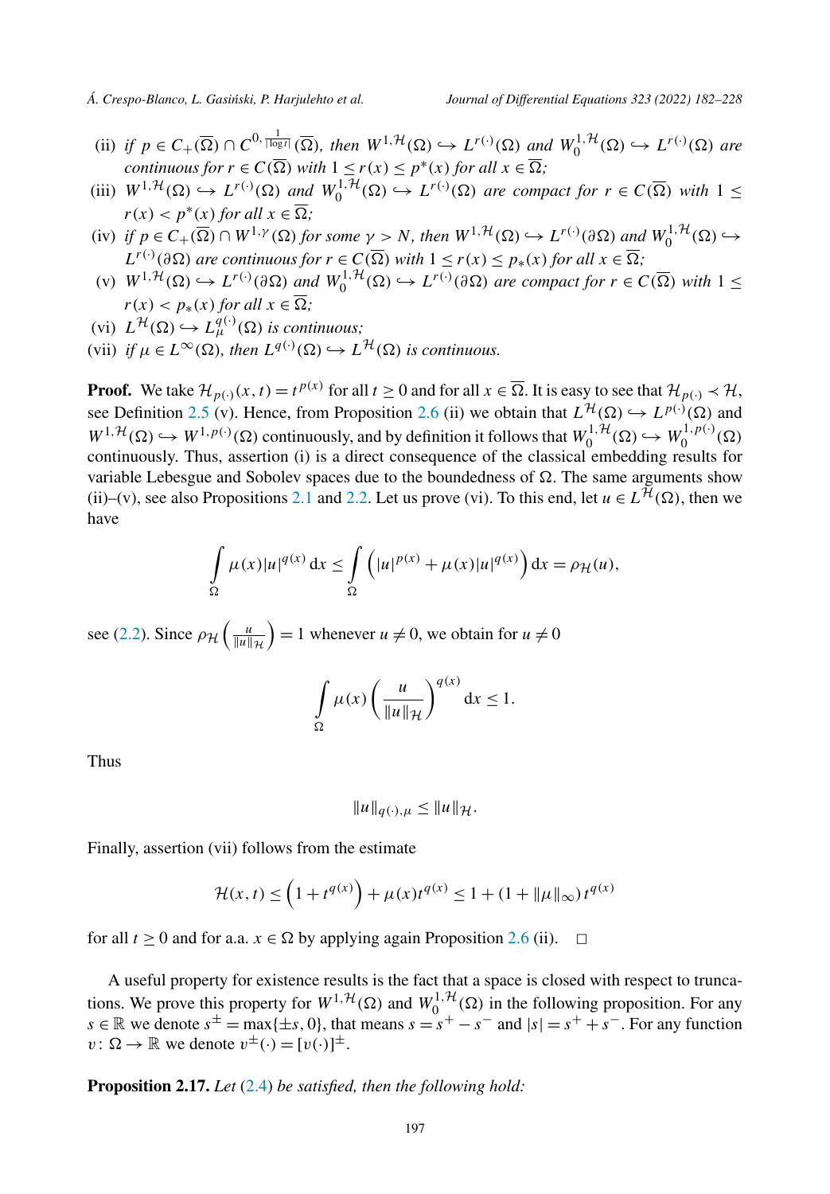(ii) *if* $p \in C_+(\overline{\Omega}) \cap C^{0, \frac{1}{|\log t|}}(\overline{\Omega})$, *then* $W^{1,\mathcal{H}}(\Omega) \hookrightarrow L^{r(\cdot)}(\Omega)$ *and* $W^{1,\mathcal{H}}_0(\Omega) \hookrightarrow L^{r(\cdot)}(\Omega)$ *are continuous for* $r \in C(\overline{\Omega})$ *with* $1 \leq r(x) \leq p^*(x)$ *for all* $x \in \overline{\Omega}$;

(iii) $W^{1,\mathcal{H}}(\Omega) \hookrightarrow L^{r(\cdot)}(\Omega)$ *and* $W^{1,\mathcal{H}}_0(\Omega) \hookrightarrow L^{r(\cdot)}(\Omega)$ *are compact for* $r \in C(\overline{\Omega})$ *with* $1 \leq r(x) < p^*(x)$ *for all* $x \in \overline{\Omega}$;

(iv) *if* $p \in C_+(\overline{\Omega}) \cap W^{1,\gamma}(\Omega)$ *for some* $\gamma > N$, *then* $W^{1,\mathcal{H}}(\Omega) \hookrightarrow L^{r(\cdot)}(\partial\Omega)$ *and* $W^{1,\mathcal{H}}_0(\Omega) \hookrightarrow L^{r(\cdot)}(\partial\Omega)$ *are continuous for* $r \in C(\overline{\Omega})$ *with* $1 \leq r(x) \leq p_*(x)$ *for all* $x \in \overline{\Omega}$;

(v) $W^{1,\mathcal{H}}(\Omega) \hookrightarrow L^{r(\cdot)}(\partial\Omega)$ *and* $W^{1,\mathcal{H}}_0(\Omega) \hookrightarrow L^{r(\cdot)}(\partial\Omega)$ *are compact for* $r \in C(\overline{\Omega})$ *with* $1 \leq r(x) < p_*(x)$ *for all* $x \in \overline{\Omega}$;

(vi) $L^{\mathcal{H}}(\Omega) \hookrightarrow L^{q(\cdot)}_{\mu}(\Omega)$ *is continuous;*

(vii) *if* $\mu \in L^{\infty}(\Omega)$, *then* $L^{q(\cdot)}(\Omega) \hookrightarrow L^{\mathcal{H}}(\Omega)$ *is continuous.*

**Proof.** We take $\mathcal{H}_{p(\cdot)}(x,t) = t^{p(x)}$ for all $t \geq 0$ and for all $x \in \overline{\Omega}$. It is easy to see that $\mathcal{H}_{p(\cdot)} \prec \mathcal{H}$, see Definition 2.5 (v). Hence, from Proposition 2.6 (ii) we obtain that $L^{\mathcal{H}}(\Omega) \hookrightarrow L^{p(\cdot)}(\Omega)$ and $W^{1,\mathcal{H}}(\Omega) \hookrightarrow W^{1,p(\cdot)}(\Omega)$ continuously, and by definition it follows that $W^{1,\mathcal{H}}_0(\Omega) \hookrightarrow W^{1,p(\cdot)}_0(\Omega)$ continuously. Thus, assertion (i) is a direct consequence of the classical embedding results for variable Lebesgue and Sobolev spaces due to the boundedness of $\Omega$. The same arguments show (ii)–(v), see also Propositions 2.1 and 2.2. Let us prove (vi). To this end, let $u \in L^{\mathcal{H}}(\Omega)$, then we have

$$\int_{\Omega} \mu(x)|u|^{q(x)}\,\mathrm{d}x \leq \int_{\Omega} \left(|u|^{p(x)} + \mu(x)|u|^{q(x)}\right)\mathrm{d}x = \rho_{\mathcal{H}}(u),$$

see (2.2). Since $\rho_{\mathcal{H}}\left(\frac{u}{\|u\|_{\mathcal{H}}}\right) = 1$ whenever $u \neq 0$, we obtain for $u \neq 0$

$$\int_{\Omega} \mu(x)\left(\frac{u}{\|u\|_{\mathcal{H}}}\right)^{q(x)}\mathrm{d}x \leq 1.$$

Thus

$$\|u\|_{q(\cdot),\mu} \leq \|u\|_{\mathcal{H}}.$$

Finally, assertion (vii) follows from the estimate

$$\mathcal{H}(x,t) \leq \left(1 + t^{q(x)}\right) + \mu(x)t^{q(x)} \leq 1 + (1 + \|\mu\|_{\infty})\,t^{q(x)}$$

for all $t \geq 0$ and for a.a. $x \in \Omega$ by applying again Proposition 2.6 (ii). $\square$

A useful property for existence results is the fact that a space is closed with respect to truncations. We prove this property for $W^{1,\mathcal{H}}(\Omega)$ and $W^{1,\mathcal{H}}_0(\Omega)$ in the following proposition. For any $s \in \mathbb{R}$ we denote $s^{\pm} = \max\{\pm s, 0\}$, that means $s = s^+ - s^-$ and $|s| = s^+ + s^-$. For any function $v\colon \Omega \to \mathbb{R}$ we denote $v^{\pm}(\cdot) = [v(\cdot)]^{\pm}$.

**Proposition 2.17.** *Let* (2.4) *be satisfied, then the following hold:*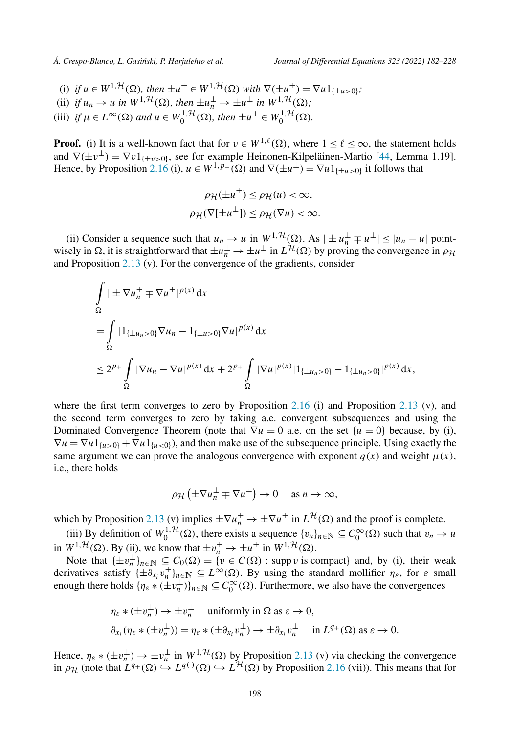(i) *if* $u \in W^{1,\mathcal{H}}(\Omega)$*, then* $\pm u^{\pm} \in W^{1,\mathcal{H}}(\Omega)$ *with* $\nabla(\pm u^{\pm}) = \nabla u 1_{\{\pm u>0\}}$*;*

(ii) *if* $u_n \to u$ *in* $W^{1,\mathcal{H}}(\Omega)$*, then* $\pm u_n^{\pm} \to \pm u^{\pm}$ *in* $W^{1,\mathcal{H}}(\Omega)$*;*

(iii) *if* $\mu \in L^{\infty}(\Omega)$ *and* $u \in W_0^{1,\mathcal{H}}(\Omega)$*, then* $\pm u^{\pm} \in W_0^{1,\mathcal{H}}(\Omega)$*.*

**Proof.** (i) It is a well-known fact that for $v \in W^{1,\ell}(\Omega)$, where $1 \le \ell \le \infty$, the statement holds and $\nabla(\pm v^{\pm}) = \nabla v 1_{\{\pm v>0\}}$, see for example Heinonen-Kilpeläinen-Martio [44, Lemma 1.19]. Hence, by Proposition 2.16 (i), $u \in W^{1,p_-}(\Omega)$ and $\nabla(\pm u^{\pm}) = \nabla u 1_{\{\pm u>0\}}$ it follows that

$$\rho_{\mathcal{H}}(\pm u^{\pm}) \le \rho_{\mathcal{H}}(u) < \infty,$$
$$\rho_{\mathcal{H}}(\nabla[\pm u^{\pm}]) \le \rho_{\mathcal{H}}(\nabla u) < \infty.$$

(ii) Consider a sequence such that $u_n \to u$ in $W^{1,\mathcal{H}}(\Omega)$. As $|\pm u_n^{\pm} \mp u^{\pm}| \le |u_n - u|$ pointwisely in $\Omega$, it is straightforward that $\pm u_n^{\pm} \to \pm u^{\pm}$ in $L^{\mathcal{H}}(\Omega)$ by proving the convergence in $\rho_{\mathcal{H}}$ and Proposition 2.13 (v). For the convergence of the gradients, consider

$$\begin{aligned}
&\int_{\Omega} |\pm \nabla u_n^{\pm} \mp \nabla u^{\pm}|^{p(x)} \,\mathrm{d}x \\
&= \int_{\Omega} |1_{\{\pm u_n>0\}} \nabla u_n - 1_{\{\pm u>0\}} \nabla u|^{p(x)} \,\mathrm{d}x \\
&\le 2^{p_+} \int_{\Omega} |\nabla u_n - \nabla u|^{p(x)} \,\mathrm{d}x + 2^{p_+} \int_{\Omega} |\nabla u|^{p(x)} |1_{\{\pm u_n>0\}} - 1_{\{\pm u_n>0\}}|^{p(x)} \,\mathrm{d}x,
\end{aligned}$$

where the first term converges to zero by Proposition 2.16 (i) and Proposition 2.13 (v), and the second term converges to zero by taking a.e. convergent subsequences and using the Dominated Convergence Theorem (note that $\nabla u = 0$ a.e. on the set $\{u = 0\}$ because, by (i), $\nabla u = \nabla u 1_{\{u>0\}} + \nabla u 1_{\{u<0\}}$), and then make use of the subsequence principle. Using exactly the same argument we can prove the analogous convergence with exponent $q(x)$ and weight $\mu(x)$, i.e., there holds

$$\rho_{\mathcal{H}}\left(\pm \nabla u_n^{\pm} \mp \nabla u^{\mp}\right) \to 0 \quad \text{as } n \to \infty,$$

which by Proposition 2.13 (v) implies $\pm \nabla u_n^{\pm} \to \pm \nabla u^{\pm}$ in $L^{\mathcal{H}}(\Omega)$ and the proof is complete.

(iii) By definition of $W_0^{1,\mathcal{H}}(\Omega)$, there exists a sequence $\{v_n\}_{n\in\mathbb{N}} \subseteq C_0^{\infty}(\Omega)$ such that $v_n \to u$ in $W^{1,\mathcal{H}}(\Omega)$. By (ii), we know that $\pm v_n^{\pm} \to \pm u^{\pm}$ in $W^{1,\mathcal{H}}(\Omega)$.

Note that $\{\pm v_n^{\pm}\}_{n\in\mathbb{N}} \subseteq C_0(\Omega) = \{v \in C(\Omega) : \operatorname{supp} v \text{ is compact}\}$ and, by (i), their weak derivatives satisfy $\{\pm \partial_{x_i} v_n^{\pm}\}_{n\in\mathbb{N}} \subseteq L^{\infty}(\Omega)$. By using the standard mollifier $\eta_{\varepsilon}$, for $\varepsilon$ small enough there holds $\{\eta_{\varepsilon} * (\pm v_n^{\pm})\}_{n\in\mathbb{N}} \subseteq C_0^{\infty}(\Omega)$. Furthermore, we also have the convergences

$$\eta_{\varepsilon} * (\pm v_n^{\pm}) \to \pm v_n^{\pm} \quad \text{uniformly in } \Omega \text{ as } \varepsilon \to 0,$$
$$\partial_{x_i}(\eta_{\varepsilon} * (\pm v_n^{\pm})) = \eta_{\varepsilon} * (\pm \partial_{x_i} v_n^{\pm}) \to \pm \partial_{x_i} v_n^{\pm} \quad \text{in } L^{q_+}(\Omega) \text{ as } \varepsilon \to 0.$$

Hence, $\eta_{\varepsilon} * (\pm v_n^{\pm}) \to \pm v_n^{\pm}$ in $W^{1,\mathcal{H}}(\Omega)$ by Proposition 2.13 (v) via checking the convergence in $\rho_{\mathcal{H}}$ (note that $L^{q_+}(\Omega) \hookrightarrow L^{q(\cdot)}(\Omega) \hookrightarrow L^{\mathcal{H}}(\Omega)$ by Proposition 2.16 (vii)). This means that for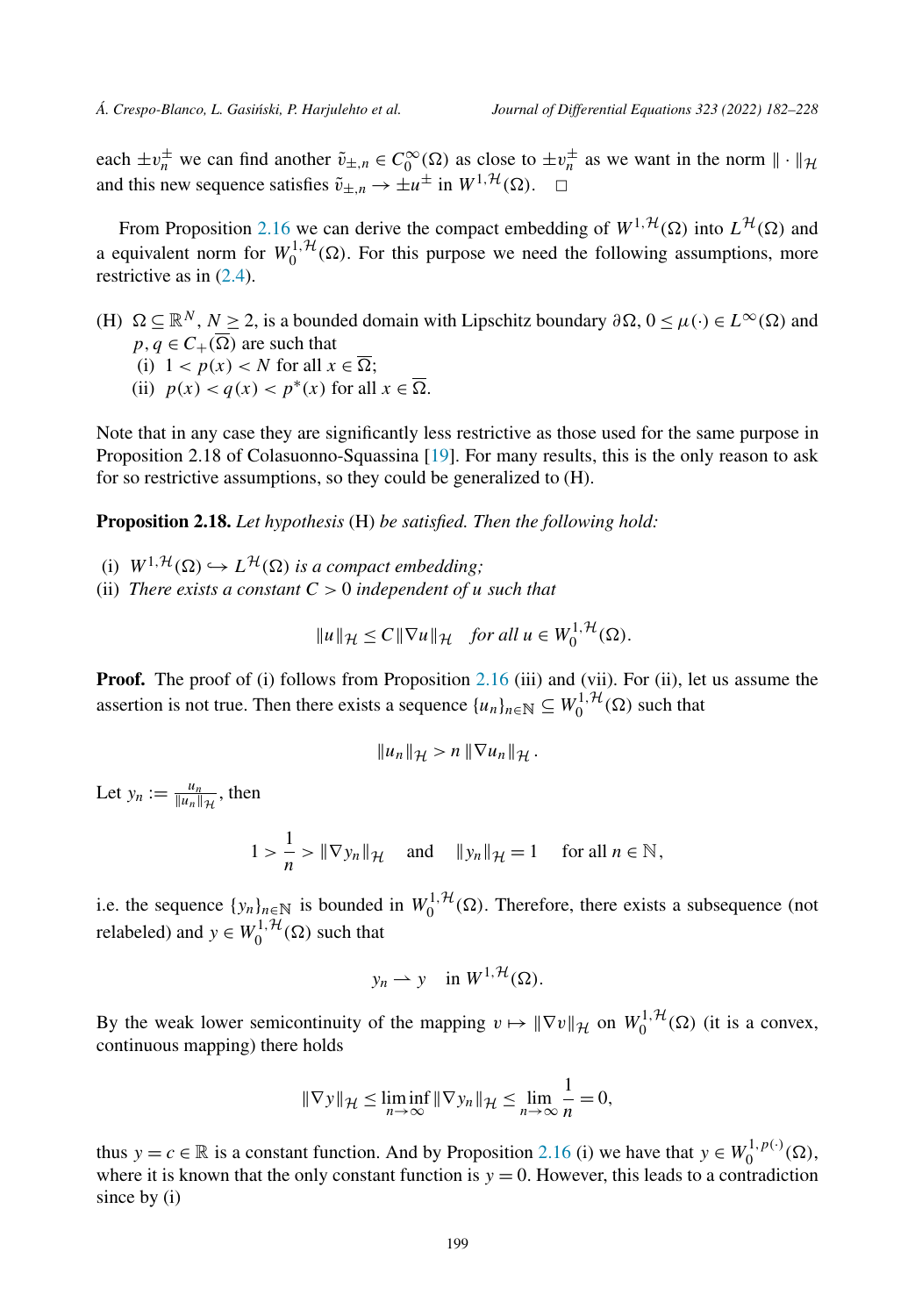each $\pm v_n^{\pm}$ we can find another $\tilde{v}_{\pm,n} \in C_0^{\infty}(\Omega)$ as close to $\pm v_n^{\pm}$ as we want in the norm $\|\cdot\|_{\mathcal{H}}$ and this new sequence satisfies $\tilde{v}_{\pm,n} \to \pm u^{\pm}$ in $W^{1,\mathcal{H}}(\Omega)$. $\square$

From Proposition 2.16 we can derive the compact embedding of $W^{1,\mathcal{H}}(\Omega)$ into $L^{\mathcal{H}}(\Omega)$ and a equivalent norm for $W_0^{1,\mathcal{H}}(\Omega)$. For this purpose we need the following assumptions, more restrictive as in (2.4).

(H) $\Omega \subseteq \mathbb{R}^N$, $N \geq 2$, is a bounded domain with Lipschitz boundary $\partial\Omega$, $0 \leq \mu(\cdot) \in L^{\infty}(\Omega)$ and $p, q \in C_+(\overline{\Omega})$ are such that
  - (i) $1 < p(x) < N$ for all $x \in \overline{\Omega}$;
  - (ii) $p(x) < q(x) < p^*(x)$ for all $x \in \overline{\Omega}$.

Note that in any case they are significantly less restrictive as those used for the same purpose in Proposition 2.18 of Colasuonno-Squassina [19]. For many results, this is the only reason to ask for so restrictive assumptions, so they could be generalized to (H).

**Proposition 2.18.** *Let hypothesis* (H) *be satisfied. Then the following hold:*

(i) $W^{1,\mathcal{H}}(\Omega) \hookrightarrow L^{\mathcal{H}}(\Omega)$ *is a compact embedding;*
(ii) *There exists a constant $C > 0$ independent of $u$ such that*

$$\|u\|_{\mathcal{H}} \leq C\|\nabla u\|_{\mathcal{H}} \quad \textit{for all } u \in W_0^{1,\mathcal{H}}(\Omega).$$

**Proof.** The proof of (i) follows from Proposition 2.16 (iii) and (vii). For (ii), let us assume the assertion is not true. Then there exists a sequence $\{u_n\}_{n\in\mathbb{N}} \subseteq W_0^{1,\mathcal{H}}(\Omega)$ such that

$$\|u_n\|_{\mathcal{H}} > n\,\|\nabla u_n\|_{\mathcal{H}}.$$

Let $y_n := \frac{u_n}{\|u_n\|_{\mathcal{H}}}$, then

$$1 > \frac{1}{n} > \|\nabla y_n\|_{\mathcal{H}} \quad \text{and} \quad \|y_n\|_{\mathcal{H}} = 1 \quad \text{for all } n \in \mathbb{N},$$

i.e. the sequence $\{y_n\}_{n\in\mathbb{N}}$ is bounded in $W_0^{1,\mathcal{H}}(\Omega)$. Therefore, there exists a subsequence (not relabeled) and $y \in W_0^{1,\mathcal{H}}(\Omega)$ such that

$$y_n \rightharpoonup y \quad \text{in } W^{1,\mathcal{H}}(\Omega).$$

By the weak lower semicontinuity of the mapping $v \mapsto \|\nabla v\|_{\mathcal{H}}$ on $W_0^{1,\mathcal{H}}(\Omega)$ (it is a convex, continuous mapping) there holds

$$\|\nabla y\|_{\mathcal{H}} \leq \liminf_{n\to\infty} \|\nabla y_n\|_{\mathcal{H}} \leq \lim_{n\to\infty} \frac{1}{n} = 0,$$

thus $y = c \in \mathbb{R}$ is a constant function. And by Proposition 2.16 (i) we have that $y \in W_0^{1,p(\cdot)}(\Omega)$, where it is known that the only constant function is $y = 0$. However, this leads to a contradiction since by (i)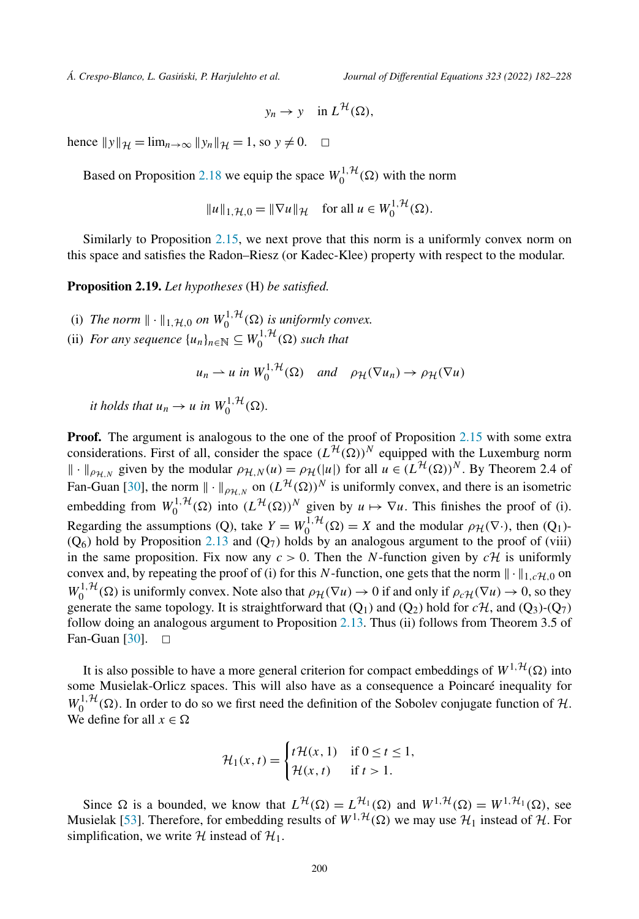$$y_n \to y \quad \text{in } L^{\mathcal{H}}(\Omega),$$

hence $\|y\|_{\mathcal{H}} = \lim_{n\to\infty} \|y_n\|_{\mathcal{H}} = 1$, so $y \neq 0$. $\square$

Based on Proposition 2.18 we equip the space $W_0^{1,\mathcal{H}}(\Omega)$ with the norm

$$\|u\|_{1,\mathcal{H},0} = \|\nabla u\|_{\mathcal{H}} \quad \text{for all } u \in W_0^{1,\mathcal{H}}(\Omega).$$

Similarly to Proposition 2.15, we next prove that this norm is a uniformly convex norm on this space and satisfies the Radon–Riesz (or Kadec-Klee) property with respect to the modular.

**Proposition 2.19.** *Let hypotheses* (H) *be satisfied.*

(i) *The norm* $\|\cdot\|_{1,\mathcal{H},0}$ *on* $W_0^{1,\mathcal{H}}(\Omega)$ *is uniformly convex.*

(ii) *For any sequence* $\{u_n\}_{n\in\mathbb{N}} \subseteq W_0^{1,\mathcal{H}}(\Omega)$ *such that*

$$u_n \rightharpoonup u \text{ in } W_0^{1,\mathcal{H}}(\Omega) \quad \text{and} \quad \rho_{\mathcal{H}}(\nabla u_n) \to \rho_{\mathcal{H}}(\nabla u)$$

*it holds that* $u_n \to u$ *in* $W_0^{1,\mathcal{H}}(\Omega)$.

**Proof.** The argument is analogous to the one of the proof of Proposition 2.15 with some extra considerations. First of all, consider the space $(L^{\mathcal{H}}(\Omega))^N$ equipped with the Luxemburg norm $\|\cdot\|_{\rho_{\mathcal{H},N}}$ given by the modular $\rho_{\mathcal{H},N}(u) = \rho_{\mathcal{H}}(|u|)$ for all $u \in (L^{\mathcal{H}}(\Omega))^N$. By Theorem 2.4 of Fan-Guan [30], the norm $\|\cdot\|_{\rho_{\mathcal{H},N}}$ on $(L^{\mathcal{H}}(\Omega))^N$ is uniformly convex, and there is an isometric embedding from $W_0^{1,\mathcal{H}}(\Omega)$ into $(L^{\mathcal{H}}(\Omega))^N$ given by $u \mapsto \nabla u$. This finishes the proof of (i). Regarding the assumptions (Q), take $Y = W_0^{1,\mathcal{H}}(\Omega) = X$ and the modular $\rho_{\mathcal{H}}(\nabla\cdot)$, then ($Q_1$)-($Q_6$) hold by Proposition 2.13 and ($Q_7$) holds by an analogous argument to the proof of (viii) in the same proposition. Fix now any $c > 0$. Then the $N$-function given by $c\mathcal{H}$ is uniformly convex and, by repeating the proof of (i) for this $N$-function, one gets that the norm $\|\cdot\|_{1,c\mathcal{H},0}$ on $W_0^{1,\mathcal{H}}(\Omega)$ is uniformly convex. Note also that $\rho_{\mathcal{H}}(\nabla u) \to 0$ if and only if $\rho_{c\mathcal{H}}(\nabla u) \to 0$, so they generate the same topology. It is straightforward that ($Q_1$) and ($Q_2$) hold for $c\mathcal{H}$, and ($Q_3$)-($Q_7$) follow doing an analogous argument to Proposition 2.13. Thus (ii) follows from Theorem 3.5 of Fan-Guan [30]. $\square$

It is also possible to have a more general criterion for compact embeddings of $W^{1,\mathcal{H}}(\Omega)$ into some Musielak-Orlicz spaces. This will also have as a consequence a Poincaré inequality for $W_0^{1,\mathcal{H}}(\Omega)$. In order to do so we first need the definition of the Sobolev conjugate function of $\mathcal{H}$. We define for all $x \in \Omega$

$$\mathcal{H}_1(x,t) = \begin{cases} t\mathcal{H}(x,1) & \text{if } 0 \leq t \leq 1, \\ \mathcal{H}(x,t) & \text{if } t > 1. \end{cases}$$

Since $\Omega$ is a bounded, we know that $L^{\mathcal{H}}(\Omega) = L^{\mathcal{H}_1}(\Omega)$ and $W^{1,\mathcal{H}}(\Omega) = W^{1,\mathcal{H}_1}(\Omega)$, see Musielak [53]. Therefore, for embedding results of $W^{1,\mathcal{H}}(\Omega)$ we may use $\mathcal{H}_1$ instead of $\mathcal{H}$. For simplification, we write $\mathcal{H}$ instead of $\mathcal{H}_1$.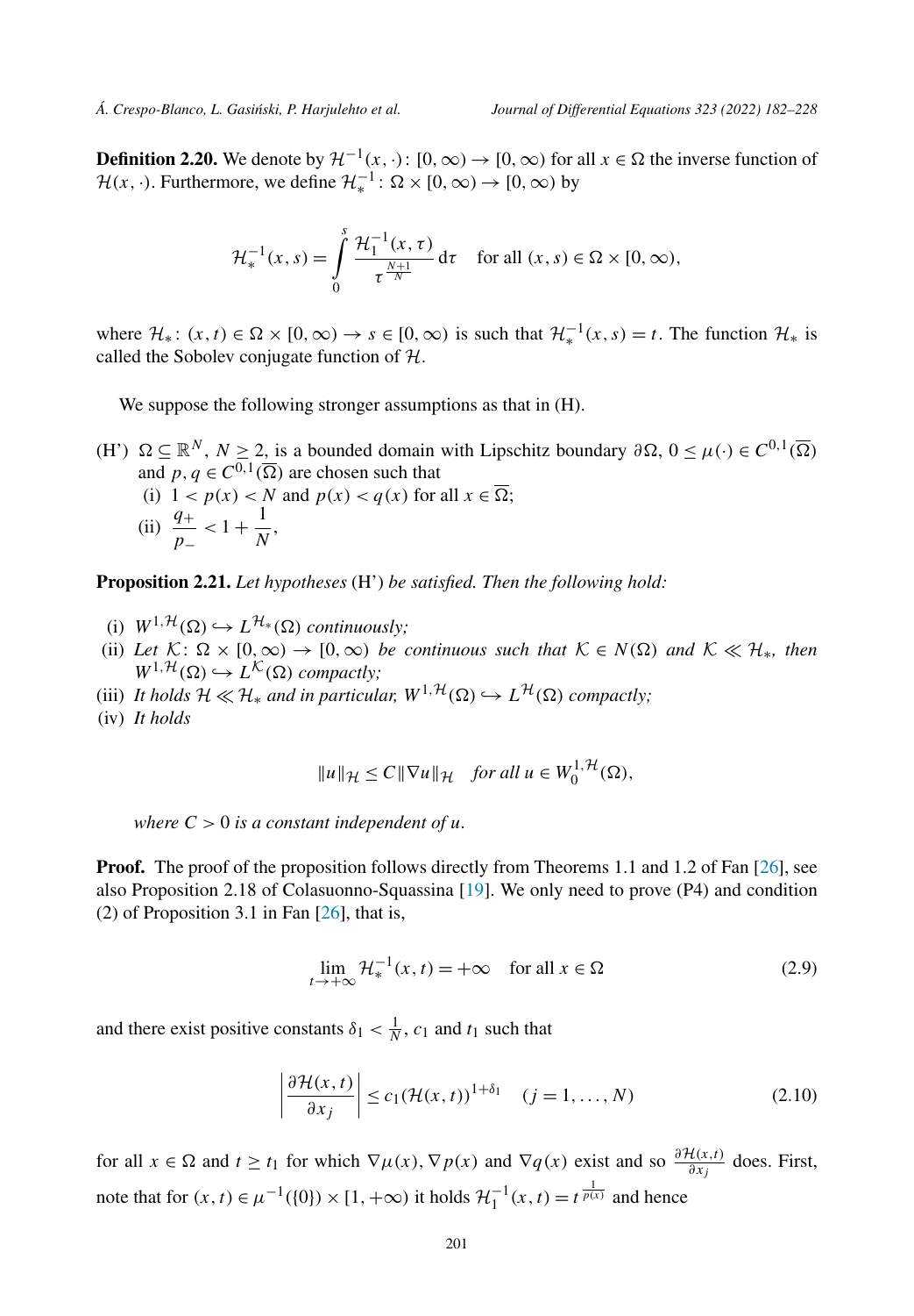**Definition 2.20.** We denote by $\mathcal{H}^{-1}(x,\cdot)\colon [0,\infty) \to [0,\infty)$ for all $x \in \Omega$ the inverse function of $\mathcal{H}(x,\cdot)$. Furthermore, we define $\mathcal{H}_*^{-1}\colon \Omega \times [0,\infty) \to [0,\infty)$ by

$$
\mathcal{H}_*^{-1}(x,s) = \int_0^s \frac{\mathcal{H}_1^{-1}(x,\tau)}{\tau^{\frac{N+1}{N}}}\, d\tau \quad \text{for all } (x,s) \in \Omega \times [0,\infty),
$$

where $\mathcal{H}_*\colon (x,t) \in \Omega \times [0,\infty) \to s \in [0,\infty)$ is such that $\mathcal{H}_*^{-1}(x,s) = t$. The function $\mathcal{H}_*$ is called the Sobolev conjugate function of $\mathcal{H}$.

We suppose the following stronger assumptions as that in (H).

(H') $\Omega \subseteq \mathbb{R}^N$, $N \geq 2$, is a bounded domain with Lipschitz boundary $\partial\Omega$, $0 \leq \mu(\cdot) \in C^{0,1}(\overline{\Omega})$ and $p, q \in C^{0,1}(\overline{\Omega})$ are chosen such that

- (i) $1 < p(x) < N$ and $p(x) < q(x)$ for all $x \in \overline{\Omega}$;
- (ii) $\dfrac{q_+}{p_-} < 1 + \dfrac{1}{N}$,

**Proposition 2.21.** *Let hypotheses* (H') *be satisfied. Then the following hold:*

- (i) $W^{1,\mathcal{H}}(\Omega) \hookrightarrow L^{\mathcal{H}_*}(\Omega)$ *continuously;*
- (ii) *Let* $\mathcal{K}\colon \Omega \times [0,\infty) \to [0,\infty)$ *be continuous such that* $\mathcal{K} \in N(\Omega)$ *and* $\mathcal{K} \ll \mathcal{H}_*$, *then* $W^{1,\mathcal{H}}(\Omega) \hookrightarrow L^{\mathcal{K}}(\Omega)$ *compactly;*
- (iii) *It holds* $\mathcal{H} \ll \mathcal{H}_*$ *and in particular,* $W^{1,\mathcal{H}}(\Omega) \hookrightarrow L^{\mathcal{H}}(\Omega)$ *compactly;*
- (iv) *It holds*

$$
\|u\|_{\mathcal{H}} \leq C\|\nabla u\|_{\mathcal{H}} \quad \textit{for all } u \in W_0^{1,\mathcal{H}}(\Omega),
$$

*where* $C > 0$ *is a constant independent of* $u$.

**Proof.** The proof of the proposition follows directly from Theorems 1.1 and 1.2 of Fan [26], see also Proposition 2.18 of Colasuonno-Squassina [19]. We only need to prove (P4) and condition (2) of Proposition 3.1 in Fan [26], that is,

$$
\lim_{t\to+\infty} \mathcal{H}_*^{-1}(x,t) = +\infty \quad \text{for all } x \in \Omega \tag{2.9}
$$

and there exist positive constants $\delta_1 < \frac{1}{N}$, $c_1$ and $t_1$ such that

$$
\left|\frac{\partial \mathcal{H}(x,t)}{\partial x_j}\right| \leq c_1 (\mathcal{H}(x,t))^{1+\delta_1} \quad (j = 1,\dots,N) \tag{2.10}
$$

for all $x \in \Omega$ and $t \geq t_1$ for which $\nabla\mu(x)$, $\nabla p(x)$ and $\nabla q(x)$ exist and so $\frac{\partial \mathcal{H}(x,t)}{\partial x_j}$ does. First, note that for $(x,t) \in \mu^{-1}(\{0\}) \times [1,+\infty)$ it holds $\mathcal{H}_1^{-1}(x,t) = t^{\frac{1}{p(x)}}$ and hence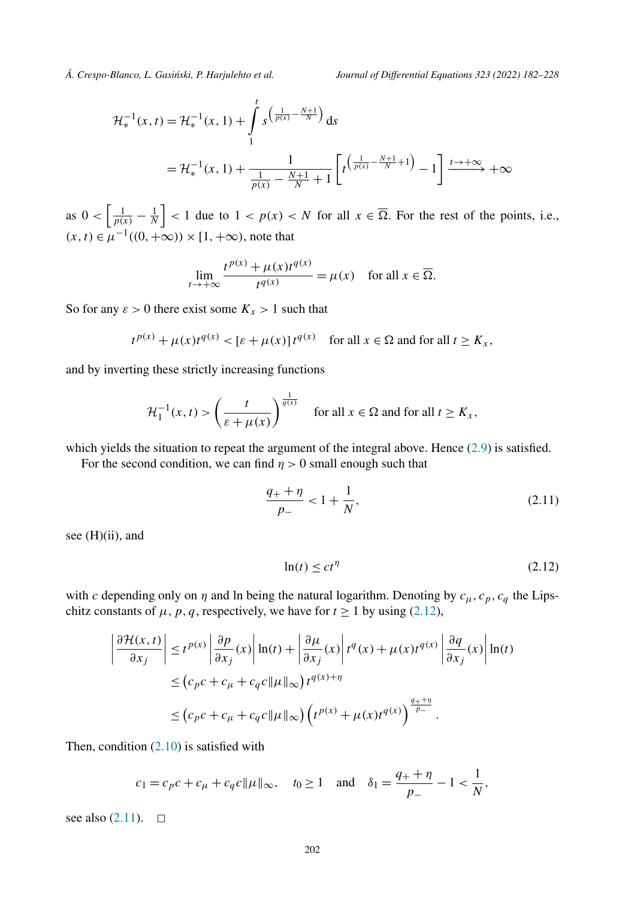$$
\begin{aligned}
\mathcal{H}_*^{-1}(x,t) &= \mathcal{H}_*^{-1}(x,1) + \int_1^t s^{\left(\frac{1}{p(x)} - \frac{N+1}{N}\right)} \, \mathrm{d}s \\
&= \mathcal{H}_*^{-1}(x,1) + \frac{1}{\frac{1}{p(x)} - \frac{N+1}{N} + 1} \left[ t^{\left(\frac{1}{p(x)} - \frac{N+1}{N} + 1\right)} - 1 \right] \xrightarrow{t \to +\infty} +\infty
\end{aligned}
$$

as $0 < \left[\frac{1}{p(x)} - \frac{1}{N}\right] < 1$ due to $1 < p(x) < N$ for all $x \in \overline{\Omega}$. For the rest of the points, i.e., $(x,t) \in \mu^{-1}((0,+\infty)) \times [1,+\infty)$, note that

$$
\lim_{t \to +\infty} \frac{t^{p(x)} + \mu(x) t^{q(x)}}{t^{q(x)}} = \mu(x) \quad \text{for all } x \in \overline{\Omega}.
$$

So for any $\varepsilon > 0$ there exist some $K_x > 1$ such that

$$
t^{p(x)} + \mu(x) t^{q(x)} < [\varepsilon + \mu(x)] \, t^{q(x)} \quad \text{for all } x \in \Omega \text{ and for all } t \geq K_x,
$$

and by inverting these strictly increasing functions

$$
\mathcal{H}_1^{-1}(x,t) > \left( \frac{t}{\varepsilon + \mu(x)} \right)^{\frac{1}{q(x)}} \quad \text{for all } x \in \Omega \text{ and for all } t \geq K_x,
$$

which yields the situation to repeat the argument of the integral above. Hence (2.9) is satisfied.

For the second condition, we can find $\eta > 0$ small enough such that

$$
\frac{q_+ + \eta}{p_-} < 1 + \frac{1}{N}, \tag{2.11}
$$

see (H)(ii), and

$$
\ln(t) \leq c t^{\eta} \tag{2.12}
$$

with $c$ depending only on $\eta$ and ln being the natural logarithm. Denoting by $c_\mu, c_p, c_q$ the Lipschitz constants of $\mu, p, q$, respectively, we have for $t \geq 1$ by using (2.12),

$$
\begin{aligned}
\left| \frac{\partial \mathcal{H}(x,t)}{\partial x_j} \right| &\leq t^{p(x)} \left| \frac{\partial p}{\partial x_j}(x) \right| \ln(t) + \left| \frac{\partial \mu}{\partial x_j}(x) \right| t^{q}(x) + \mu(x) t^{q(x)} \left| \frac{\partial q}{\partial x_j}(x) \right| \ln(t) \\
&\leq \left( c_p c + c_\mu + c_q c \|\mu\|_\infty \right) t^{q(x)+\eta} \\
&\leq \left( c_p c + c_\mu + c_q c \|\mu\|_\infty \right) \left( t^{p(x)} + \mu(x) t^{q(x)} \right)^{\frac{q_+ + \eta}{p_-}}.
\end{aligned}
$$

Then, condition (2.10) is satisfied with

$$
c_1 = c_p c + c_\mu + c_q c \|\mu\|_\infty, \quad t_0 \geq 1 \quad \text{and} \quad \delta_1 = \frac{q_+ + \eta}{p_-} - 1 < \frac{1}{N},
$$

see also (2.11). □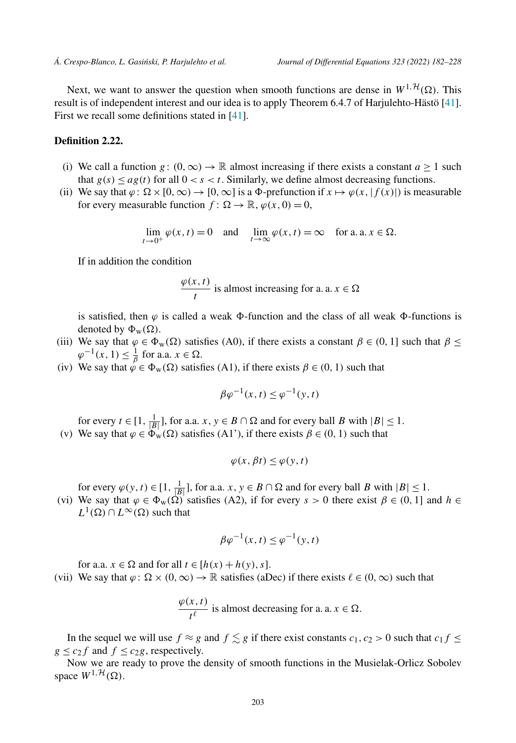Next, we want to answer the question when smooth functions are dense in $W^{1,\mathcal{H}}(\Omega)$. This result is of independent interest and our idea is to apply Theorem 6.4.7 of Harjulehto-Hästö [41]. First we recall some definitions stated in [41].

**Definition 2.22.**

(i) We call a function $g\colon (0,\infty) \to \mathbb{R}$ almost increasing if there exists a constant $a \geq 1$ such that $g(s) \leq a g(t)$ for all $0 < s < t$. Similarly, we define almost decreasing functions.

(ii) We say that $\varphi\colon \Omega \times [0,\infty) \to [0,\infty]$ is a $\Phi$-prefunction if $x \mapsto \varphi(x, |f(x)|)$ is measurable for every measurable function $f\colon \Omega \to \mathbb{R}$, $\varphi(x,0) = 0$,

$$\lim_{t\to 0^+} \varphi(x,t) = 0 \quad \text{and} \quad \lim_{t\to\infty} \varphi(x,t) = \infty \quad \text{for a. a. } x \in \Omega.$$

If in addition the condition

$$\frac{\varphi(x,t)}{t} \text{ is almost increasing for a. a. } x \in \Omega$$

is satisfied, then $\varphi$ is called a weak $\Phi$-function and the class of all weak $\Phi$-functions is denoted by $\Phi_{\mathrm{w}}(\Omega)$.

(iii) We say that $\varphi \in \Phi_{\mathrm{w}}(\Omega)$ satisfies (A0), if there exists a constant $\beta \in (0,1]$ such that $\beta \leq \varphi^{-1}(x,1) \leq \frac{1}{\beta}$ for a.a. $x \in \Omega$.

(iv) We say that $\varphi \in \Phi_{\mathrm{w}}(\Omega)$ satisfies (A1), if there exists $\beta \in (0,1)$ such that

$$\beta\varphi^{-1}(x,t) \leq \varphi^{-1}(y,t)$$

for every $t \in [1, \frac{1}{|B|}]$, for a.a. $x, y \in B \cap \Omega$ and for every ball $B$ with $|B| \leq 1$.

(v) We say that $\varphi \in \Phi_{\mathrm{w}}(\Omega)$ satisfies (A1'), if there exists $\beta \in (0,1)$ such that

$$\varphi(x, \beta t) \leq \varphi(y,t)$$

for every $\varphi(y,t) \in [1, \frac{1}{|B|}]$, for a.a. $x, y \in B \cap \Omega$ and for every ball $B$ with $|B| \leq 1$.

(vi) We say that $\varphi \in \Phi_{\mathrm{w}}(\Omega)$ satisfies (A2), if for every $s > 0$ there exist $\beta \in (0,1]$ and $h \in L^1(\Omega) \cap L^\infty(\Omega)$ such that

$$\beta\varphi^{-1}(x,t) \leq \varphi^{-1}(y,t)$$

for a.a. $x \in \Omega$ and for all $t \in [h(x) + h(y), s]$.

(vii) We say that $\varphi\colon \Omega \times (0,\infty) \to \mathbb{R}$ satisfies (aDec) if there exists $\ell \in (0,\infty)$ such that

$$\frac{\varphi(x,t)}{t^\ell} \text{ is almost decreasing for a. a. } x \in \Omega.$$

In the sequel we will use $f \approx g$ and $f \lesssim g$ if there exist constants $c_1, c_2 > 0$ such that $c_1 f \leq g \leq c_2 f$ and $f \leq c_2 g$, respectively.

Now we are ready to prove the density of smooth functions in the Musielak-Orlicz Sobolev space $W^{1,\mathcal{H}}(\Omega)$.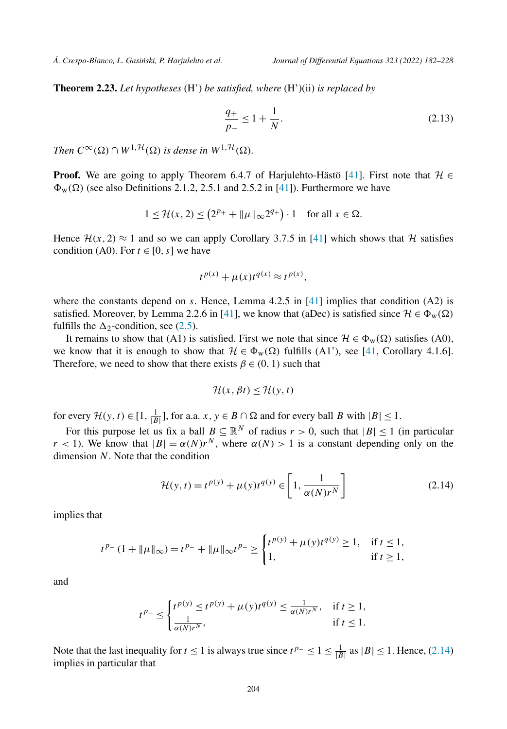**Theorem 2.23.** *Let hypotheses* (H') *be satisfied, where* (H')(ii) *is replaced by*

$$\frac{q_+}{p_-} \le 1 + \frac{1}{N}. \tag{2.13}$$

*Then* $C^\infty(\Omega) \cap W^{1,\mathcal{H}}(\Omega)$ *is dense in* $W^{1,\mathcal{H}}(\Omega)$.

**Proof.** We are going to apply Theorem 6.4.7 of Harjulehto-Hästö [41]. First note that $\mathcal{H} \in \Phi_{\mathrm{w}}(\Omega)$ (see also Definitions 2.1.2, 2.5.1 and 2.5.2 in [41]). Furthermore we have

$$1 \le \mathcal{H}(x,2) \le \left(2^{p_+} + \|\mu\|_\infty 2^{q_+}\right) \cdot 1 \quad \text{for all } x \in \Omega.$$

Hence $\mathcal{H}(x,2) \approx 1$ and so we can apply Corollary 3.7.5 in [41] which shows that $\mathcal{H}$ satisfies condition (A0). For $t \in [0,s]$ we have

$$t^{p(x)} + \mu(x)t^{q(x)} \approx t^{p(x)},$$

where the constants depend on $s$. Hence, Lemma 4.2.5 in [41] implies that condition (A2) is satisfied. Moreover, by Lemma 2.2.6 in [41], we know that (aDec) is satisfied since $\mathcal{H} \in \Phi_{\mathrm{w}}(\Omega)$ fulfills the $\Delta_2$-condition, see (2.5).

It remains to show that (A1) is satisfied. First we note that since $\mathcal{H} \in \Phi_{\mathrm{w}}(\Omega)$ satisfies (A0), we know that it is enough to show that $\mathcal{H} \in \Phi_{\mathrm{w}}(\Omega)$ fulfills (A1'), see [41, Corollary 4.1.6]. Therefore, we need to show that there exists $\beta \in (0,1)$ such that

$$\mathcal{H}(x, \beta t) \le \mathcal{H}(y,t)$$

for every $\mathcal{H}(y,t) \in [1, \frac{1}{|B|}]$, for a.a. $x, y \in B \cap \Omega$ and for every ball $B$ with $|B| \le 1$.

For this purpose let us fix a ball $B \subseteq \mathbb{R}^N$ of radius $r > 0$, such that $|B| \le 1$ (in particular $r < 1$). We know that $|B| = \alpha(N) r^N$, where $\alpha(N) > 1$ is a constant depending only on the dimension $N$. Note that the condition

$$\mathcal{H}(y,t) = t^{p(y)} + \mu(y) t^{q(y)} \in \left[1, \frac{1}{\alpha(N) r^N}\right] \tag{2.14}$$

implies that

$$t^{p_-}\left(1 + \|\mu\|_\infty\right) = t^{p_-} + \|\mu\|_\infty t^{p_-} \ge \begin{cases} t^{p(y)} + \mu(y) t^{q(y)} \ge 1, & \text{if } t \le 1, \\ 1, & \text{if } t \ge 1, \end{cases}$$

and

$$t^{p_-} \le \begin{cases} t^{p(y)} \le t^{p(y)} + \mu(y) t^{q(y)} \le \frac{1}{\alpha(N) r^N}, & \text{if } t \ge 1, \\ \frac{1}{\alpha(N) r^N}, & \text{if } t \le 1. \end{cases}$$

Note that the last inequality for $t \le 1$ is always true since $t^{p_-} \le 1 \le \frac{1}{|B|}$ as $|B| \le 1$. Hence, (2.14) implies in particular that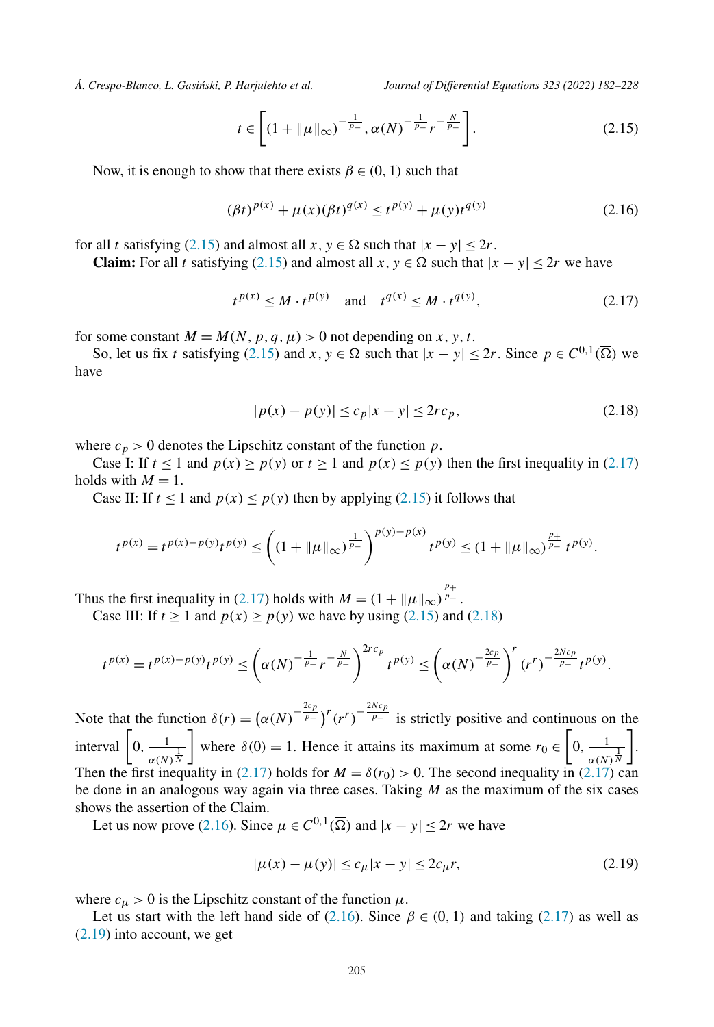$$t \in \left[ (1 + \|\mu\|_\infty)^{-\frac{1}{p_-}}, \alpha(N)^{-\frac{1}{p_-}} r^{-\frac{N}{p_-}} \right]. \tag{2.15}$$

Now, it is enough to show that there exists $\beta \in (0, 1)$ such that

$$(\beta t)^{p(x)} + \mu(x)(\beta t)^{q(x)} \leq t^{p(y)} + \mu(y) t^{q(y)} \tag{2.16}$$

for all $t$ satisfying (2.15) and almost all $x, y \in \Omega$ such that $|x - y| \leq 2r$.

**Claim:** For all $t$ satisfying (2.15) and almost all $x, y \in \Omega$ such that $|x - y| \leq 2r$ we have

$$t^{p(x)} \leq M \cdot t^{p(y)} \quad \text{and} \quad t^{q(x)} \leq M \cdot t^{q(y)}, \tag{2.17}$$

for some constant $M = M(N, p, q, \mu) > 0$ not depending on $x, y, t$.

So, let us fix $t$ satisfying (2.15) and $x, y \in \Omega$ such that $|x - y| \leq 2r$. Since $p \in C^{0,1}(\overline{\Omega})$ we have

$$|p(x) - p(y)| \leq c_p |x - y| \leq 2rc_p, \tag{2.18}$$

where $c_p > 0$ denotes the Lipschitz constant of the function $p$.

Case I: If $t \leq 1$ and $p(x) \geq p(y)$ or $t \geq 1$ and $p(x) \leq p(y)$ then the first inequality in (2.17) holds with $M = 1$.

Case II: If $t \leq 1$ and $p(x) \leq p(y)$ then by applying (2.15) it follows that

$$t^{p(x)} = t^{p(x) - p(y)} t^{p(y)} \leq \left( (1 + \|\mu\|_\infty)^{\frac{1}{p_-}} \right)^{p(y) - p(x)} t^{p(y)} \leq (1 + \|\mu\|_\infty)^{\frac{p_+}{p_-}} t^{p(y)}.$$

Thus the first inequality in (2.17) holds with $M = (1 + \|\mu\|_\infty)^{\frac{p_+}{p_-}}$.

Case III: If $t \geq 1$ and $p(x) \geq p(y)$ we have by using (2.15) and (2.18)

$$t^{p(x)} = t^{p(x) - p(y)} t^{p(y)} \leq \left( \alpha(N)^{-\frac{1}{p_-}} r^{-\frac{N}{p_-}} \right)^{2rc_p} t^{p(y)} \leq \left( \alpha(N)^{-\frac{2c_p}{p_-}} \right)^r (r^r)^{-\frac{2Nc_p}{p_-}} t^{p(y)}.$$

Note that the function $\delta(r) = \left( \alpha(N)^{-\frac{2c_p}{p_-}} \right)^r (r^r)^{-\frac{2Nc_p}{p_-}}$ is strictly positive and continuous on the interval $\left[ 0, \frac{1}{\alpha(N)^{\frac{1}{N}}} \right]$ where $\delta(0) = 1$. Hence it attains its maximum at some $r_0 \in \left[ 0, \frac{1}{\alpha(N)^{\frac{1}{N}}} \right]$. Then the first inequality in (2.17) holds for $M = \delta(r_0) > 0$. The second inequality in (2.17) can be done in an analogous way again via three cases. Taking $M$ as the maximum of the six cases shows the assertion of the Claim.

Let us now prove (2.16). Since $\mu \in C^{0,1}(\overline{\Omega})$ and $|x - y| \leq 2r$ we have

$$|\mu(x) - \mu(y)| \leq c_\mu |x - y| \leq 2c_\mu r, \tag{2.19}$$

where $c_\mu > 0$ is the Lipschitz constant of the function $\mu$.

Let us start with the left hand side of (2.16). Since $\beta \in (0, 1)$ and taking (2.17) as well as (2.19) into account, we get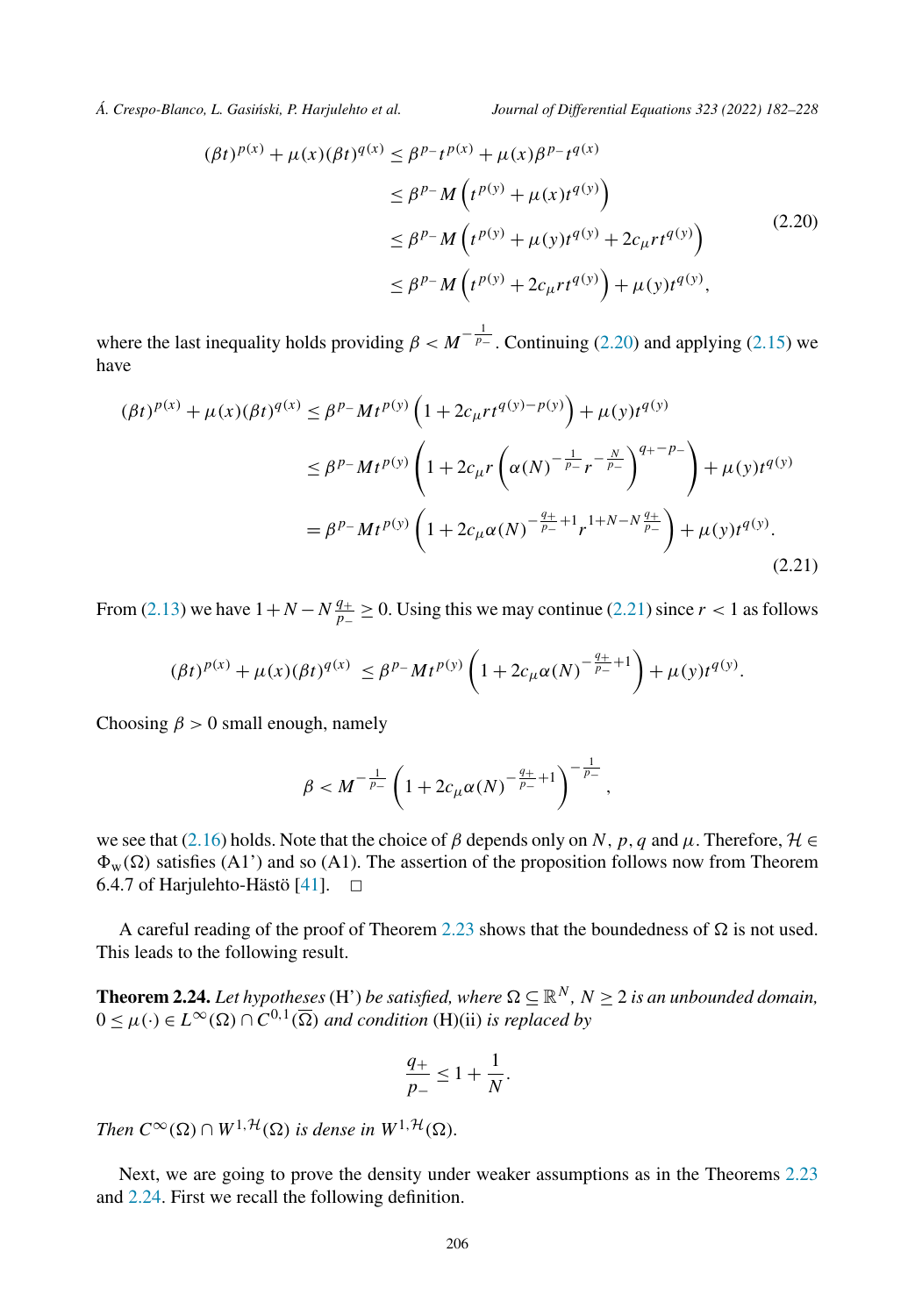$$
\begin{aligned}
(\beta t)^{p(x)} + \mu(x)(\beta t)^{q(x)} &\leq \beta^{p_-} t^{p(x)} + \mu(x)\beta^{p_-} t^{q(x)} \\
&\leq \beta^{p_-} M \left( t^{p(y)} + \mu(x) t^{q(y)} \right) \\
&\leq \beta^{p_-} M \left( t^{p(y)} + \mu(y) t^{q(y)} + 2c_\mu r t^{q(y)} \right) \\
&\leq \beta^{p_-} M \left( t^{p(y)} + 2c_\mu r t^{q(y)} \right) + \mu(y) t^{q(y)},
\end{aligned}
\tag{2.20}
$$

where the last inequality holds providing $\beta < M^{-\frac{1}{p_-}}$. Continuing (2.20) and applying (2.15) we have

$$
\begin{aligned}
(\beta t)^{p(x)} + \mu(x)(\beta t)^{q(x)} &\leq \beta^{p_-} M t^{p(y)} \left( 1 + 2c_\mu r t^{q(y)-p(y)} \right) + \mu(y) t^{q(y)} \\
&\leq \beta^{p_-} M t^{p(y)} \left( 1 + 2c_\mu r \left( \alpha(N)^{-\frac{1}{p_-}} r^{-\frac{N}{p_-}} \right)^{q_+ - p_-} \right) + \mu(y) t^{q(y)} \\
&= \beta^{p_-} M t^{p(y)} \left( 1 + 2c_\mu \alpha(N)^{-\frac{q_+}{p_-}+1} r^{1+N-N\frac{q_+}{p_-}} \right) + \mu(y) t^{q(y)}.
\end{aligned}
\tag{2.21}
$$

From (2.13) we have $1 + N - N\frac{q_+}{p_-} \geq 0$. Using this we may continue (2.21) since $r < 1$ as follows

$$
(\beta t)^{p(x)} + \mu(x)(\beta t)^{q(x)} \leq \beta^{p_-} M t^{p(y)} \left( 1 + 2c_\mu \alpha(N)^{-\frac{q_+}{p_-}+1} \right) + \mu(y) t^{q(y)}.
$$

Choosing $\beta > 0$ small enough, namely

$$
\beta < M^{-\frac{1}{p_-}} \left( 1 + 2c_\mu \alpha(N)^{-\frac{q_+}{p_-}+1} \right)^{-\frac{1}{p_-}},
$$

we see that (2.16) holds. Note that the choice of $\beta$ depends only on $N$, $p$, $q$ and $\mu$. Therefore, $\mathcal{H} \in \Phi_{\mathrm{w}}(\Omega)$ satisfies (A1') and so (A1). The assertion of the proposition follows now from Theorem 6.4.7 of Harjulehto-Hästö [41]. $\square$

A careful reading of the proof of Theorem 2.23 shows that the boundedness of $\Omega$ is not used. This leads to the following result.

**Theorem 2.24.** *Let hypotheses* (H') *be satisfied, where* $\Omega \subseteq \mathbb{R}^N$, $N \geq 2$ *is an unbounded domain,* $0 \leq \mu(\cdot) \in L^\infty(\Omega) \cap C^{0,1}(\overline{\Omega})$ *and condition* (H)(ii) *is replaced by*

$$
\frac{q_+}{p_-} \leq 1 + \frac{1}{N}.
$$

*Then* $C^\infty(\Omega) \cap W^{1,\mathcal{H}}(\Omega)$ *is dense in* $W^{1,\mathcal{H}}(\Omega)$.

Next, we are going to prove the density under weaker assumptions as in the Theorems 2.23 and 2.24. First we recall the following definition.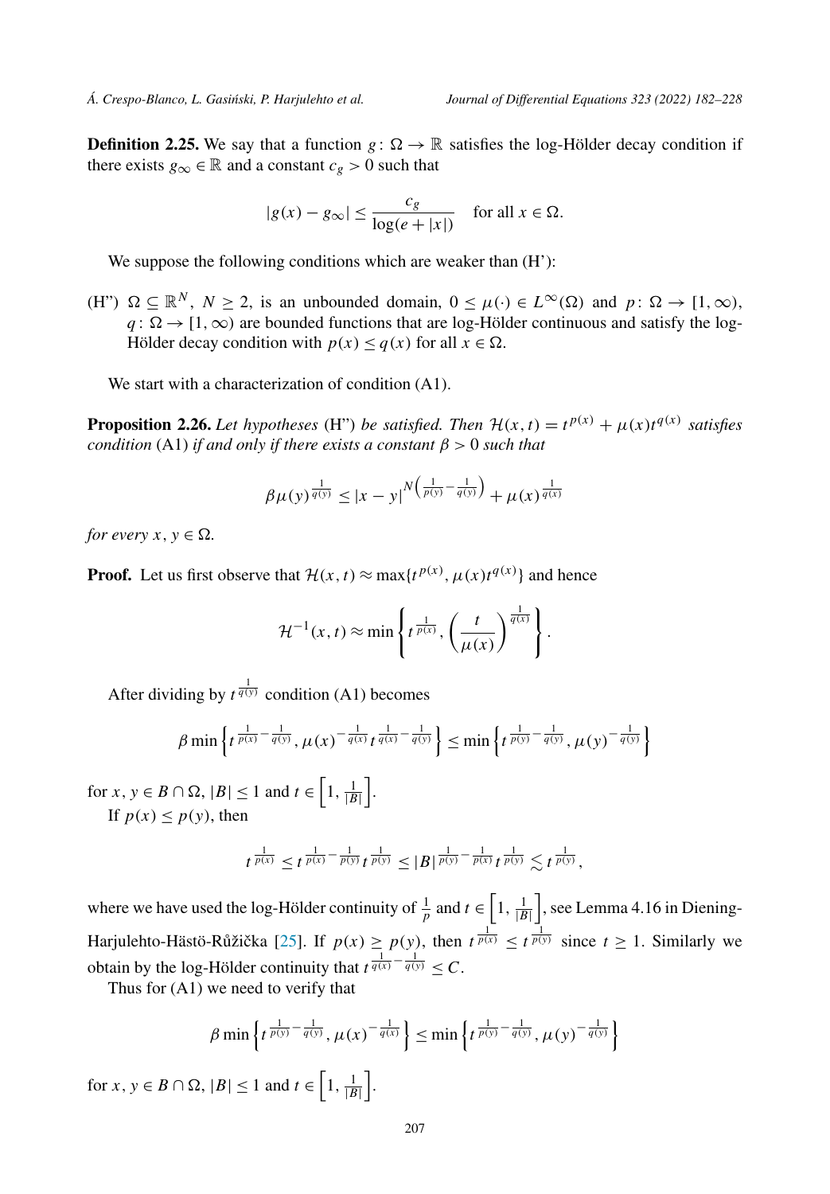**Definition 2.25.** We say that a function $g\colon \Omega \to \mathbb{R}$ satisfies the log-Hölder decay condition if there exists $g_\infty \in \mathbb{R}$ and a constant $c_g > 0$ such that

$$|g(x) - g_\infty| \leq \frac{c_g}{\log(e + |x|)} \quad \text{for all } x \in \Omega.$$

We suppose the following conditions which are weaker than (H'):

(H") $\Omega \subseteq \mathbb{R}^N$, $N \geq 2$, is an unbounded domain, $0 \leq \mu(\cdot) \in L^\infty(\Omega)$ and $p\colon \Omega \to [1, \infty)$, $q\colon \Omega \to [1, \infty)$ are bounded functions that are log-Hölder continuous and satisfy the log-Hölder decay condition with $p(x) \leq q(x)$ for all $x \in \Omega$.

We start with a characterization of condition (A1).

**Proposition 2.26.** *Let hypotheses* (H") *be satisfied. Then* $\mathcal{H}(x,t) = t^{p(x)} + \mu(x)t^{q(x)}$ *satisfies condition* (A1) *if and only if there exists a constant* $\beta > 0$ *such that*

$$\beta \mu(y)^{\frac{1}{q(y)}} \leq |x - y|^{N\left(\frac{1}{p(y)} - \frac{1}{q(y)}\right)} + \mu(x)^{\frac{1}{q(x)}}$$

*for every* $x, y \in \Omega$.

**Proof.** Let us first observe that $\mathcal{H}(x,t) \approx \max\{t^{p(x)}, \mu(x)t^{q(x)}\}$ and hence

$$\mathcal{H}^{-1}(x,t) \approx \min\left\{t^{\frac{1}{p(x)}}, \left(\frac{t}{\mu(x)}\right)^{\frac{1}{q(x)}}\right\}.$$

After dividing by $t^{\frac{1}{q(y)}}$ condition (A1) becomes

$$\beta \min\left\{t^{\frac{1}{p(x)} - \frac{1}{q(y)}}, \mu(x)^{-\frac{1}{q(x)}} t^{\frac{1}{q(x)} - \frac{1}{q(y)}}\right\} \leq \min\left\{t^{\frac{1}{p(y)} - \frac{1}{q(y)}}, \mu(y)^{-\frac{1}{q(y)}}\right\}$$

for $x, y \in B \cap \Omega$, $|B| \leq 1$ and $t \in \left[1, \frac{1}{|B|}\right]$.

If $p(x) \leq p(y)$, then

$$t^{\frac{1}{p(x)}} \leq t^{\frac{1}{p(x)} - \frac{1}{p(y)}} t^{\frac{1}{p(y)}} \leq |B|^{\frac{1}{p(y)} - \frac{1}{p(x)}} t^{\frac{1}{p(y)}} \lesssim t^{\frac{1}{p(y)}},$$

where we have used the log-Hölder continuity of $\frac{1}{p}$ and $t \in \left[1, \frac{1}{|B|}\right]$, see Lemma 4.16 in Diening-Harjulehto-Hästö-Růžička [25]. If $p(x) \geq p(y)$, then $t^{\frac{1}{p(x)}} \leq t^{\frac{1}{p(y)}}$ since $t \geq 1$. Similarly we obtain by the log-Hölder continuity that $t^{\frac{1}{q(x)} - \frac{1}{q(y)}} \leq C$.

Thus for (A1) we need to verify that

$$\beta \min\left\{t^{\frac{1}{p(y)} - \frac{1}{q(y)}}, \mu(x)^{-\frac{1}{q(x)}}\right\} \leq \min\left\{t^{\frac{1}{p(y)} - \frac{1}{q(y)}}, \mu(y)^{-\frac{1}{q(y)}}\right\}$$

for $x, y \in B \cap \Omega$, $|B| \leq 1$ and $t \in \left[1, \frac{1}{|B|}\right]$.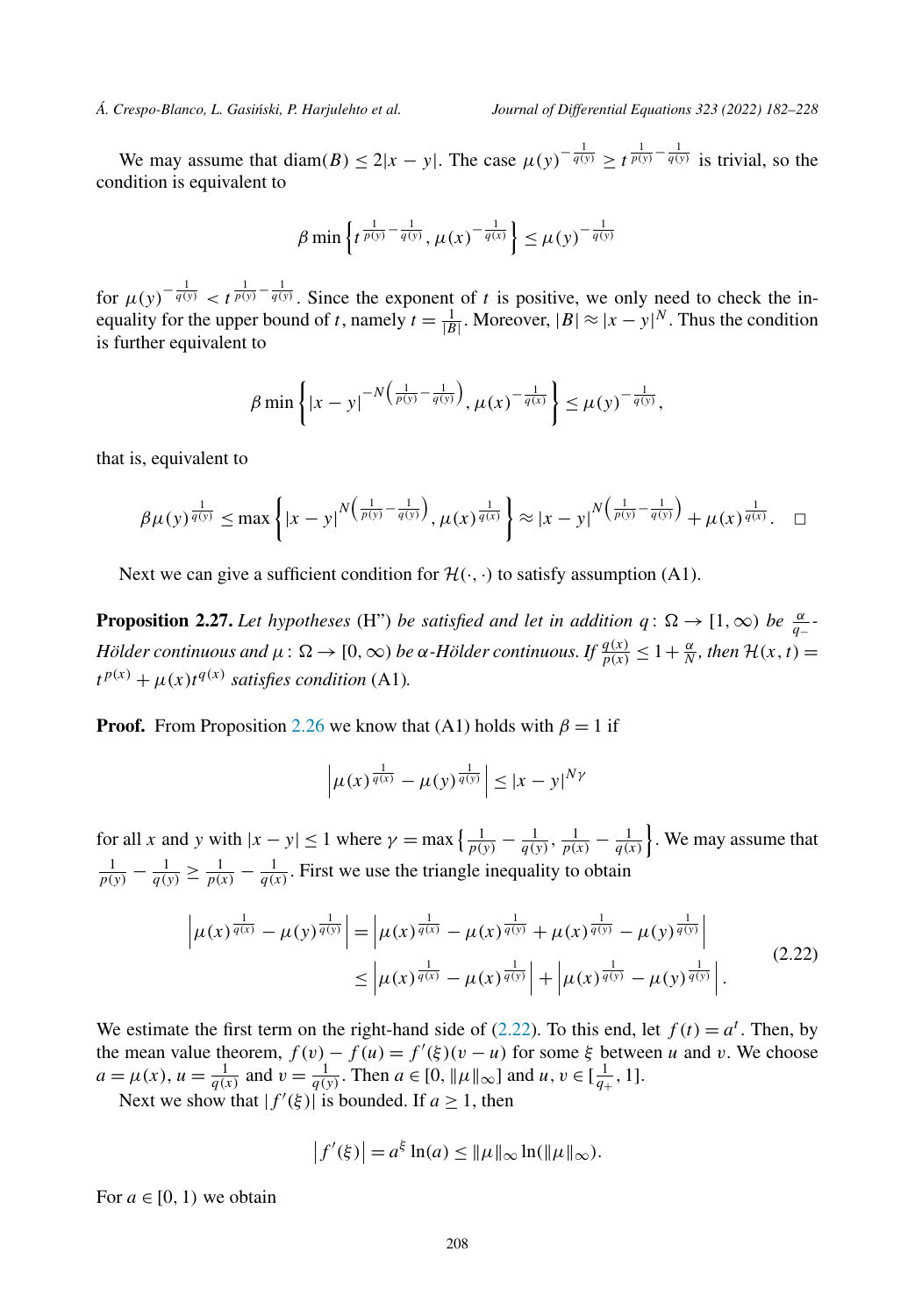We may assume that $\operatorname{diam}(B) \le 2|x-y|$. The case $\mu(y)^{-\frac{1}{q(y)}} \ge t^{\frac{1}{p(y)}-\frac{1}{q(y)}}$ is trivial, so the condition is equivalent to

$$\beta \min\left\{t^{\frac{1}{p(y)}-\frac{1}{q(y)}}, \mu(x)^{-\frac{1}{q(x)}}\right\} \le \mu(y)^{-\frac{1}{q(y)}}$$

for $\mu(y)^{-\frac{1}{q(y)}} < t^{\frac{1}{p(y)}-\frac{1}{q(y)}}$. Since the exponent of $t$ is positive, we only need to check the inequality for the upper bound of $t$, namely $t = \frac{1}{|B|}$. Moreover, $|B| \approx |x-y|^N$. Thus the condition is further equivalent to

$$\beta \min\left\{|x-y|^{-N\left(\frac{1}{p(y)}-\frac{1}{q(y)}\right)}, \mu(x)^{-\frac{1}{q(x)}}\right\} \le \mu(y)^{-\frac{1}{q(y)}},$$

that is, equivalent to

$$\beta \mu(y)^{\frac{1}{q(y)}} \le \max\left\{|x-y|^{N\left(\frac{1}{p(y)}-\frac{1}{q(y)}\right)}, \mu(x)^{\frac{1}{q(x)}}\right\} \approx |x-y|^{N\left(\frac{1}{p(y)}-\frac{1}{q(y)}\right)} + \mu(x)^{\frac{1}{q(x)}}. \quad \square$$

Next we can give a sufficient condition for $\mathcal{H}(\cdot,\cdot)$ to satisfy assumption (A1).

**Proposition 2.27.** *Let hypotheses* (H") *be satisfied and let in addition $q\colon \Omega \to [1,\infty)$ be $\frac{\alpha}{q_-}$-Hölder continuous and $\mu\colon \Omega \to [0,\infty)$ be $\alpha$-Hölder continuous. If $\frac{q(x)}{p(x)} \le 1 + \frac{\alpha}{N}$, then $\mathcal{H}(x,t) = t^{p(x)} + \mu(x)t^{q(x)}$ satisfies condition* (A1)*.*

**Proof.** From Proposition 2.26 we know that (A1) holds with $\beta = 1$ if

$$\left|\mu(x)^{\frac{1}{q(x)}} - \mu(y)^{\frac{1}{q(y)}}\right| \le |x-y|^{N\gamma}$$

for all $x$ and $y$ with $|x-y| \le 1$ where $\gamma = \max\left\{\frac{1}{p(y)} - \frac{1}{q(y)}, \frac{1}{p(x)} - \frac{1}{q(x)}\right\}$. We may assume that $\frac{1}{p(y)} - \frac{1}{q(y)} \ge \frac{1}{p(x)} - \frac{1}{q(x)}$. First we use the triangle inequality to obtain

$$\begin{aligned}
\left|\mu(x)^{\frac{1}{q(x)}} - \mu(y)^{\frac{1}{q(y)}}\right| &= \left|\mu(x)^{\frac{1}{q(x)}} - \mu(x)^{\frac{1}{q(y)}} + \mu(x)^{\frac{1}{q(y)}} - \mu(y)^{\frac{1}{q(y)}}\right| \\
&\le \left|\mu(x)^{\frac{1}{q(x)}} - \mu(x)^{\frac{1}{q(y)}}\right| + \left|\mu(x)^{\frac{1}{q(y)}} - \mu(y)^{\frac{1}{q(y)}}\right|.
\end{aligned} \tag{2.22}$$

We estimate the first term on the right-hand side of (2.22). To this end, let $f(t) = a^t$. Then, by the mean value theorem, $f(v) - f(u) = f'(\xi)(v-u)$ for some $\xi$ between $u$ and $v$. We choose $a = \mu(x)$, $u = \frac{1}{q(x)}$ and $v = \frac{1}{q(y)}$. Then $a \in [0, \|\mu\|_\infty]$ and $u, v \in [\frac{1}{q_+}, 1]$.

Next we show that $|f'(\xi)|$ is bounded. If $a \ge 1$, then

$$\left|f'(\xi)\right| = a^\xi \ln(a) \le \|\mu\|_\infty \ln(\|\mu\|_\infty).$$

For $a \in [0,1)$ we obtain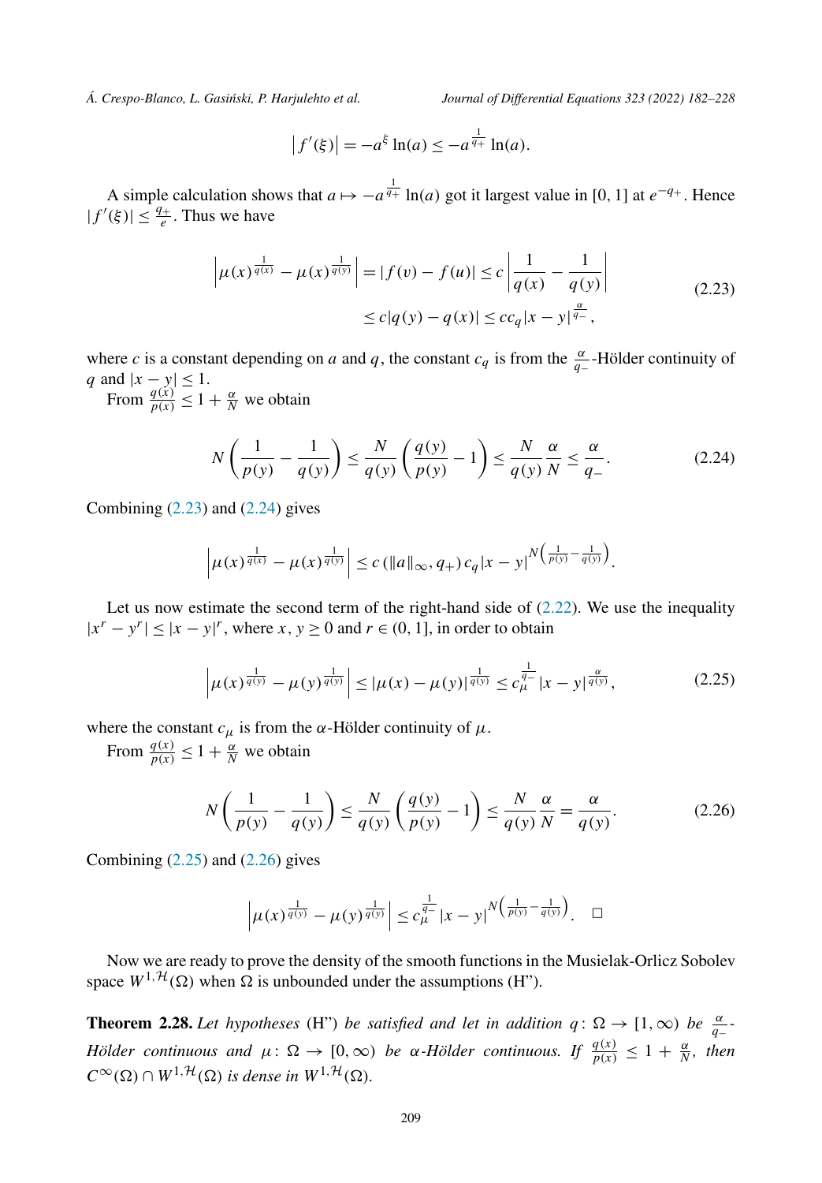$$\left|f'(\xi)\right| = -a^{\xi}\ln(a) \le -a^{\frac{1}{q_+}}\ln(a).$$

A simple calculation shows that $a \mapsto -a^{\frac{1}{q_+}}\ln(a)$ got it largest value in $[0,1]$ at $e^{-q_+}$. Hence $|f'(\xi)| \le \frac{q_+}{e}$. Thus we have

$$\begin{aligned}\left|\mu(x)^{\frac{1}{q(x)}} - \mu(x)^{\frac{1}{q(y)}}\right| &= |f(v) - f(u)| \le c\left|\frac{1}{q(x)} - \frac{1}{q(y)}\right| \\ &\le c|q(y) - q(x)| \le cc_q|x-y|^{\frac{\alpha}{q_-}},\end{aligned} \tag{2.23}$$

where $c$ is a constant depending on $a$ and $q$, the constant $c_q$ is from the $\frac{\alpha}{q_-}$-Hölder continuity of $q$ and $|x-y| \le 1$.

From $\frac{q(x)}{p(x)} \le 1 + \frac{\alpha}{N}$ we obtain

$$N\left(\frac{1}{p(y)} - \frac{1}{q(y)}\right) \le \frac{N}{q(y)}\left(\frac{q(y)}{p(y)} - 1\right) \le \frac{N}{q(y)}\frac{\alpha}{N} \le \frac{\alpha}{q_-}. \tag{2.24}$$

Combining (2.23) and (2.24) gives

$$\left|\mu(x)^{\frac{1}{q(x)}} - \mu(x)^{\frac{1}{q(y)}}\right| \le c\left(\|a\|_\infty, q_+\right)c_q|x-y|^{N\left(\frac{1}{p(y)} - \frac{1}{q(y)}\right)}.$$

Let us now estimate the second term of the right-hand side of (2.22). We use the inequality $|x^r - y^r| \le |x-y|^r$, where $x, y \ge 0$ and $r \in (0,1]$, in order to obtain

$$\left|\mu(x)^{\frac{1}{q(y)}} - \mu(y)^{\frac{1}{q(y)}}\right| \le |\mu(x) - \mu(y)|^{\frac{1}{q(y)}} \le c_\mu^{\frac{1}{q_-}}|x-y|^{\frac{\alpha}{q(y)}}, \tag{2.25}$$

where the constant $c_\mu$ is from the $\alpha$-Hölder continuity of $\mu$.

From $\frac{q(x)}{p(x)} \le 1 + \frac{\alpha}{N}$ we obtain

$$N\left(\frac{1}{p(y)} - \frac{1}{q(y)}\right) \le \frac{N}{q(y)}\left(\frac{q(y)}{p(y)} - 1\right) \le \frac{N}{q(y)}\frac{\alpha}{N} = \frac{\alpha}{q(y)}. \tag{2.26}$$

Combining (2.25) and (2.26) gives

$$\left|\mu(x)^{\frac{1}{q(y)}} - \mu(y)^{\frac{1}{q(y)}}\right| \le c_\mu^{\frac{1}{q_-}}|x-y|^{N\left(\frac{1}{p(y)} - \frac{1}{q(y)}\right)}. \quad \square$$

Now we are ready to prove the density of the smooth functions in the Musielak-Orlicz Sobolev space $W^{1,\mathcal{H}}(\Omega)$ when $\Omega$ is unbounded under the assumptions (H'').

**Theorem 2.28.** *Let hypotheses* (H'') *be satisfied and let in addition $q\colon \Omega \to [1,\infty)$ be $\frac{\alpha}{q_-}$-Hölder continuous and $\mu\colon \Omega \to [0,\infty)$ be $\alpha$-Hölder continuous. If $\frac{q(x)}{p(x)} \le 1 + \frac{\alpha}{N}$, then $C^\infty(\Omega) \cap W^{1,\mathcal{H}}(\Omega)$ is dense in $W^{1,\mathcal{H}}(\Omega)$.*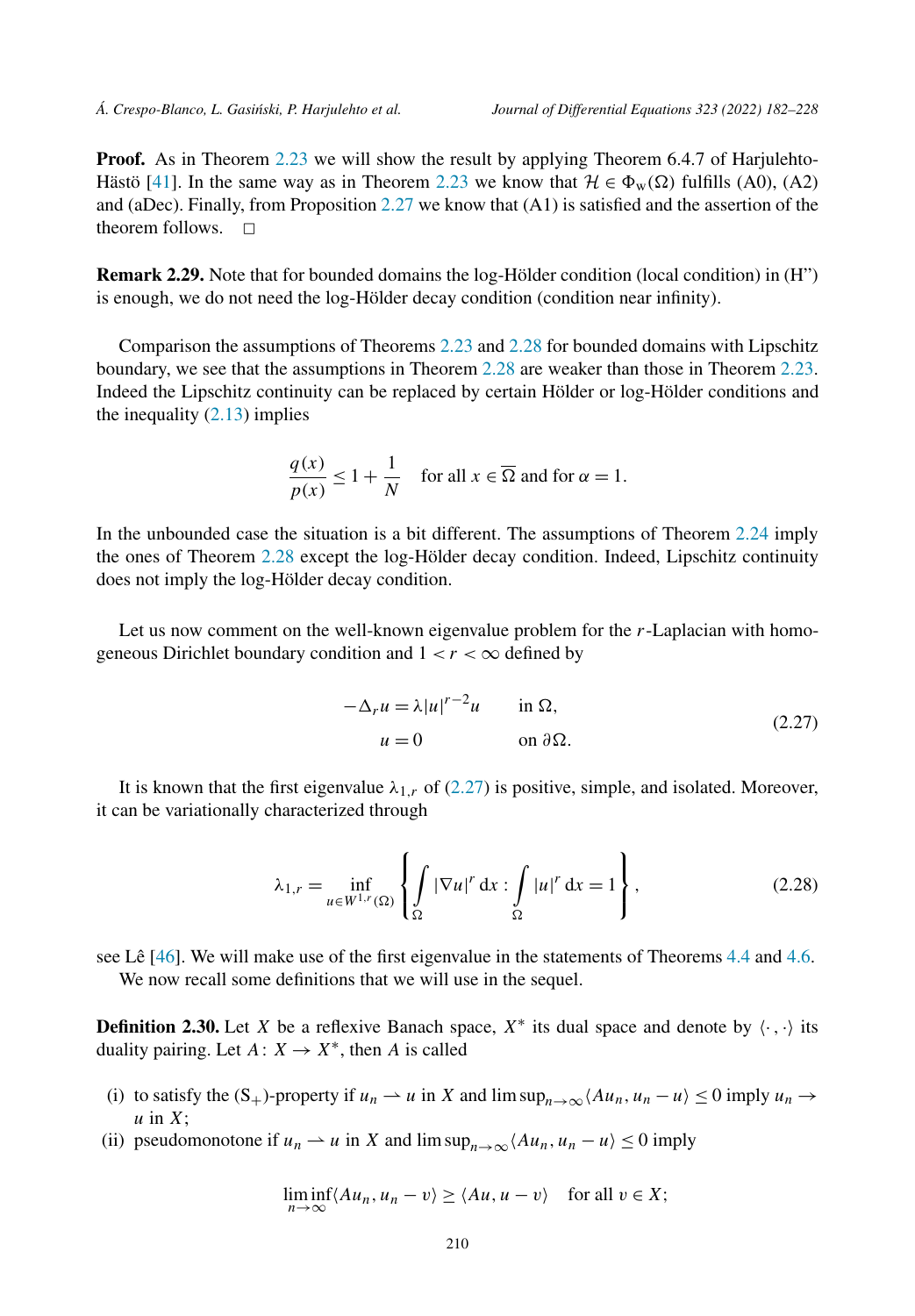**Proof.** As in Theorem 2.23 we will show the result by applying Theorem 6.4.7 of Harjulehto-Hästö [41]. In the same way as in Theorem 2.23 we know that $\mathcal{H} \in \Phi_{\mathrm{w}}(\Omega)$ fulfills (A0), (A2) and (aDec). Finally, from Proposition 2.27 we know that (A1) is satisfied and the assertion of the theorem follows. $\square$

**Remark 2.29.** Note that for bounded domains the log-Hölder condition (local condition) in (H”) is enough, we do not need the log-Hölder decay condition (condition near infinity).

Comparison the assumptions of Theorems 2.23 and 2.28 for bounded domains with Lipschitz boundary, we see that the assumptions in Theorem 2.28 are weaker than those in Theorem 2.23. Indeed the Lipschitz continuity can be replaced by certain Hölder or log-Hölder conditions and the inequality (2.13) implies

$$\frac{q(x)}{p(x)} \leq 1 + \frac{1}{N} \quad \text{for all } x \in \overline{\Omega} \text{ and for } \alpha = 1.$$

In the unbounded case the situation is a bit different. The assumptions of Theorem 2.24 imply the ones of Theorem 2.28 except the log-Hölder decay condition. Indeed, Lipschitz continuity does not imply the log-Hölder decay condition.

Let us now comment on the well-known eigenvalue problem for the $r$-Laplacian with homogeneous Dirichlet boundary condition and $1 < r < \infty$ defined by

$$\begin{aligned} -\Delta_r u &= \lambda |u|^{r-2} u \qquad && \text{in } \Omega, \\ u &= 0 && \text{on } \partial\Omega. \end{aligned} \tag{2.27}$$

It is known that the first eigenvalue $\lambda_{1,r}$ of (2.27) is positive, simple, and isolated. Moreover, it can be variationally characterized through

$$\lambda_{1,r} = \inf_{u \in W^{1,r}(\Omega)} \left\{ \int_\Omega |\nabla u|^r \,\mathrm{d}x : \int_\Omega |u|^r \,\mathrm{d}x = 1 \right\}, \tag{2.28}$$

see Lê [46]. We will make use of the first eigenvalue in the statements of Theorems 4.4 and 4.6.

We now recall some definitions that we will use in the sequel.

**Definition 2.30.** Let $X$ be a reflexive Banach space, $X^*$ its dual space and denote by $\langle \cdot, \cdot \rangle$ its duality pairing. Let $A \colon X \to X^*$, then $A$ is called

(i) to satisfy the $(\mathrm{S}_+)$-property if $u_n \rightharpoonup u$ in $X$ and $\limsup_{n\to\infty} \langle Au_n, u_n - u \rangle \leq 0$ imply $u_n \to u$ in $X$;

(ii) pseudomonotone if $u_n \rightharpoonup u$ in $X$ and $\limsup_{n\to\infty} \langle Au_n, u_n - u \rangle \leq 0$ imply

$$\liminf_{n\to\infty} \langle Au_n, u_n - v \rangle \geq \langle Au, u - v \rangle \quad \text{for all } v \in X;$$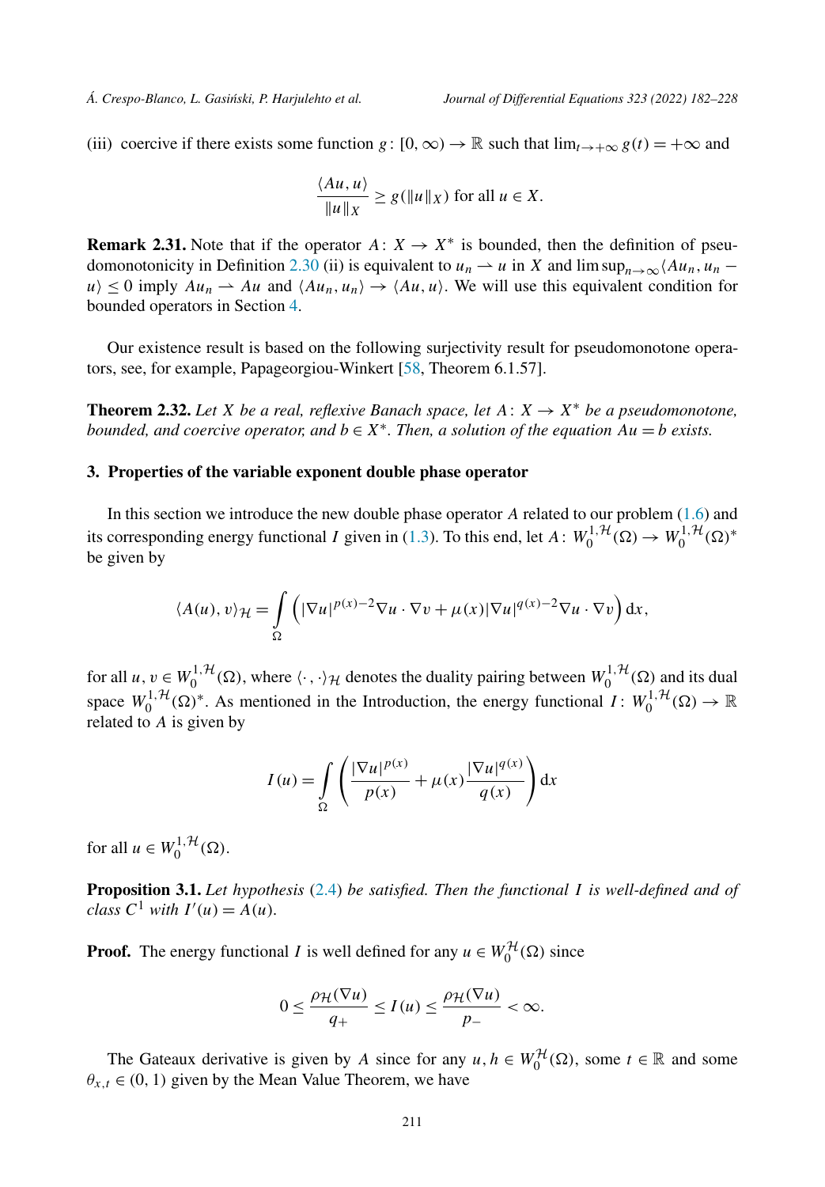(iii) coercive if there exists some function $g\colon [0,\infty) \to \mathbb{R}$ such that $\lim_{t\to+\infty} g(t) = +\infty$ and

$$\frac{\langle Au, u\rangle}{\|u\|_X} \geq g(\|u\|_X) \text{ for all } u \in X.$$

**Remark 2.31.** Note that if the operator $A\colon X \to X^*$ is bounded, then the definition of pseudomonotonicity in Definition 2.30 (ii) is equivalent to $u_n \rightharpoonup u$ in $X$ and $\limsup_{n\to\infty}\langle Au_n, u_n - u\rangle \leq 0$ imply $Au_n \rightharpoonup Au$ and $\langle Au_n, u_n\rangle \to \langle Au, u\rangle$. We will use this equivalent condition for bounded operators in Section 4.

Our existence result is based on the following surjectivity result for pseudomonotone operators, see, for example, Papageorgiou-Winkert [58, Theorem 6.1.57].

**Theorem 2.32.** *Let $X$ be a real, reflexive Banach space, let $A\colon X \to X^*$ be a pseudomonotone, bounded, and coercive operator, and $b \in X^*$. Then, a solution of the equation $Au = b$ exists.*

## 3. Properties of the variable exponent double phase operator

In this section we introduce the new double phase operator $A$ related to our problem (1.6) and its corresponding energy functional $I$ given in (1.3). To this end, let $A\colon W_0^{1,\mathcal{H}}(\Omega) \to W_0^{1,\mathcal{H}}(\Omega)^*$ be given by

$$\langle A(u), v\rangle_{\mathcal{H}} = \int_\Omega \left(|\nabla u|^{p(x)-2}\nabla u \cdot \nabla v + \mu(x)|\nabla u|^{q(x)-2}\nabla u \cdot \nabla v\right) \mathrm{d}x,$$

for all $u, v \in W_0^{1,\mathcal{H}}(\Omega)$, where $\langle\cdot,\cdot\rangle_{\mathcal{H}}$ denotes the duality pairing between $W_0^{1,\mathcal{H}}(\Omega)$ and its dual space $W_0^{1,\mathcal{H}}(\Omega)^*$. As mentioned in the Introduction, the energy functional $I\colon W_0^{1,\mathcal{H}}(\Omega) \to \mathbb{R}$ related to $A$ is given by

$$I(u) = \int_\Omega \left(\frac{|\nabla u|^{p(x)}}{p(x)} + \mu(x)\frac{|\nabla u|^{q(x)}}{q(x)}\right) \mathrm{d}x$$

for all $u \in W_0^{1,\mathcal{H}}(\Omega)$.

**Proposition 3.1.** *Let hypothesis (2.4) be satisfied. Then the functional $I$ is well-defined and of class $C^1$ with $I'(u) = A(u)$.*

**Proof.** The energy functional $I$ is well defined for any $u \in W_0^{\mathcal{H}}(\Omega)$ since

$$0 \leq \frac{\rho_{\mathcal{H}}(\nabla u)}{q_+} \leq I(u) \leq \frac{\rho_{\mathcal{H}}(\nabla u)}{p_-} < \infty.$$

The Gateaux derivative is given by $A$ since for any $u, h \in W_0^{\mathcal{H}}(\Omega)$, some $t \in \mathbb{R}$ and some $\theta_{x,t} \in (0,1)$ given by the Mean Value Theorem, we have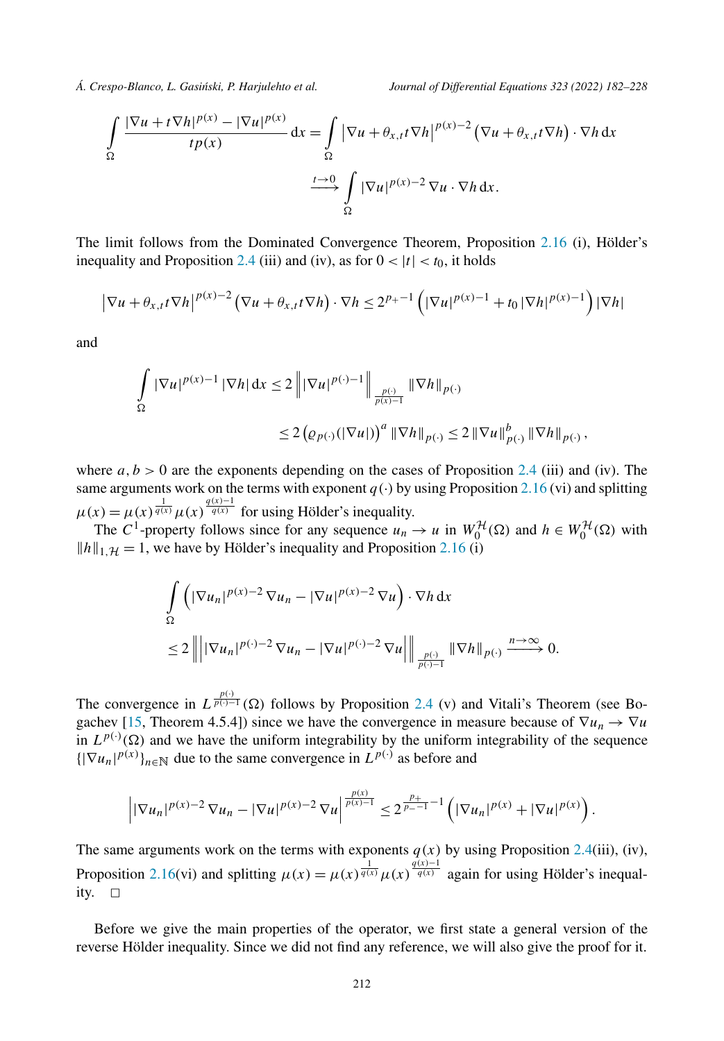$$
\int_\Omega \frac{|\nabla u + t\nabla h|^{p(x)} - |\nabla u|^{p(x)}}{tp(x)} \,\mathrm{d}x = \int_\Omega \left|\nabla u + \theta_{x,t} t\nabla h\right|^{p(x)-2} \left(\nabla u + \theta_{x,t} t\nabla h\right) \cdot \nabla h \,\mathrm{d}x
$$

$$
\xrightarrow{t\to 0} \int_\Omega |\nabla u|^{p(x)-2} \nabla u \cdot \nabla h \,\mathrm{d}x.
$$

The limit follows from the Dominated Convergence Theorem, Proposition 2.16 (i), Hölder's inequality and Proposition 2.4 (iii) and (iv), as for $0 < |t| < t_0$, it holds

$$
\left|\nabla u + \theta_{x,t} t\nabla h\right|^{p(x)-2} \left(\nabla u + \theta_{x,t} t\nabla h\right) \cdot \nabla h \le 2^{p_+-1} \left(|\nabla u|^{p(x)-1} + t_0 |\nabla h|^{p(x)-1}\right) |\nabla h|
$$

and

$$
\int_\Omega |\nabla u|^{p(x)-1} |\nabla h| \,\mathrm{d}x \le 2 \left\| |\nabla u|^{p(\cdot)-1} \right\|_{\frac{p(\cdot)}{p(x)-1}} \|\nabla h\|_{p(\cdot)}
$$

$$
\le 2 \left(\varrho_{p(\cdot)}(|\nabla u|)\right)^a \|\nabla h\|_{p(\cdot)} \le 2 \|\nabla u\|_{p(\cdot)}^b \|\nabla h\|_{p(\cdot)},
$$

where $a, b > 0$ are the exponents depending on the cases of Proposition 2.4 (iii) and (iv). The same arguments work on the terms with exponent $q(\cdot)$ by using Proposition 2.16 (vi) and splitting $\mu(x) = \mu(x)^{\frac{1}{q(x)}} \mu(x)^{\frac{q(x)-1}{q(x)}}$ for using Hölder's inequality.

The $C^1$-property follows since for any sequence $u_n \to u$ in $W_0^{\mathcal{H}}(\Omega)$ and $h \in W_0^{\mathcal{H}}(\Omega)$ with $\|h\|_{1,\mathcal{H}} = 1$, we have by Hölder's inequality and Proposition 2.16 (i)

$$
\int_\Omega \left(|\nabla u_n|^{p(x)-2} \nabla u_n - |\nabla u|^{p(x)-2} \nabla u\right) \cdot \nabla h \,\mathrm{d}x
$$

$$
\le 2 \left\| \left| |\nabla u_n|^{p(\cdot)-2} \nabla u_n - |\nabla u|^{p(\cdot)-2} \nabla u \right| \right\|_{\frac{p(\cdot)}{p(\cdot)-1}} \|\nabla h\|_{p(\cdot)} \xrightarrow{n\to\infty} 0.
$$

The convergence in $L^{\frac{p(\cdot)}{p(\cdot)-1}}(\Omega)$ follows by Proposition 2.4 (v) and Vitali's Theorem (see Bogachev [15, Theorem 4.5.4]) since we have the convergence in measure because of $\nabla u_n \to \nabla u$ in $L^{p(\cdot)}(\Omega)$ and we have the uniform integrability by the uniform integrability of the sequence $\{|\nabla u_n|^{p(x)}\}_{n\in\mathbb{N}}$ due to the same convergence in $L^{p(\cdot)}$ as before and

$$
\left| |\nabla u_n|^{p(x)-2} \nabla u_n - |\nabla u|^{p(x)-2} \nabla u \right|^{\frac{p(x)}{p(x)-1}} \le 2^{\frac{p_+}{p_--1}-1} \left(|\nabla u_n|^{p(x)} + |\nabla u|^{p(x)}\right).
$$

The same arguments work on the terms with exponents $q(x)$ by using Proposition 2.4(iii), (iv), Proposition 2.16(vi) and splitting $\mu(x) = \mu(x)^{\frac{1}{q(x)}} \mu(x)^{\frac{q(x)-1}{q(x)}}$ again for using Hölder's inequality. $\square$

Before we give the main properties of the operator, we first state a general version of the reverse Hölder inequality. Since we did not find any reference, we will also give the proof for it.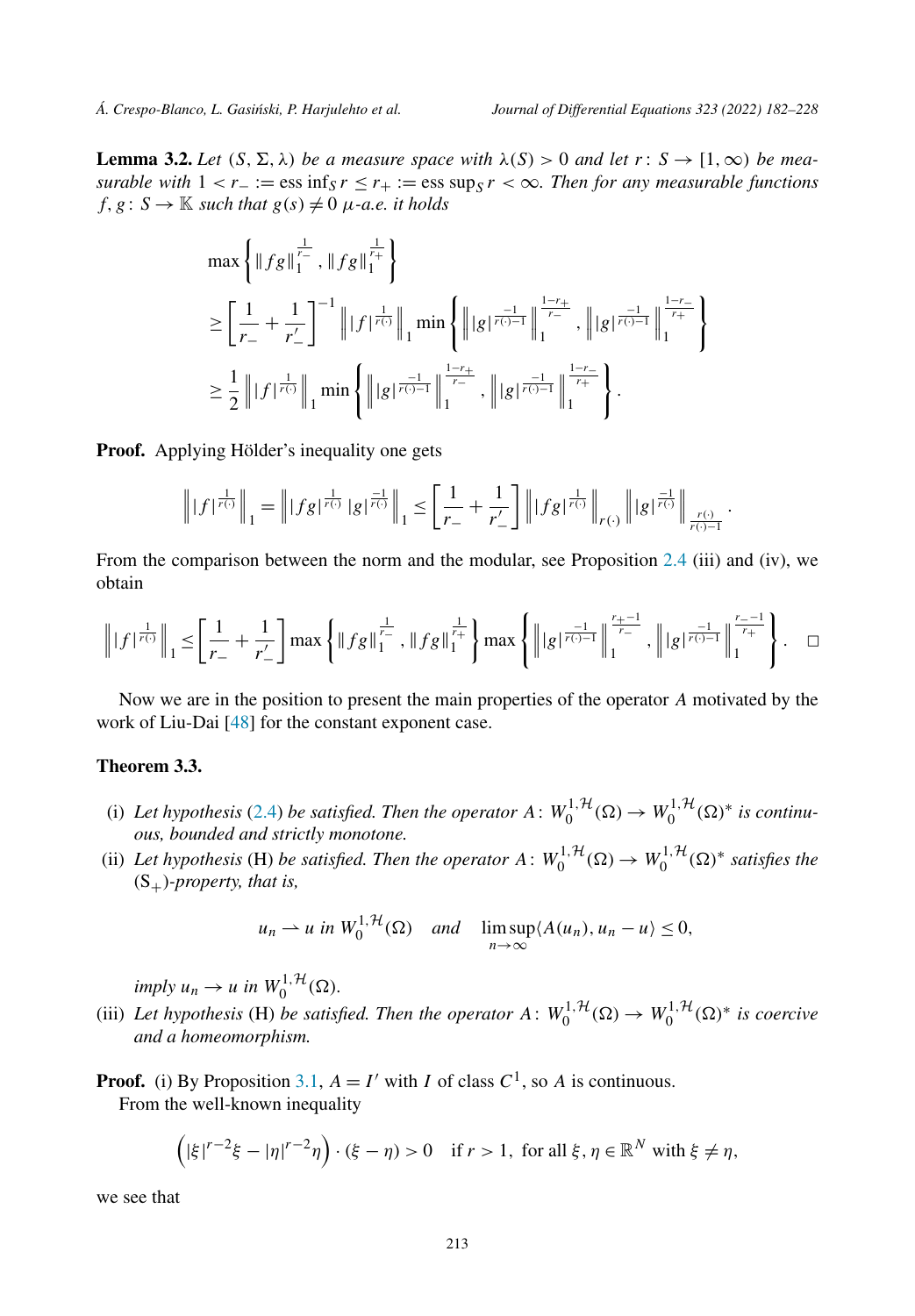**Lemma 3.2.** *Let $(S, \Sigma, \lambda)$ be a measure space with $\lambda(S) > 0$ and let $r\colon S \to [1, \infty)$ be measurable with $1 < r_- := \operatorname{ess\,inf}_S r \le r_+ := \operatorname{ess\,sup}_S r < \infty$. Then for any measurable functions $f, g\colon S \to \mathbb{K}$ such that $g(s) \neq 0$ $\mu$-a.e. it holds*

$$
\begin{aligned}
&\max\left\{ \|fg\|_1^{\frac{1}{r_-}}, \|fg\|_1^{\frac{1}{r_+}} \right\} \\
&\ge \left[\frac{1}{r_-} + \frac{1}{r_-'}\right]^{-1} \left\| |f|^{\frac{1}{r(\cdot)}} \right\|_1 \min\left\{ \left\| |g|^{\frac{-1}{r(\cdot)-1}} \right\|_1^{\frac{1-r_+}{r_-}}, \left\| |g|^{\frac{-1}{r(\cdot)-1}} \right\|_1^{\frac{1-r_-}{r_+}} \right\} \\
&\ge \frac{1}{2} \left\| |f|^{\frac{1}{r(\cdot)}} \right\|_1 \min\left\{ \left\| |g|^{\frac{-1}{r(\cdot)-1}} \right\|_1^{\frac{1-r_+}{r_-}}, \left\| |g|^{\frac{-1}{r(\cdot)-1}} \right\|_1^{\frac{1-r_-}{r_+}} \right\}.
\end{aligned}
$$

**Proof.** Applying Hölder's inequality one gets

$$
\left\| |f|^{\frac{1}{r(\cdot)}} \right\|_1 = \left\| |fg|^{\frac{1}{r(\cdot)}} |g|^{\frac{-1}{r(\cdot)}} \right\|_1 \le \left[\frac{1}{r_-} + \frac{1}{r_-'}\right] \left\| |fg|^{\frac{1}{r(\cdot)}} \right\|_{r(\cdot)} \left\| |g|^{\frac{-1}{r(\cdot)}} \right\|_{\frac{r(\cdot)}{r(\cdot)-1}}.
$$

From the comparison between the norm and the modular, see Proposition 2.4 (iii) and (iv), we obtain

$$
\left\| |f|^{\frac{1}{r(\cdot)}} \right\|_1 \le \left[\frac{1}{r_-} + \frac{1}{r_-'}\right] \max\left\{ \|fg\|_1^{\frac{1}{r_-}}, \|fg\|_1^{\frac{1}{r_+}} \right\} \max\left\{ \left\| |g|^{\frac{-1}{r(\cdot)-1}} \right\|_1^{\frac{r_+-1}{r_-}}, \left\| |g|^{\frac{-1}{r(\cdot)-1}} \right\|_1^{\frac{r_--1}{r_+}} \right\}. \quad \square
$$

Now we are in the position to present the main properties of the operator $A$ motivated by the work of Liu-Dai [48] for the constant exponent case.

**Theorem 3.3.**

(i) *Let hypothesis (2.4) be satisfied. Then the operator $A\colon W_0^{1,\mathcal{H}}(\Omega) \to W_0^{1,\mathcal{H}}(\Omega)^*$ is continuous, bounded and strictly monotone.*

(ii) *Let hypothesis (H) be satisfied. Then the operator $A\colon W_0^{1,\mathcal{H}}(\Omega) \to W_0^{1,\mathcal{H}}(\Omega)^*$ satisfies the $(\mathrm{S}_+)$-property, that is,*

$$
u_n \rightharpoonup u \text{ in } W_0^{1,\mathcal{H}}(\Omega) \quad \text{and} \quad \limsup_{n\to\infty} \langle A(u_n), u_n - u \rangle \le 0,
$$

*imply $u_n \to u$ in $W_0^{1,\mathcal{H}}(\Omega)$.*

(iii) *Let hypothesis (H) be satisfied. Then the operator $A\colon W_0^{1,\mathcal{H}}(\Omega) \to W_0^{1,\mathcal{H}}(\Omega)^*$ is coercive and a homeomorphism.*

**Proof.** (i) By Proposition 3.1, $A = I'$ with $I$ of class $C^1$, so $A$ is continuous.

From the well-known inequality

$$
\left(|\xi|^{r-2}\xi - |\eta|^{r-2}\eta\right) \cdot (\xi - \eta) > 0 \quad \text{if } r > 1, \text{ for all } \xi, \eta \in \mathbb{R}^N \text{ with } \xi \neq \eta,
$$

we see that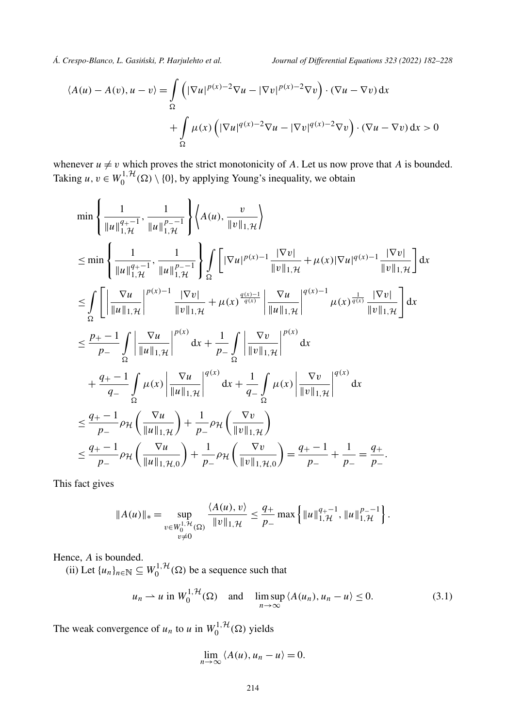$$\langle A(u) - A(v), u - v\rangle = \int\limits_\Omega \left( |\nabla u|^{p(x)-2}\nabla u - |\nabla v|^{p(x)-2}\nabla v \right) \cdot (\nabla u - \nabla v)\,\mathrm{d}x$$
$$+ \int\limits_\Omega \mu(x) \left( |\nabla u|^{q(x)-2}\nabla u - |\nabla v|^{q(x)-2}\nabla v \right) \cdot (\nabla u - \nabla v)\,\mathrm{d}x > 0$$

whenever $u \neq v$ which proves the strict monotonicity of $A$. Let us now prove that $A$ is bounded. Taking $u, v \in W_0^{1,\mathcal{H}}(\Omega) \setminus \{0\}$, by applying Young's inequality, we obtain

$$\begin{aligned}
&\min\left\{ \frac{1}{\|u\|_{1,\mathcal{H}}^{q_+-1}}, \frac{1}{\|u\|_{1,\mathcal{H}}^{p_--1}} \right\} \left\langle A(u), \frac{v}{\|v\|_{1,\mathcal{H}}} \right\rangle \\
&\leq \min\left\{ \frac{1}{\|u\|_{1,\mathcal{H}}^{q_+-1}}, \frac{1}{\|u\|_{1,\mathcal{H}}^{p_--1}} \right\} \int\limits_\Omega \left[ |\nabla u|^{p(x)-1} \frac{|\nabla v|}{\|v\|_{1,\mathcal{H}}} + \mu(x) |\nabla u|^{q(x)-1} \frac{|\nabla v|}{\|v\|_{1,\mathcal{H}}} \right] \mathrm{d}x \\
&\leq \int\limits_\Omega \left[ \left| \frac{\nabla u}{\|u\|_{1,\mathcal{H}}} \right|^{p(x)-1} \frac{|\nabla v|}{\|v\|_{1,\mathcal{H}}} + \mu(x)^{\frac{q(x)-1}{q(x)}} \left| \frac{\nabla u}{\|u\|_{1,\mathcal{H}}} \right|^{q(x)-1} \mu(x)^{\frac{1}{q(x)}} \frac{|\nabla v|}{\|v\|_{1,\mathcal{H}}} \right] \mathrm{d}x \\
&\leq \frac{p_+ - 1}{p_-} \int\limits_\Omega \left| \frac{\nabla u}{\|u\|_{1,\mathcal{H}}} \right|^{p(x)} \mathrm{d}x + \frac{1}{p_-} \int\limits_\Omega \left| \frac{\nabla v}{\|v\|_{1,\mathcal{H}}} \right|^{p(x)} \mathrm{d}x \\
&\quad + \frac{q_+ - 1}{q_-} \int\limits_\Omega \mu(x) \left| \frac{\nabla u}{\|u\|_{1,\mathcal{H}}} \right|^{q(x)} \mathrm{d}x + \frac{1}{q_-} \int\limits_\Omega \mu(x) \left| \frac{\nabla v}{\|v\|_{1,\mathcal{H}}} \right|^{q(x)} \mathrm{d}x \\
&\leq \frac{q_+ - 1}{p_-} \rho_{\mathcal{H}} \left( \frac{\nabla u}{\|u\|_{1,\mathcal{H}}} \right) + \frac{1}{p_-} \rho_{\mathcal{H}} \left( \frac{\nabla v}{\|v\|_{1,\mathcal{H}}} \right) \\
&\leq \frac{q_+ - 1}{p_-} \rho_{\mathcal{H}} \left( \frac{\nabla u}{\|u\|_{1,\mathcal{H},0}} \right) + \frac{1}{p_-} \rho_{\mathcal{H}} \left( \frac{\nabla v}{\|v\|_{1,\mathcal{H},0}} \right) = \frac{q_+ - 1}{p_-} + \frac{1}{p_-} = \frac{q_+}{p_-}.
\end{aligned}$$

This fact gives

$$\|A(u)\|_* = \sup_{\substack{v \in W_0^{1,\mathcal{H}}(\Omega) \\ v \neq 0}} \frac{\langle A(u), v\rangle}{\|v\|_{1,\mathcal{H}}} \leq \frac{q_+}{p_-} \max\left\{ \|u\|_{1,\mathcal{H}}^{q_+-1}, \|u\|_{1,\mathcal{H}}^{p_--1} \right\}.$$

Hence, $A$ is bounded.

(ii) Let $\{u_n\}_{n\in\mathbb{N}} \subseteq W_0^{1,\mathcal{H}}(\Omega)$ be a sequence such that

$$u_n \rightharpoonup u \text{ in } W_0^{1,\mathcal{H}}(\Omega) \quad \text{and} \quad \limsup_{n\to\infty} \langle A(u_n), u_n - u\rangle \leq 0. \tag{3.1}$$

The weak convergence of $u_n$ to $u$ in $W_0^{1,\mathcal{H}}(\Omega)$ yields

$$\lim_{n\to\infty} \langle A(u), u_n - u\rangle = 0.$$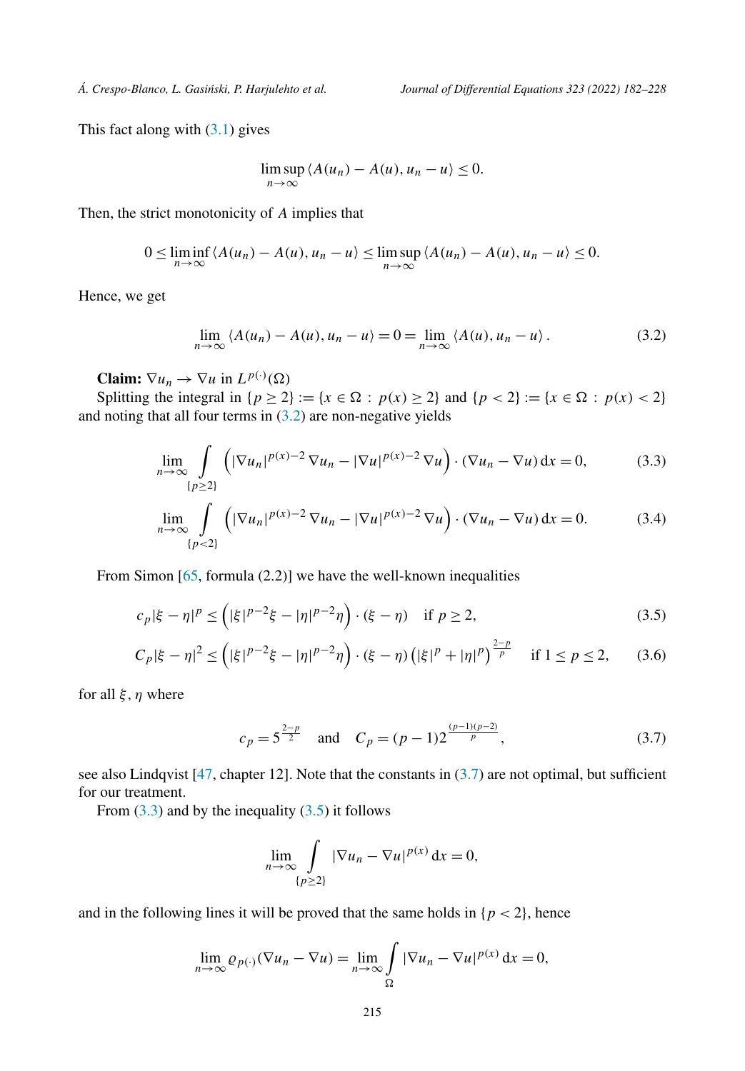This fact along with (3.1) gives

$$\limsup_{n\to\infty} \langle A(u_n) - A(u), u_n - u\rangle \leq 0.$$

Then, the strict monotonicity of $A$ implies that

$$0 \leq \liminf_{n\to\infty} \langle A(u_n) - A(u), u_n - u\rangle \leq \limsup_{n\to\infty} \langle A(u_n) - A(u), u_n - u\rangle \leq 0.$$

Hence, we get

$$\lim_{n\to\infty} \langle A(u_n) - A(u), u_n - u\rangle = 0 = \lim_{n\to\infty} \langle A(u), u_n - u\rangle . \tag{3.2}$$

**Claim:** $\nabla u_n \to \nabla u$ in $L^{p(\cdot)}(\Omega)$

Splitting the integral in $\{p \geq 2\} := \{x \in \Omega : p(x) \geq 2\}$ and $\{p < 2\} := \{x \in \Omega : p(x) < 2\}$ and noting that all four terms in (3.2) are non-negative yields

$$\lim_{n\to\infty} \int\limits_{\{p\geq 2\}} \left(|\nabla u_n|^{p(x)-2} \nabla u_n - |\nabla u|^{p(x)-2} \nabla u\right) \cdot (\nabla u_n - \nabla u)\,\mathrm{d}x = 0, \tag{3.3}$$

$$\lim_{n\to\infty} \int\limits_{\{p<2\}} \left(|\nabla u_n|^{p(x)-2} \nabla u_n - |\nabla u|^{p(x)-2} \nabla u\right) \cdot (\nabla u_n - \nabla u)\,\mathrm{d}x = 0. \tag{3.4}$$

From Simon [65, formula (2.2)] we have the well-known inequalities

$$c_p|\xi - \eta|^p \leq \left(|\xi|^{p-2}\xi - |\eta|^{p-2}\eta\right) \cdot (\xi - \eta) \quad \text{if } p \geq 2, \tag{3.5}$$

$$C_p|\xi - \eta|^2 \leq \left(|\xi|^{p-2}\xi - |\eta|^{p-2}\eta\right) \cdot (\xi - \eta) \left(|\xi|^p + |\eta|^p\right)^{\frac{2-p}{p}} \quad \text{if } 1 \leq p \leq 2, \tag{3.6}$$

for all $\xi, \eta$ where

$$c_p = 5^{\frac{2-p}{2}} \quad \text{and} \quad C_p = (p-1)2^{\frac{(p-1)(p-2)}{p}}, \tag{3.7}$$

see also Lindqvist [47, chapter 12]. Note that the constants in (3.7) are not optimal, but sufficient for our treatment.

From (3.3) and by the inequality (3.5) it follows

$$\lim_{n\to\infty} \int\limits_{\{p\geq 2\}} |\nabla u_n - \nabla u|^{p(x)}\,\mathrm{d}x = 0,$$

and in the following lines it will be proved that the same holds in $\{p < 2\}$, hence

$$\lim_{n\to\infty} \varrho_{p(\cdot)}(\nabla u_n - \nabla u) = \lim_{n\to\infty} \int\limits_{\Omega} |\nabla u_n - \nabla u|^{p(x)}\,\mathrm{d}x = 0,$$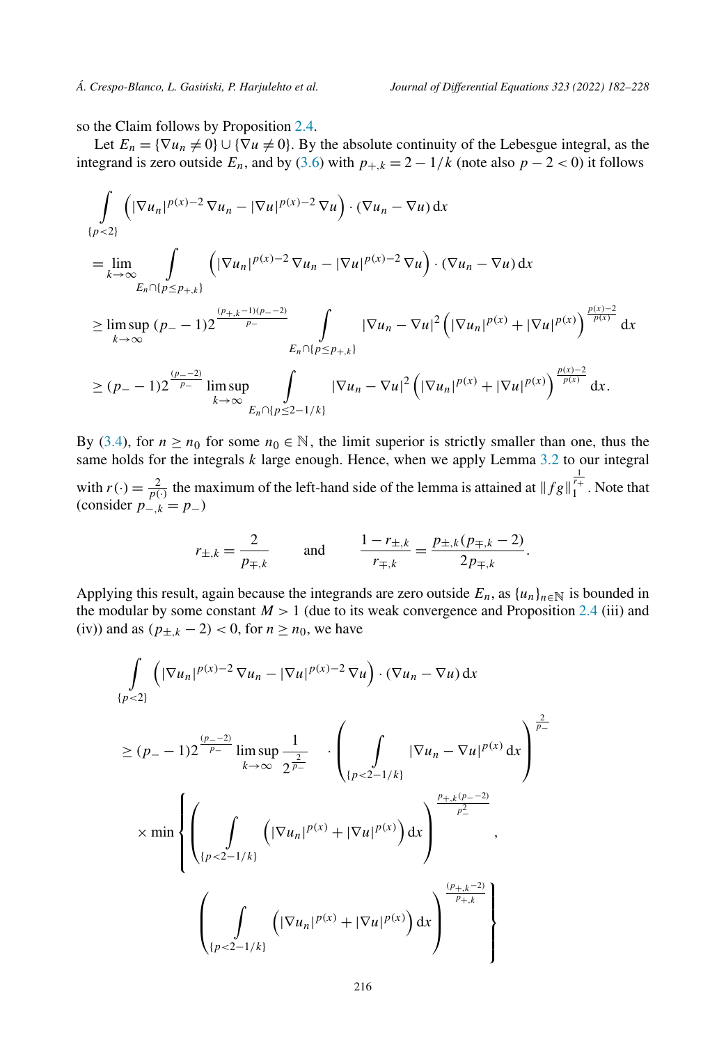so the Claim follows by Proposition 2.4.

Let $E_n = \{\nabla u_n \neq 0\} \cup \{\nabla u \neq 0\}$. By the absolute continuity of the Lebesgue integral, as the integrand is zero outside $E_n$, and by (3.6) with $p_{+,k} = 2 - 1/k$ (note also $p - 2 < 0$) it follows

$$
\begin{aligned}
&\int_{\{p<2\}} \left( |\nabla u_n|^{p(x)-2} \nabla u_n - |\nabla u|^{p(x)-2} \nabla u \right) \cdot (\nabla u_n - \nabla u) \, \mathrm{d}x \\
&= \lim_{k\to\infty} \int_{E_n \cap \{p \le p_{+,k}\}} \left( |\nabla u_n|^{p(x)-2} \nabla u_n - |\nabla u|^{p(x)-2} \nabla u \right) \cdot (\nabla u_n - \nabla u) \, \mathrm{d}x \\
&\ge \limsup_{k\to\infty} (p_- - 1) 2^{\frac{(p_{+,k}-1)(p_- - 2)}{p_-}} \int_{E_n \cap \{p \le p_{+,k}\}} |\nabla u_n - \nabla u|^2 \left( |\nabla u_n|^{p(x)} + |\nabla u|^{p(x)} \right)^{\frac{p(x)-2}{p(x)}} \mathrm{d}x \\
&\ge (p_- - 1) 2^{\frac{(p_- - 2)}{p_-}} \limsup_{k\to\infty} \int_{E_n \cap \{p \le 2 - 1/k\}} |\nabla u_n - \nabla u|^2 \left( |\nabla u_n|^{p(x)} + |\nabla u|^{p(x)} \right)^{\frac{p(x)-2}{p(x)}} \mathrm{d}x.
\end{aligned}
$$

By (3.4), for $n \ge n_0$ for some $n_0 \in \mathbb{N}$, the limit superior is strictly smaller than one, thus the same holds for the integrals $k$ large enough. Hence, when we apply Lemma 3.2 to our integral with $r(\cdot) = \frac{2}{p(\cdot)}$ the maximum of the left-hand side of the lemma is attained at $\|fg\|_1^{\frac{1}{r_+}}$. Note that (consider $p_{-,k} = p_-$)

$$
r_{\pm,k} = \frac{2}{p_{\mp,k}} \qquad \text{and} \qquad \frac{1 - r_{\pm,k}}{r_{\mp,k}} = \frac{p_{\pm,k}(p_{\mp,k} - 2)}{2 p_{\mp,k}}.
$$

Applying this result, again because the integrands are zero outside $E_n$, as $\{u_n\}_{n\in\mathbb{N}}$ is bounded in the modular by some constant $M > 1$ (due to its weak convergence and Proposition 2.4 (iii) and (iv)) and as $(p_{\pm,k} - 2) < 0$, for $n \ge n_0$, we have

$$
\begin{aligned}
&\int_{\{p<2\}} \left( |\nabla u_n|^{p(x)-2} \nabla u_n - |\nabla u|^{p(x)-2} \nabla u \right) \cdot (\nabla u_n - \nabla u) \, \mathrm{d}x \\
&\ge (p_- - 1) 2^{\frac{(p_- - 2)}{p_-}} \limsup_{k\to\infty} \frac{1}{2^{\frac{2}{p_-}}} \cdot \left( \int_{\{p<2-1/k\}} |\nabla u_n - \nabla u|^{p(x)} \, \mathrm{d}x \right)^{\frac{2}{p_-}} \\
&\quad \times \min \left\{ \left( \int_{\{p<2-1/k\}} \left( |\nabla u_n|^{p(x)} + |\nabla u|^{p(x)} \right) \mathrm{d}x \right)^{\frac{p_{+,k}(p_- - 2)}{p_-^2}}, \right. \\
&\qquad \left. \left( \int_{\{p<2-1/k\}} \left( |\nabla u_n|^{p(x)} + |\nabla u|^{p(x)} \right) \mathrm{d}x \right)^{\frac{(p_{+,k}-2)}{p_{+,k}}} \right\}
\end{aligned}
$$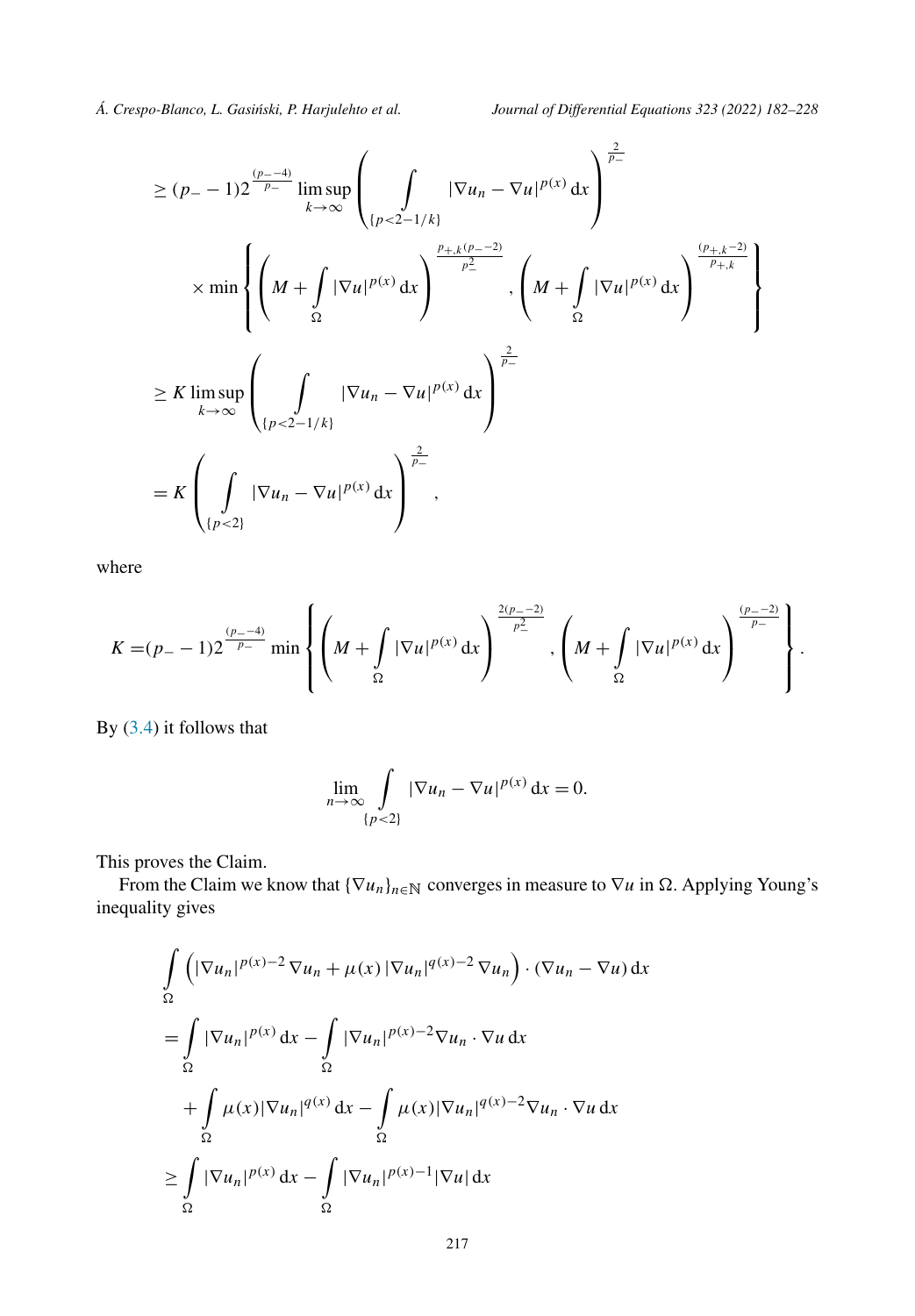$$
\begin{aligned}
&\geq (p_- - 1) 2^{\frac{(p_- - 4)}{p_-}} \limsup_{k\to\infty} \left( \int\limits_{\{p<2-1/k\}} |\nabla u_n - \nabla u|^{p(x)} \, \mathrm{d}x \right)^{\frac{2}{p_-}} \\
&\quad \times \min \left\{ \left( M + \int\limits_\Omega |\nabla u|^{p(x)} \, \mathrm{d}x \right)^{\frac{p_{+,k}(p_- - 2)}{p_-^2}}, \left( M + \int\limits_\Omega |\nabla u|^{p(x)} \, \mathrm{d}x \right)^{\frac{(p_{+,k} - 2)}{p_{+,k}}} \right\} \\
&\geq K \limsup_{k\to\infty} \left( \int\limits_{\{p<2-1/k\}} |\nabla u_n - \nabla u|^{p(x)} \, \mathrm{d}x \right)^{\frac{2}{p_-}} \\
&= K \left( \int\limits_{\{p<2\}} |\nabla u_n - \nabla u|^{p(x)} \, \mathrm{d}x \right)^{\frac{2}{p_-}},
\end{aligned}
$$

where

$$
K = (p_- - 1) 2^{\frac{(p_- - 4)}{p_-}} \min \left\{ \left( M + \int\limits_\Omega |\nabla u|^{p(x)} \, \mathrm{d}x \right)^{\frac{2(p_- - 2)}{p_-^2}}, \left( M + \int\limits_\Omega |\nabla u|^{p(x)} \, \mathrm{d}x \right)^{\frac{(p_- - 2)}{p_-}} \right\}.
$$

By (3.4) it follows that

$$
\lim_{n\to\infty} \int\limits_{\{p<2\}} |\nabla u_n - \nabla u|^{p(x)} \, \mathrm{d}x = 0.
$$

This proves the Claim.

From the Claim we know that $\{\nabla u_n\}_{n\in\mathbb{N}}$ converges in measure to $\nabla u$ in $\Omega$. Applying Young's inequality gives

$$
\begin{aligned}
&\int\limits_\Omega \left( |\nabla u_n|^{p(x)-2} \nabla u_n + \mu(x) |\nabla u_n|^{q(x)-2} \nabla u_n \right) \cdot (\nabla u_n - \nabla u) \, \mathrm{d}x \\
&= \int\limits_\Omega |\nabla u_n|^{p(x)} \, \mathrm{d}x - \int\limits_\Omega |\nabla u_n|^{p(x)-2} \nabla u_n \cdot \nabla u \, \mathrm{d}x \\
&\quad + \int\limits_\Omega \mu(x) |\nabla u_n|^{q(x)} \, \mathrm{d}x - \int\limits_\Omega \mu(x) |\nabla u_n|^{q(x)-2} \nabla u_n \cdot \nabla u \, \mathrm{d}x \\
&\geq \int\limits_\Omega |\nabla u_n|^{p(x)} \, \mathrm{d}x - \int\limits_\Omega |\nabla u_n|^{p(x)-1} |\nabla u| \, \mathrm{d}x
\end{aligned}
$$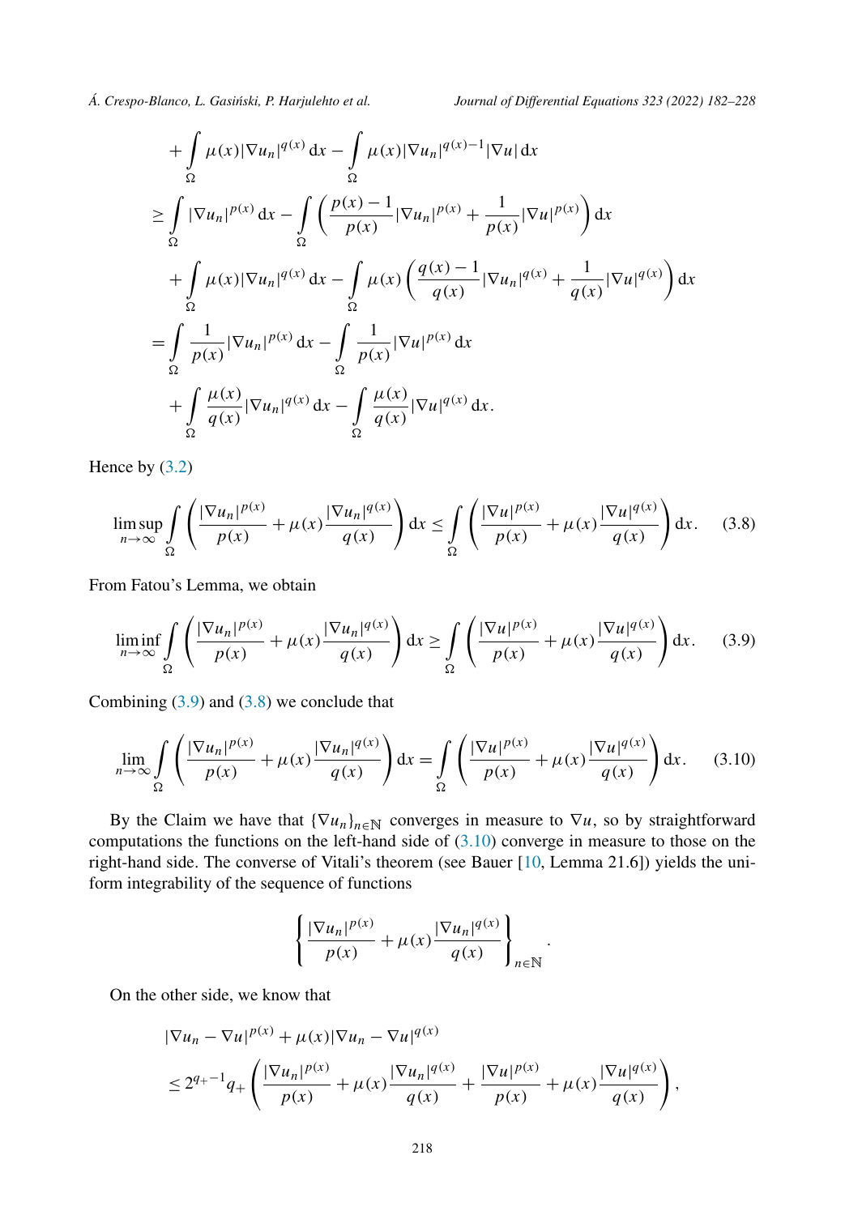$$
\begin{aligned}
&+\int_\Omega \mu(x)|\nabla u_n|^{q(x)}\,\mathrm{d}x-\int_\Omega \mu(x)|\nabla u_n|^{q(x)-1}|\nabla u|\,\mathrm{d}x\\
&\geq \int_\Omega |\nabla u_n|^{p(x)}\,\mathrm{d}x-\int_\Omega\left(\frac{p(x)-1}{p(x)}|\nabla u_n|^{p(x)}+\frac{1}{p(x)}|\nabla u|^{p(x)}\right)\mathrm{d}x\\
&\quad+\int_\Omega \mu(x)|\nabla u_n|^{q(x)}\,\mathrm{d}x-\int_\Omega \mu(x)\left(\frac{q(x)-1}{q(x)}|\nabla u_n|^{q(x)}+\frac{1}{q(x)}|\nabla u|^{q(x)}\right)\mathrm{d}x\\
&=\int_\Omega \frac{1}{p(x)}|\nabla u_n|^{p(x)}\,\mathrm{d}x-\int_\Omega \frac{1}{p(x)}|\nabla u|^{p(x)}\,\mathrm{d}x\\
&\quad+\int_\Omega \frac{\mu(x)}{q(x)}|\nabla u_n|^{q(x)}\,\mathrm{d}x-\int_\Omega \frac{\mu(x)}{q(x)}|\nabla u|^{q(x)}\,\mathrm{d}x.
\end{aligned}
$$

Hence by (3.2)

$$
\limsup_{n\to\infty}\int_\Omega\left(\frac{|\nabla u_n|^{p(x)}}{p(x)}+\mu(x)\frac{|\nabla u_n|^{q(x)}}{q(x)}\right)\mathrm{d}x\leq\int_\Omega\left(\frac{|\nabla u|^{p(x)}}{p(x)}+\mu(x)\frac{|\nabla u|^{q(x)}}{q(x)}\right)\mathrm{d}x. \tag{3.8}
$$

From Fatou's Lemma, we obtain

$$
\liminf_{n\to\infty}\int_\Omega\left(\frac{|\nabla u_n|^{p(x)}}{p(x)}+\mu(x)\frac{|\nabla u_n|^{q(x)}}{q(x)}\right)\mathrm{d}x\geq\int_\Omega\left(\frac{|\nabla u|^{p(x)}}{p(x)}+\mu(x)\frac{|\nabla u|^{q(x)}}{q(x)}\right)\mathrm{d}x. \tag{3.9}
$$

Combining (3.9) and (3.8) we conclude that

$$
\lim_{n\to\infty}\int_\Omega\left(\frac{|\nabla u_n|^{p(x)}}{p(x)}+\mu(x)\frac{|\nabla u_n|^{q(x)}}{q(x)}\right)\mathrm{d}x=\int_\Omega\left(\frac{|\nabla u|^{p(x)}}{p(x)}+\mu(x)\frac{|\nabla u|^{q(x)}}{q(x)}\right)\mathrm{d}x. \tag{3.10}
$$

By the Claim we have that $\{\nabla u_n\}_{n\in\mathbb{N}}$ converges in measure to $\nabla u$, so by straightforward computations the functions on the left-hand side of (3.10) converge in measure to those on the right-hand side. The converse of Vitali's theorem (see Bauer [10, Lemma 21.6]) yields the uniform integrability of the sequence of functions

$$
\left\{\frac{|\nabla u_n|^{p(x)}}{p(x)}+\mu(x)\frac{|\nabla u_n|^{q(x)}}{q(x)}\right\}_{n\in\mathbb{N}}.
$$

On the other side, we know that

$$
\begin{aligned}
&|\nabla u_n-\nabla u|^{p(x)}+\mu(x)|\nabla u_n-\nabla u|^{q(x)}\\
&\leq 2^{q_+-1}q_+\left(\frac{|\nabla u_n|^{p(x)}}{p(x)}+\mu(x)\frac{|\nabla u_n|^{q(x)}}{q(x)}+\frac{|\nabla u|^{p(x)}}{p(x)}+\mu(x)\frac{|\nabla u|^{q(x)}}{q(x)}\right),
\end{aligned}
$$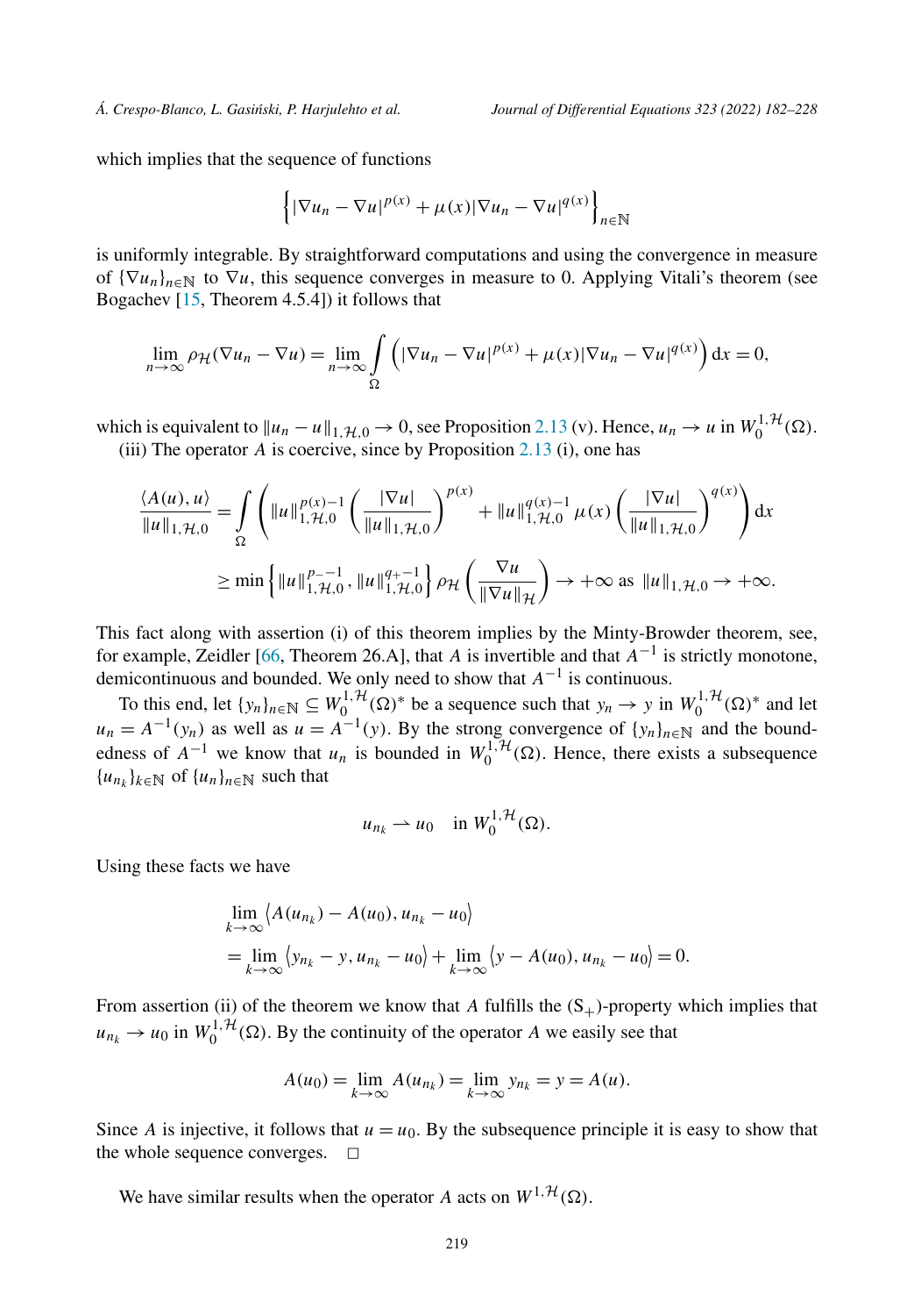which implies that the sequence of functions

$$\left\{|\nabla u_n - \nabla u|^{p(x)} + \mu(x)|\nabla u_n - \nabla u|^{q(x)}\right\}_{n\in\mathbb{N}}$$

is uniformly integrable. By straightforward computations and using the convergence in measure of $\{\nabla u_n\}_{n\in\mathbb{N}}$ to $\nabla u$, this sequence converges in measure to 0. Applying Vitali's theorem (see Bogachev [15, Theorem 4.5.4]) it follows that

$$\lim_{n\to\infty} \rho_{\mathcal{H}}(\nabla u_n - \nabla u) = \lim_{n\to\infty} \int\limits_{\Omega} \left( |\nabla u_n - \nabla u|^{p(x)} + \mu(x)|\nabla u_n - \nabla u|^{q(x)} \right) \mathrm{d}x = 0,$$

which is equivalent to $\|u_n - u\|_{1,\mathcal{H},0} \to 0$, see Proposition 2.13 (v). Hence, $u_n \to u$ in $W_0^{1,\mathcal{H}}(\Omega)$.

(iii) The operator $A$ is coercive, since by Proposition 2.13 (i), one has

$$\begin{aligned}
\frac{\langle A(u), u\rangle}{\|u\|_{1,\mathcal{H},0}} &= \int\limits_{\Omega} \left( \|u\|_{1,\mathcal{H},0}^{p(x)-1} \left( \frac{|\nabla u|}{\|u\|_{1,\mathcal{H},0}} \right)^{p(x)} + \|u\|_{1,\mathcal{H},0}^{q(x)-1} \mu(x) \left( \frac{|\nabla u|}{\|u\|_{1,\mathcal{H},0}} \right)^{q(x)} \right) \mathrm{d}x \\
&\geq \min\left\{ \|u\|_{1,\mathcal{H},0}^{p_- -1}, \|u\|_{1,\mathcal{H},0}^{q_+ -1} \right\} \rho_{\mathcal{H}} \left( \frac{\nabla u}{\|\nabla u\|_{\mathcal{H}}} \right) \to +\infty \text{ as } \|u\|_{1,\mathcal{H},0} \to +\infty.
\end{aligned}$$

This fact along with assertion (i) of this theorem implies by the Minty-Browder theorem, see, for example, Zeidler [66, Theorem 26.A], that $A$ is invertible and that $A^{-1}$ is strictly monotone, demicontinuous and bounded. We only need to show that $A^{-1}$ is continuous.

To this end, let $\{y_n\}_{n\in\mathbb{N}} \subseteq W_0^{1,\mathcal{H}}(\Omega)^*$ be a sequence such that $y_n \to y$ in $W_0^{1,\mathcal{H}}(\Omega)^*$ and let $u_n = A^{-1}(y_n)$ as well as $u = A^{-1}(y)$. By the strong convergence of $\{y_n\}_{n\in\mathbb{N}}$ and the boundedness of $A^{-1}$ we know that $u_n$ is bounded in $W_0^{1,\mathcal{H}}(\Omega)$. Hence, there exists a subsequence $\{u_{n_k}\}_{k\in\mathbb{N}}$ of $\{u_n\}_{n\in\mathbb{N}}$ such that

$$u_{n_k} \rightharpoonup u_0 \quad \text{in } W_0^{1,\mathcal{H}}(\Omega).$$

Using these facts we have

$$\begin{aligned}
&\lim_{k\to\infty} \left\langle A(u_{n_k}) - A(u_0), u_{n_k} - u_0 \right\rangle \\
&= \lim_{k\to\infty} \left\langle y_{n_k} - y, u_{n_k} - u_0 \right\rangle + \lim_{k\to\infty} \left\langle y - A(u_0), u_{n_k} - u_0 \right\rangle = 0.
\end{aligned}$$

From assertion (ii) of the theorem we know that $A$ fulfills the $(\mathrm{S}_+)$-property which implies that $u_{n_k} \to u_0$ in $W_0^{1,\mathcal{H}}(\Omega)$. By the continuity of the operator $A$ we easily see that

$$A(u_0) = \lim_{k\to\infty} A(u_{n_k}) = \lim_{k\to\infty} y_{n_k} = y = A(u).$$

Since $A$ is injective, it follows that $u = u_0$. By the subsequence principle it is easy to show that the whole sequence converges. $\square$

We have similar results when the operator $A$ acts on $W^{1,\mathcal{H}}(\Omega)$.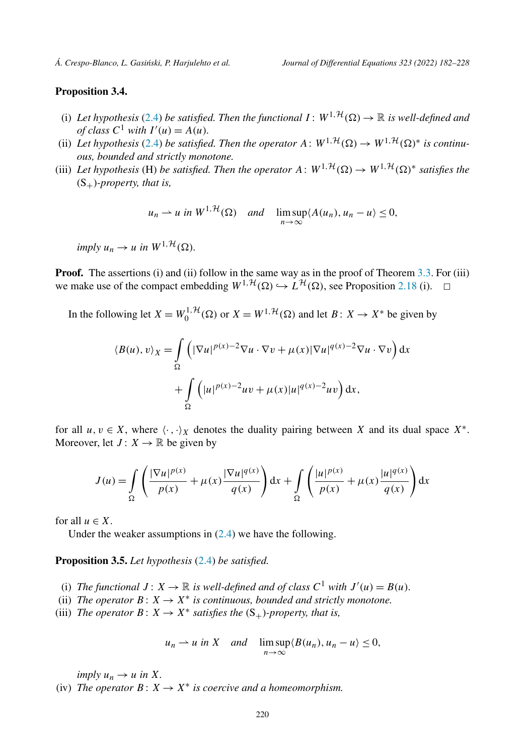**Proposition 3.4.**

(i) *Let hypothesis* (2.4) *be satisfied. Then the functional* $I\colon W^{1,\mathcal{H}}(\Omega) \to \mathbb{R}$ *is well-defined and of class* $C^1$ *with* $I'(u) = A(u)$.

(ii) *Let hypothesis* (2.4) *be satisfied. Then the operator* $A\colon W^{1,\mathcal{H}}(\Omega) \to W^{1,\mathcal{H}}(\Omega)^*$ *is continuous, bounded and strictly monotone.*

(iii) *Let hypothesis* (H) *be satisfied. Then the operator* $A\colon W^{1,\mathcal{H}}(\Omega) \to W^{1,\mathcal{H}}(\Omega)^*$ *satisfies the* $(\mathrm{S}_+)$*-property, that is,*

$$u_n \rightharpoonup u \text{ in } W^{1,\mathcal{H}}(\Omega) \quad \text{and} \quad \limsup_{n\to\infty} \langle A(u_n), u_n - u\rangle \le 0,$$

*imply* $u_n \to u$ *in* $W^{1,\mathcal{H}}(\Omega)$.

**Proof.** The assertions (i) and (ii) follow in the same way as in the proof of Theorem 3.3. For (iii) we make use of the compact embedding $W^{1,\mathcal{H}}(\Omega) \hookrightarrow L^{\mathcal{H}}(\Omega)$, see Proposition 2.18 (i). $\square$

In the following let $X = W_0^{1,\mathcal{H}}(\Omega)$ or $X = W^{1,\mathcal{H}}(\Omega)$ and let $B\colon X \to X^*$ be given by

$$\begin{aligned}\langle B(u), v\rangle_X &= \int_\Omega \left(|\nabla u|^{p(x)-2}\nabla u \cdot \nabla v + \mu(x)|\nabla u|^{q(x)-2}\nabla u \cdot \nabla v\right) \mathrm{d}x \\ &\quad + \int_\Omega \left(|u|^{p(x)-2}uv + \mu(x)|u|^{q(x)-2}uv\right) \mathrm{d}x,\end{aligned}$$

for all $u, v \in X$, where $\langle \cdot\,,\cdot\rangle_X$ denotes the duality pairing between $X$ and its dual space $X^*$. Moreover, let $J\colon X \to \mathbb{R}$ be given by

$$J(u) = \int_\Omega \left(\frac{|\nabla u|^{p(x)}}{p(x)} + \mu(x)\frac{|\nabla u|^{q(x)}}{q(x)}\right) \mathrm{d}x + \int_\Omega \left(\frac{|u|^{p(x)}}{p(x)} + \mu(x)\frac{|u|^{q(x)}}{q(x)}\right) \mathrm{d}x$$

for all $u \in X$.

Under the weaker assumptions in (2.4) we have the following.

**Proposition 3.5.** *Let hypothesis* (2.4) *be satisfied.*

(i) *The functional* $J\colon X \to \mathbb{R}$ *is well-defined and of class* $C^1$ *with* $J'(u) = B(u)$.

(ii) *The operator* $B\colon X \to X^*$ *is continuous, bounded and strictly monotone.*

(iii) *The operator* $B\colon X \to X^*$ *satisfies the* $(\mathrm{S}_+)$*-property, that is,*

$$u_n \rightharpoonup u \text{ in } X \quad \text{and} \quad \limsup_{n\to\infty} \langle B(u_n), u_n - u\rangle \le 0,$$

*imply* $u_n \to u$ *in* $X$.

(iv) *The operator* $B\colon X \to X^*$ *is coercive and a homeomorphism.*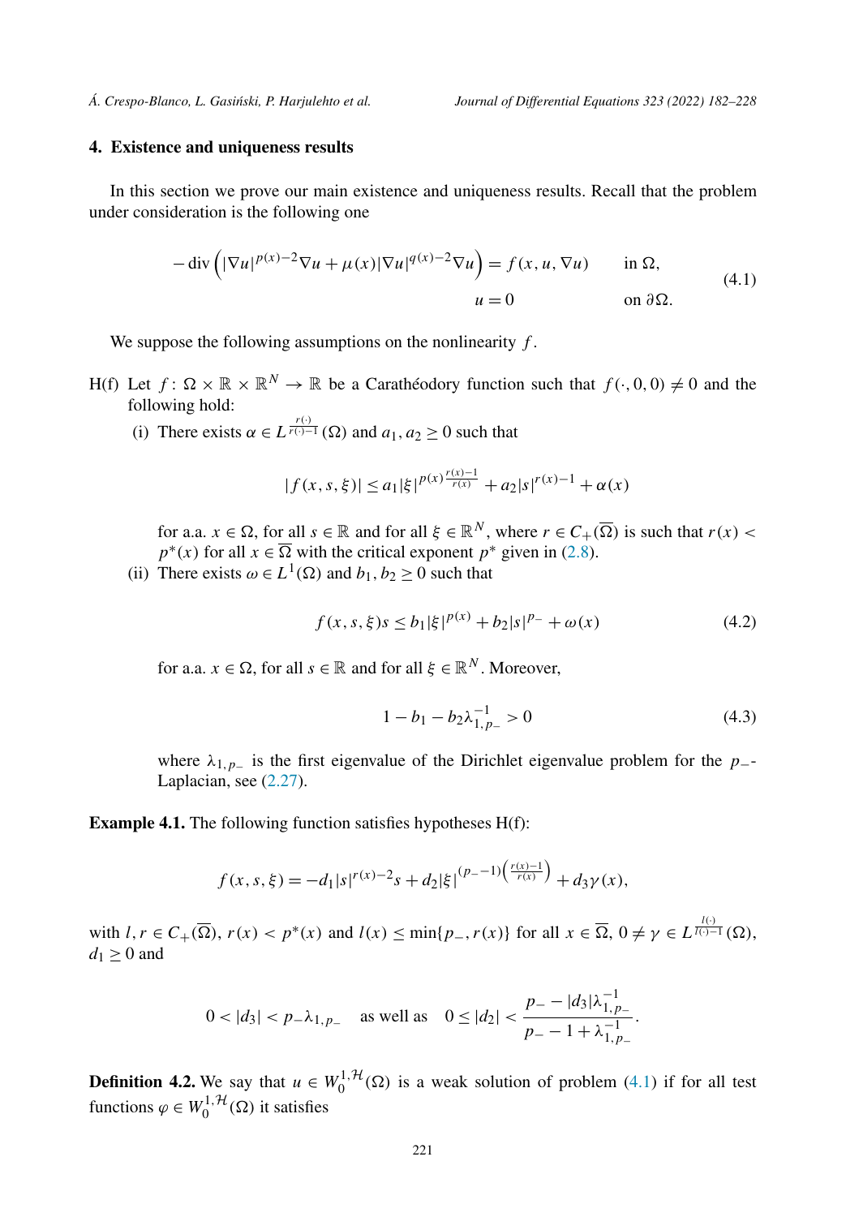## 4. Existence and uniqueness results

In this section we prove our main existence and uniqueness results. Recall that the problem under consideration is the following one

$$
\begin{aligned}
-\operatorname{div}\left(|\nabla u|^{p(x)-2}\nabla u + \mu(x)|\nabla u|^{q(x)-2}\nabla u\right) &= f(x,u,\nabla u) \qquad &&\text{in } \Omega,\\
u &= 0 &&\text{on } \partial\Omega.
\end{aligned}
\tag{4.1}
$$

We suppose the following assumptions on the nonlinearity $f$.

H(f) Let $f\colon \Omega\times\mathbb{R}\times\mathbb{R}^N \to \mathbb{R}$ be a Carathéodory function such that $f(\cdot,0,0)\neq 0$ and the following hold:

(i) There exists $\alpha \in L^{\frac{r(\cdot)}{r(\cdot)-1}}(\Omega)$ and $a_1, a_2 \geq 0$ such that

$$
|f(x,s,\xi)| \leq a_1|\xi|^{p(x)\frac{r(x)-1}{r(x)}} + a_2|s|^{r(x)-1} + \alpha(x)
$$

for a.a. $x\in\Omega$, for all $s\in\mathbb{R}$ and for all $\xi\in\mathbb{R}^N$, where $r\in C_+(\overline{\Omega})$ is such that $r(x) < p^*(x)$ for all $x\in\overline{\Omega}$ with the critical exponent $p^*$ given in (2.8).

(ii) There exists $\omega\in L^1(\Omega)$ and $b_1, b_2\geq 0$ such that

$$
f(x,s,\xi)s \leq b_1|\xi|^{p(x)} + b_2|s|^{p_-} + \omega(x) \tag{4.2}
$$

for a.a. $x\in\Omega$, for all $s\in\mathbb{R}$ and for all $\xi\in\mathbb{R}^N$. Moreover,

$$
1 - b_1 - b_2\lambda_{1,p_-}^{-1} > 0 \tag{4.3}
$$

where $\lambda_{1,p_-}$ is the first eigenvalue of the Dirichlet eigenvalue problem for the $p_-$-Laplacian, see (2.27).

**Example 4.1.** The following function satisfies hypotheses H(f):

$$
f(x,s,\xi) = -d_1|s|^{r(x)-2}s + d_2|\xi|^{(p_- -1)\left(\frac{r(x)-1}{r(x)}\right)} + d_3\gamma(x),
$$

with $l, r\in C_+(\overline{\Omega})$, $r(x) < p^*(x)$ and $l(x)\leq \min\{p_-, r(x)\}$ for all $x\in\overline{\Omega}$, $0\neq\gamma\in L^{\frac{l(\cdot)}{l(\cdot)-1}}(\Omega)$, $d_1\geq 0$ and

$$
0 < |d_3| < p_-\lambda_{1,p_-} \quad \text{as well as} \quad 0\leq |d_2| < \frac{p_- - |d_3|\lambda_{1,p_-}^{-1}}{p_- - 1 + \lambda_{1,p_-}^{-1}}.
$$

**Definition 4.2.** We say that $u\in W_0^{1,\mathcal{H}}(\Omega)$ is a weak solution of problem (4.1) if for all test functions $\varphi\in W_0^{1,\mathcal{H}}(\Omega)$ it satisfies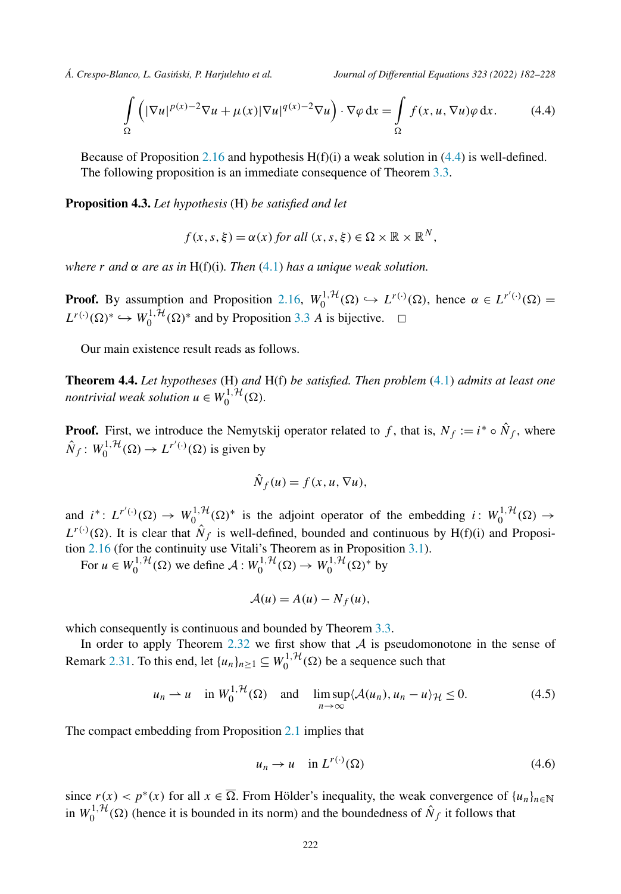$$\int_\Omega \left(|\nabla u|^{p(x)-2}\nabla u + \mu(x)|\nabla u|^{q(x)-2}\nabla u\right)\cdot \nabla\varphi \,\mathrm{d}x = \int_\Omega f(x,u,\nabla u)\varphi\,\mathrm{d}x. \tag{4.4}$$

Because of Proposition 2.16 and hypothesis H(f)(i) a weak solution in (4.4) is well-defined. The following proposition is an immediate consequence of Theorem 3.3.

**Proposition 4.3.** *Let hypothesis* (H) *be satisfied and let*

$$f(x,s,\xi) = \alpha(x) \text{ for all } (x,s,\xi) \in \Omega\times\mathbb{R}\times\mathbb{R}^N,$$

*where $r$ and $\alpha$ are as in* H(f)(i). *Then* (4.1) *has a unique weak solution.*

**Proof.** By assumption and Proposition 2.16, $W_0^{1,\mathcal{H}}(\Omega) \hookrightarrow L^{r(\cdot)}(\Omega)$, hence $\alpha \in L^{r'(\cdot)}(\Omega) = L^{r(\cdot)}(\Omega)^* \hookrightarrow W_0^{1,\mathcal{H}}(\Omega)^*$ and by Proposition 3.3 $A$ is bijective. $\square$

Our main existence result reads as follows.

**Theorem 4.4.** *Let hypotheses* (H) *and* H(f) *be satisfied. Then problem* (4.1) *admits at least one nontrivial weak solution $u \in W_0^{1,\mathcal{H}}(\Omega)$.*

**Proof.** First, we introduce the Nemytskij operator related to $f$, that is, $N_f := i^*\circ \hat{N}_f$, where $\hat{N}_f\colon W_0^{1,\mathcal{H}}(\Omega) \to L^{r'(\cdot)}(\Omega)$ is given by

$$\hat{N}_f(u) = f(x,u,\nabla u),$$

and $i^*\colon L^{r'(\cdot)}(\Omega) \to W_0^{1,\mathcal{H}}(\Omega)^*$ is the adjoint operator of the embedding $i\colon W_0^{1,\mathcal{H}}(\Omega) \to L^{r(\cdot)}(\Omega)$. It is clear that $\hat{N}_f$ is well-defined, bounded and continuous by H(f)(i) and Proposition 2.16 (for the continuity use Vitali's Theorem as in Proposition 3.1).

For $u \in W_0^{1,\mathcal{H}}(\Omega)$ we define $\mathcal{A}\colon W_0^{1,\mathcal{H}}(\Omega) \to W_0^{1,\mathcal{H}}(\Omega)^*$ by

$$\mathcal{A}(u) = A(u) - N_f(u),$$

which consequently is continuous and bounded by Theorem 3.3.

In order to apply Theorem 2.32 we first show that $\mathcal{A}$ is pseudomonotone in the sense of Remark 2.31. To this end, let $\{u_n\}_{n\geq 1} \subseteq W_0^{1,\mathcal{H}}(\Omega)$ be a sequence such that

$$u_n \rightharpoonup u \quad \text{in } W_0^{1,\mathcal{H}}(\Omega) \quad \text{and} \quad \limsup_{n\to\infty}\langle \mathcal{A}(u_n), u_n - u\rangle_{\mathcal{H}} \leq 0. \tag{4.5}$$

The compact embedding from Proposition 2.1 implies that

$$u_n \to u \quad \text{in } L^{r(\cdot)}(\Omega) \tag{4.6}$$

since $r(x) < p^*(x)$ for all $x \in \overline{\Omega}$. From Hölder's inequality, the weak convergence of $\{u_n\}_{n\in\mathbb{N}}$ in $W_0^{1,\mathcal{H}}(\Omega)$ (hence it is bounded in its norm) and the boundedness of $\hat{N}_f$ it follows that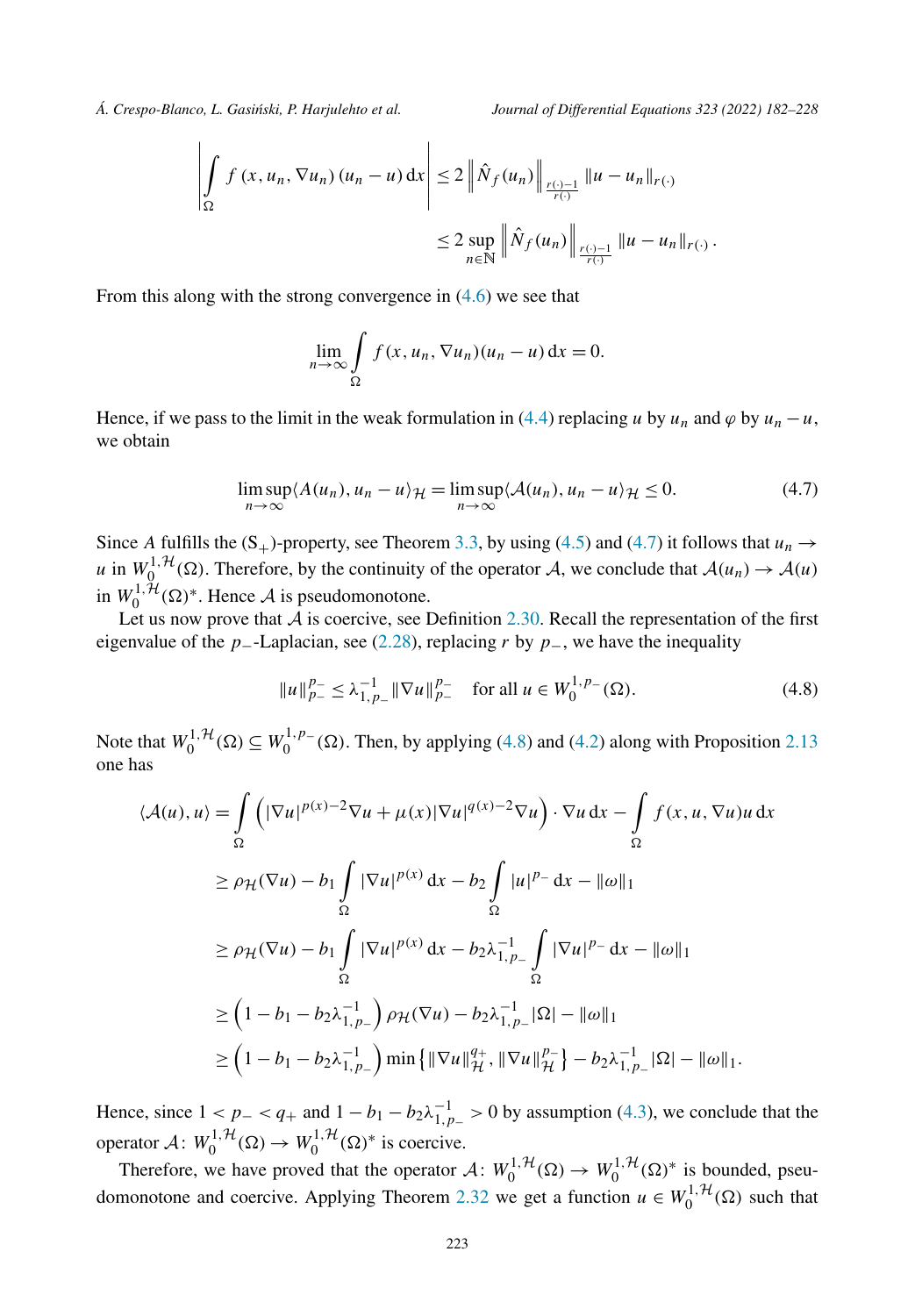$$
\begin{aligned}
\left| \int_\Omega f(x,u_n,\nabla u_n)(u_n-u)\,\mathrm{d}x \right| &\le 2 \left\| \hat{N}_f(u_n) \right\|_{\frac{r(\cdot)-1}{r(\cdot)}} \|u-u_n\|_{r(\cdot)} \\
&\le 2 \sup_{n\in\mathbb{N}} \left\| \hat{N}_f(u_n) \right\|_{\frac{r(\cdot)-1}{r(\cdot)}} \|u-u_n\|_{r(\cdot)}.
\end{aligned}
$$

From this along with the strong convergence in (4.6) we see that

$$
\lim_{n\to\infty} \int_\Omega f(x,u_n,\nabla u_n)(u_n-u)\,\mathrm{d}x = 0.
$$

Hence, if we pass to the limit in the weak formulation in (4.4) replacing $u$ by $u_n$ and $\varphi$ by $u_n - u$, we obtain

$$
\limsup_{n\to\infty} \langle A(u_n), u_n-u\rangle_{\mathcal{H}} = \limsup_{n\to\infty} \langle \mathcal{A}(u_n), u_n-u\rangle_{\mathcal{H}} \le 0. \tag{4.7}
$$

Since $A$ fulfills the $(\mathrm{S}_+)$-property, see Theorem 3.3, by using (4.5) and (4.7) it follows that $u_n \to u$ in $W_0^{1,\mathcal{H}}(\Omega)$. Therefore, by the continuity of the operator $\mathcal{A}$, we conclude that $\mathcal{A}(u_n) \to \mathcal{A}(u)$ in $W_0^{1,\mathcal{H}}(\Omega)^*$. Hence $\mathcal{A}$ is pseudomonotone.

Let us now prove that $\mathcal{A}$ is coercive, see Definition 2.30. Recall the representation of the first eigenvalue of the $p_-$-Laplacian, see (2.28), replacing $r$ by $p_-$, we have the inequality

$$
\|u\|_{p_-}^{p_-} \le \lambda_{1,p_-}^{-1} \|\nabla u\|_{p_-}^{p_-} \quad \text{for all } u \in W_0^{1,p_-}(\Omega). \tag{4.8}
$$

Note that $W_0^{1,\mathcal{H}}(\Omega) \subseteq W_0^{1,p_-}(\Omega)$. Then, by applying (4.8) and (4.2) along with Proposition 2.13 one has

$$
\begin{aligned}
\langle \mathcal{A}(u), u\rangle &= \int_\Omega \left( |\nabla u|^{p(x)-2}\nabla u + \mu(x)|\nabla u|^{q(x)-2}\nabla u \right)\cdot \nabla u\,\mathrm{d}x - \int_\Omega f(x,u,\nabla u)u\,\mathrm{d}x \\
&\ge \rho_{\mathcal{H}}(\nabla u) - b_1 \int_\Omega |\nabla u|^{p(x)}\,\mathrm{d}x - b_2 \int_\Omega |u|^{p_-}\,\mathrm{d}x - \|\omega\|_1 \\
&\ge \rho_{\mathcal{H}}(\nabla u) - b_1 \int_\Omega |\nabla u|^{p(x)}\,\mathrm{d}x - b_2\lambda_{1,p_-}^{-1} \int_\Omega |\nabla u|^{p_-}\,\mathrm{d}x - \|\omega\|_1 \\
&\ge \left(1 - b_1 - b_2\lambda_{1,p_-}^{-1}\right)\rho_{\mathcal{H}}(\nabla u) - b_2\lambda_{1,p_-}^{-1}|\Omega| - \|\omega\|_1 \\
&\ge \left(1 - b_1 - b_2\lambda_{1,p_-}^{-1}\right)\min\left\{\|\nabla u\|_{\mathcal{H}}^{q_+}, \|\nabla u\|_{\mathcal{H}}^{p_-}\right\} - b_2\lambda_{1,p_-}^{-1}|\Omega| - \|\omega\|_1.
\end{aligned}
$$

Hence, since $1 < p_- < q_+$ and $1 - b_1 - b_2\lambda_{1,p_-}^{-1} > 0$ by assumption (4.3), we conclude that the operator $\mathcal{A}\colon W_0^{1,\mathcal{H}}(\Omega) \to W_0^{1,\mathcal{H}}(\Omega)^*$ is coercive.

Therefore, we have proved that the operator $\mathcal{A}\colon W_0^{1,\mathcal{H}}(\Omega) \to W_0^{1,\mathcal{H}}(\Omega)^*$ is bounded, pseudomonotone and coercive. Applying Theorem 2.32 we get a function $u \in W_0^{1,\mathcal{H}}(\Omega)$ such that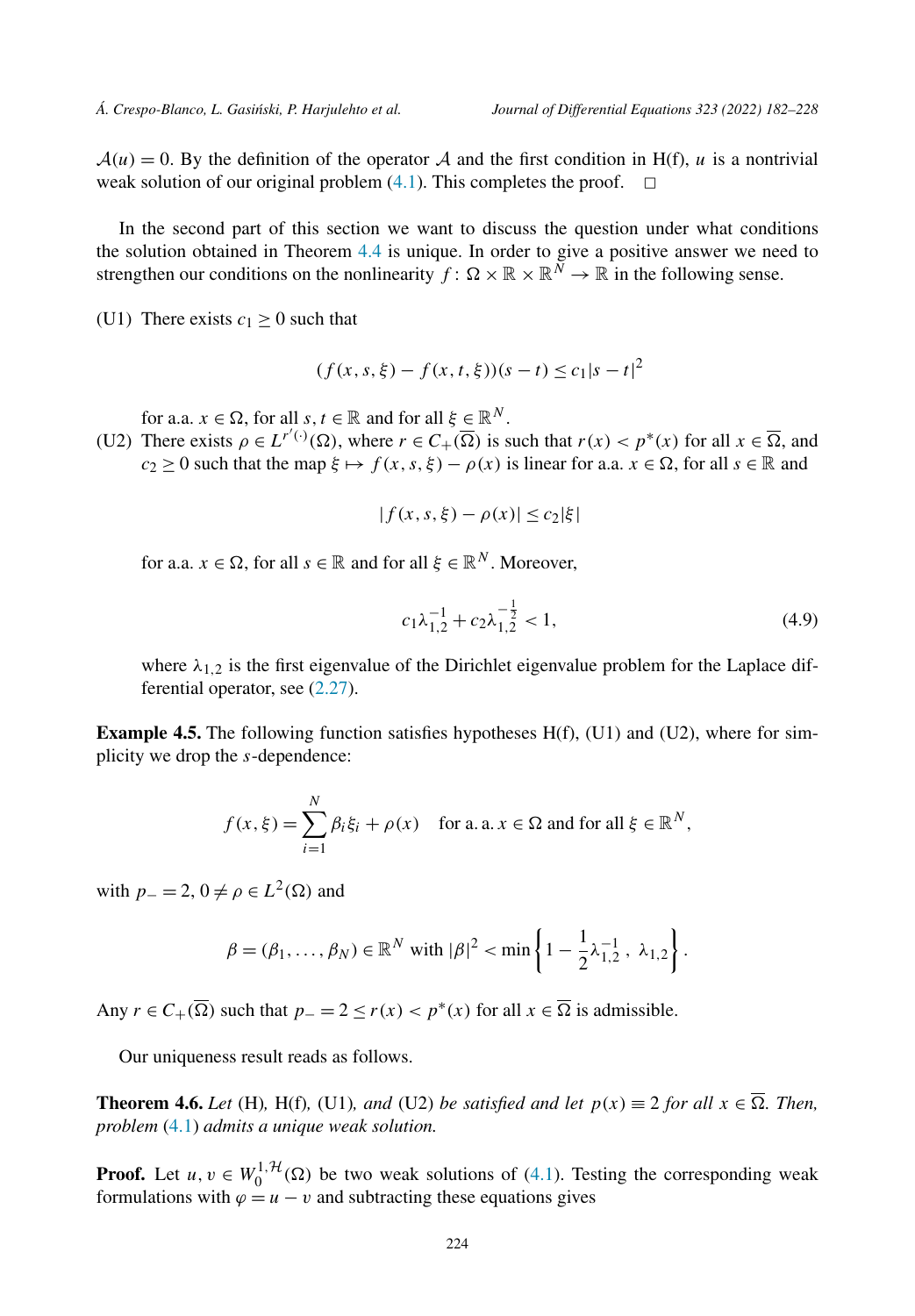$\mathcal{A}(u) = 0$. By the definition of the operator $\mathcal{A}$ and the first condition in H(f), $u$ is a nontrivial weak solution of our original problem (4.1). This completes the proof. $\square$

In the second part of this section we want to discuss the question under what conditions the solution obtained in Theorem 4.4 is unique. In order to give a positive answer we need to strengthen our conditions on the nonlinearity $f : \Omega \times \mathbb{R} \times \mathbb{R}^N \to \mathbb{R}$ in the following sense.

(U1) There exists $c_1 \geq 0$ such that

$$(f(x,s,\xi) - f(x,t,\xi))(s-t) \leq c_1 |s-t|^2$$

for a.a. $x \in \Omega$, for all $s, t \in \mathbb{R}$ and for all $\xi \in \mathbb{R}^N$.

(U2) There exists $\rho \in L^{r'(\cdot)}(\Omega)$, where $r \in C_+(\overline{\Omega})$ is such that $r(x) < p^*(x)$ for all $x \in \overline{\Omega}$, and $c_2 \geq 0$ such that the map $\xi \mapsto f(x,s,\xi) - \rho(x)$ is linear for a.a. $x \in \Omega$, for all $s \in \mathbb{R}$ and

$$|f(x,s,\xi) - \rho(x)| \leq c_2 |\xi|$$

for a.a. $x \in \Omega$, for all $s \in \mathbb{R}$ and for all $\xi \in \mathbb{R}^N$. Moreover,

$$c_1 \lambda_{1,2}^{-1} + c_2 \lambda_{1,2}^{-\frac{1}{2}} < 1, \tag{4.9}$$

where $\lambda_{1,2}$ is the first eigenvalue of the Dirichlet eigenvalue problem for the Laplace differential operator, see (2.27).

**Example 4.5.** The following function satisfies hypotheses H(f), (U1) and (U2), where for simplicity we drop the $s$-dependence:

$$f(x,\xi) = \sum_{i=1}^{N} \beta_i \xi_i + \rho(x) \quad \text{for a. a. } x \in \Omega \text{ and for all } \xi \in \mathbb{R}^N,$$

with $p_- = 2$, $0 \neq \rho \in L^2(\Omega)$ and

$$\beta = (\beta_1, \ldots, \beta_N) \in \mathbb{R}^N \text{ with } |\beta|^2 < \min\left\{1 - \frac{1}{2}\lambda_{1,2}^{-1}, \ \lambda_{1,2}\right\}.$$

Any $r \in C_+(\overline{\Omega})$ such that $p_- = 2 \leq r(x) < p^*(x)$ for all $x \in \overline{\Omega}$ is admissible.

Our uniqueness result reads as follows.

**Theorem 4.6.** *Let* (H), H(f), (U1), *and* (U2) *be satisfied and let* $p(x) \equiv 2$ *for all* $x \in \overline{\Omega}$. *Then, problem* (4.1) *admits a unique weak solution.*

**Proof.** Let $u, v \in W_0^{1,\mathcal{H}}(\Omega)$ be two weak solutions of (4.1). Testing the corresponding weak formulations with $\varphi = u - v$ and subtracting these equations gives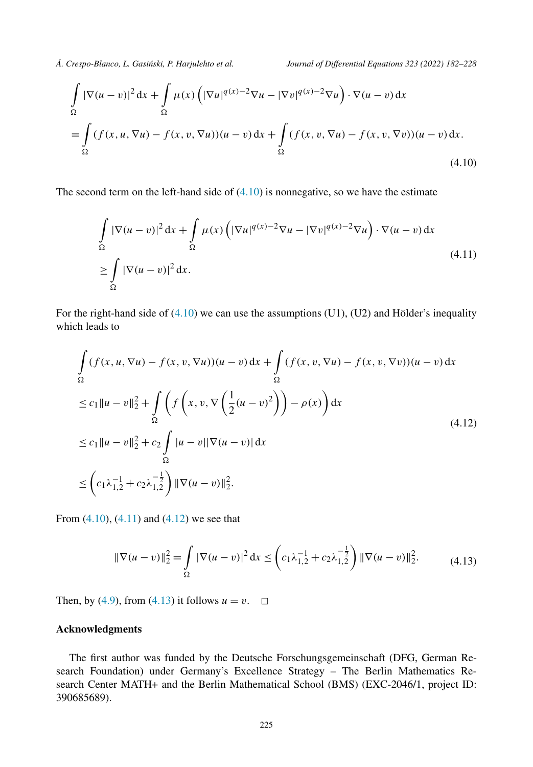$$\int_\Omega |\nabla(u-v)|^2 \,\mathrm{d}x + \int_\Omega \mu(x)\left(|\nabla u|^{q(x)-2}\nabla u - |\nabla v|^{q(x)-2}\nabla u\right)\cdot \nabla(u-v)\,\mathrm{d}x$$
$$= \int_\Omega (f(x,u,\nabla u) - f(x,v,\nabla u))(u-v)\,\mathrm{d}x + \int_\Omega (f(x,v,\nabla u) - f(x,v,\nabla v))(u-v)\,\mathrm{d}x. \tag{4.10}$$

The second term on the left-hand side of (4.10) is nonnegative, so we have the estimate

$$\begin{aligned}
&\int_\Omega |\nabla(u-v)|^2 \,\mathrm{d}x + \int_\Omega \mu(x)\left(|\nabla u|^{q(x)-2}\nabla u - |\nabla v|^{q(x)-2}\nabla u\right)\cdot \nabla(u-v)\,\mathrm{d}x \\
&\geq \int_\Omega |\nabla(u-v)|^2 \,\mathrm{d}x.
\end{aligned} \tag{4.11}$$

For the right-hand side of (4.10) we can use the assumptions (U1), (U2) and Hölder's inequality which leads to

$$\begin{aligned}
&\int_\Omega (f(x,u,\nabla u) - f(x,v,\nabla u))(u-v)\,\mathrm{d}x + \int_\Omega (f(x,v,\nabla u) - f(x,v,\nabla v))(u-v)\,\mathrm{d}x \\
&\leq c_1\|u-v\|_2^2 + \int_\Omega \left( f\left(x,v,\nabla\left(\frac{1}{2}(u-v)^2\right)\right) - \rho(x)\right)\mathrm{d}x \\
&\leq c_1\|u-v\|_2^2 + c_2\int_\Omega |u-v||\nabla(u-v)|\,\mathrm{d}x \\
&\leq \left(c_1\lambda_{1,2}^{-1} + c_2\lambda_{1,2}^{-\frac{1}{2}}\right)\|\nabla(u-v)\|_2^2.
\end{aligned} \tag{4.12}$$

From (4.10), (4.11) and (4.12) we see that

$$\|\nabla(u-v)\|_2^2 = \int_\Omega |\nabla(u-v)|^2\,\mathrm{d}x \leq \left(c_1\lambda_{1,2}^{-1} + c_2\lambda_{1,2}^{-\frac{1}{2}}\right)\|\nabla(u-v)\|_2^2. \tag{4.13}$$

Then, by (4.9), from (4.13) it follows $u = v$. $\square$

## Acknowledgments

The first author was funded by the Deutsche Forschungsgemeinschaft (DFG, German Research Foundation) under Germany's Excellence Strategy – The Berlin Mathematics Research Center MATH+ and the Berlin Mathematical School (BMS) (EXC-2046/1, project ID: 390685689).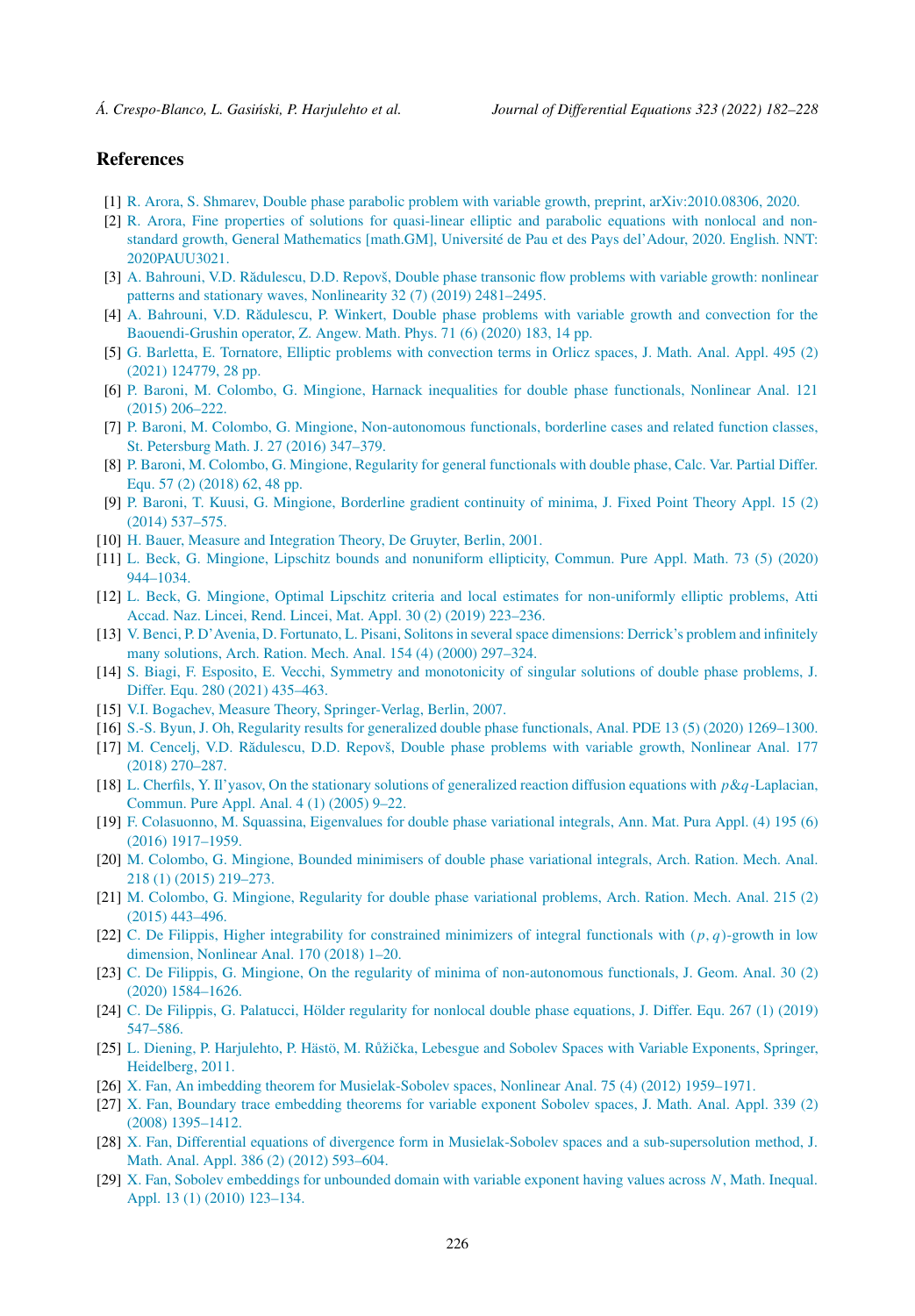## References

[1] R. Arora, S. Shmarev, Double phase parabolic problem with variable growth, preprint, arXiv:2010.08306, 2020.

[2] R. Arora, Fine properties of solutions for quasi-linear elliptic and parabolic equations with nonlocal and non-standard growth, General Mathematics [math.GM], Université de Pau et des Pays del'Adour, 2020. English. NNT: 2020PAUU3021.

[3] A. Bahrouni, V.D. Rădulescu, D.D. Repovš, Double phase transonic flow problems with variable growth: nonlinear patterns and stationary waves, Nonlinearity 32 (7) (2019) 2481–2495.

[4] A. Bahrouni, V.D. Rădulescu, P. Winkert, Double phase problems with variable growth and convection for the Baouendi-Grushin operator, Z. Angew. Math. Phys. 71 (6) (2020) 183, 14 pp.

[5] G. Barletta, E. Tornatore, Elliptic problems with convection terms in Orlicz spaces, J. Math. Anal. Appl. 495 (2) (2021) 124779, 28 pp.

[6] P. Baroni, M. Colombo, G. Mingione, Harnack inequalities for double phase functionals, Nonlinear Anal. 121 (2015) 206–222.

[7] P. Baroni, M. Colombo, G. Mingione, Non-autonomous functionals, borderline cases and related function classes, St. Petersburg Math. J. 27 (2016) 347–379.

[8] P. Baroni, M. Colombo, G. Mingione, Regularity for general functionals with double phase, Calc. Var. Partial Differ. Equ. 57 (2) (2018) 62, 48 pp.

[9] P. Baroni, T. Kuusi, G. Mingione, Borderline gradient continuity of minima, J. Fixed Point Theory Appl. 15 (2) (2014) 537–575.

[10] H. Bauer, Measure and Integration Theory, De Gruyter, Berlin, 2001.

[11] L. Beck, G. Mingione, Lipschitz bounds and nonuniform ellipticity, Commun. Pure Appl. Math. 73 (5) (2020) 944–1034.

[12] L. Beck, G. Mingione, Optimal Lipschitz criteria and local estimates for non-uniformly elliptic problems, Atti Accad. Naz. Lincei, Rend. Lincei, Mat. Appl. 30 (2) (2019) 223–236.

[13] V. Benci, P. D'Avenia, D. Fortunato, L. Pisani, Solitons in several space dimensions: Derrick's problem and infinitely many solutions, Arch. Ration. Mech. Anal. 154 (4) (2000) 297–324.

[14] S. Biagi, F. Esposito, E. Vecchi, Symmetry and monotonicity of singular solutions of double phase problems, J. Differ. Equ. 280 (2021) 435–463.

[15] V.I. Bogachev, Measure Theory, Springer-Verlag, Berlin, 2007.

[16] S.-S. Byun, J. Oh, Regularity results for generalized double phase functionals, Anal. PDE 13 (5) (2020) 1269–1300.

[17] M. Cencelj, V.D. Rădulescu, D.D. Repovš, Double phase problems with variable growth, Nonlinear Anal. 177 (2018) 270–287.

[18] L. Cherfils, Y. Il'yasov, On the stationary solutions of generalized reaction diffusion equations with $p\&q$-Laplacian, Commun. Pure Appl. Anal. 4 (1) (2005) 9–22.

[19] F. Colasuonno, M. Squassina, Eigenvalues for double phase variational integrals, Ann. Mat. Pura Appl. (4) 195 (6) (2016) 1917–1959.

[20] M. Colombo, G. Mingione, Bounded minimisers of double phase variational integrals, Arch. Ration. Mech. Anal. 218 (1) (2015) 219–273.

[21] M. Colombo, G. Mingione, Regularity for double phase variational problems, Arch. Ration. Mech. Anal. 215 (2) (2015) 443–496.

[22] C. De Filippis, Higher integrability for constrained minimizers of integral functionals with $(p,q)$-growth in low dimension, Nonlinear Anal. 170 (2018) 1–20.

[23] C. De Filippis, G. Mingione, On the regularity of minima of non-autonomous functionals, J. Geom. Anal. 30 (2) (2020) 1584–1626.

[24] C. De Filippis, G. Palatucci, Hölder regularity for nonlocal double phase equations, J. Differ. Equ. 267 (1) (2019) 547–586.

[25] L. Diening, P. Harjulehto, P. Hästö, M. Růžička, Lebesgue and Sobolev Spaces with Variable Exponents, Springer, Heidelberg, 2011.

[26] X. Fan, An imbedding theorem for Musielak-Sobolev spaces, Nonlinear Anal. 75 (4) (2012) 1959–1971.

[27] X. Fan, Boundary trace embedding theorems for variable exponent Sobolev spaces, J. Math. Anal. Appl. 339 (2) (2008) 1395–1412.

[28] X. Fan, Differential equations of divergence form in Musielak-Sobolev spaces and a sub-supersolution method, J. Math. Anal. Appl. 386 (2) (2012) 593–604.

[29] X. Fan, Sobolev embeddings for unbounded domain with variable exponent having values across $N$, Math. Inequal. Appl. 13 (1) (2010) 123–134.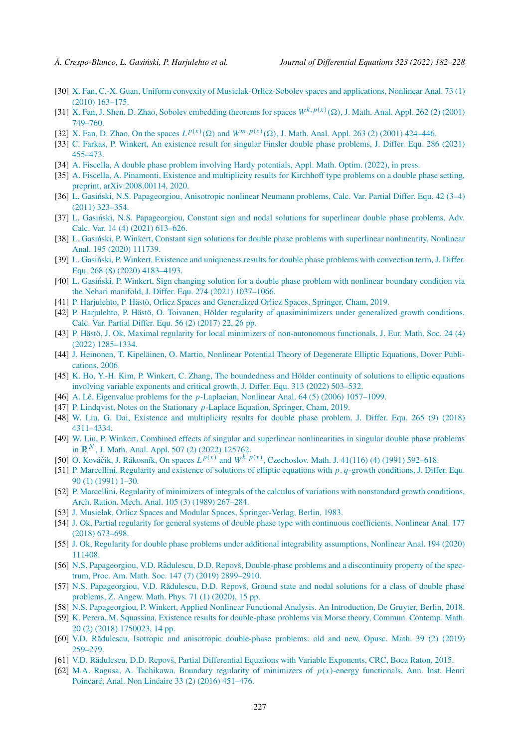[30] X. Fan, C.-X. Guan, Uniform convexity of Musielak-Orlicz-Sobolev spaces and applications, Nonlinear Anal. 73 (1) (2010) 163–175.

[31] X. Fan, J. Shen, D. Zhao, Sobolev embedding theorems for spaces $W^{k,p(x)}(\Omega)$, J. Math. Anal. Appl. 262 (2) (2001) 749–760.

[32] X. Fan, D. Zhao, On the spaces $L^{p(x)}(\Omega)$ and $W^{m,p(x)}(\Omega)$, J. Math. Anal. Appl. 263 (2) (2001) 424–446.

[33] C. Farkas, P. Winkert, An existence result for singular Finsler double phase problems, J. Differ. Equ. 286 (2021) 455–473.

[34] A. Fiscella, A double phase problem involving Hardy potentials, Appl. Math. Optim. (2022), in press.

[35] A. Fiscella, A. Pinamonti, Existence and multiplicity results for Kirchhoff type problems on a double phase setting, preprint, arXiv:2008.00114, 2020.

[36] L. Gasiński, N.S. Papageorgiou, Anisotropic nonlinear Neumann problems, Calc. Var. Partial Differ. Equ. 42 (3–4) (2011) 323–354.

[37] L. Gasiński, N.S. Papageorgiou, Constant sign and nodal solutions for superlinear double phase problems, Adv. Calc. Var. 14 (4) (2021) 613–626.

[38] L. Gasiński, P. Winkert, Constant sign solutions for double phase problems with superlinear nonlinearity, Nonlinear Anal. 195 (2020) 111739.

[39] L. Gasiński, P. Winkert, Existence and uniqueness results for double phase problems with convection term, J. Differ. Equ. 268 (8) (2020) 4183–4193.

[40] L. Gasiński, P. Winkert, Sign changing solution for a double phase problem with nonlinear boundary condition via the Nehari manifold, J. Differ. Equ. 274 (2021) 1037–1066.

[41] P. Harjulehto, P. Hästö, Orlicz Spaces and Generalized Orlicz Spaces, Springer, Cham, 2019.

[42] P. Harjulehto, P. Hästö, O. Toivanen, Hölder regularity of quasiminimizers under generalized growth conditions, Calc. Var. Partial Differ. Equ. 56 (2) (2017) 22, 26 pp.

[43] P. Hästö, J. Ok, Maximal regularity for local minimizers of non-autonomous functionals, J. Eur. Math. Soc. 24 (4) (2022) 1285–1334.

[44] J. Heinonen, T. Kipeläinen, O. Martio, Nonlinear Potential Theory of Degenerate Elliptic Equations, Dover Publications, 2006.

[45] K. Ho, Y.-H. Kim, P. Winkert, C. Zhang, The boundedness and Hölder continuity of solutions to elliptic equations involving variable exponents and critical growth, J. Differ. Equ. 313 (2022) 503–532.

[46] A. Lê, Eigenvalue problems for the $p$-Laplacian, Nonlinear Anal. 64 (5) (2006) 1057–1099.

[47] P. Lindqvist, Notes on the Stationary $p$-Laplace Equation, Springer, Cham, 2019.

[48] W. Liu, G. Dai, Existence and multiplicity results for double phase problem, J. Differ. Equ. 265 (9) (2018) 4311–4334.

[49] W. Liu, P. Winkert, Combined effects of singular and superlinear nonlinearities in singular double phase problems in $\mathbb{R}^N$, J. Math. Anal. Appl. 507 (2) (2022) 125762.

[50] O. Kováčik, J. Rákosník, On spaces $L^{p(x)}$ and $W^{k,p(x)}$, Czechoslov. Math. J. 41(116) (4) (1991) 592–618.

[51] P. Marcellini, Regularity and existence of solutions of elliptic equations with $p,q$-growth conditions, J. Differ. Equ. 90 (1) (1991) 1–30.

[52] P. Marcellini, Regularity of minimizers of integrals of the calculus of variations with nonstandard growth conditions, Arch. Ration. Mech. Anal. 105 (3) (1989) 267–284.

[53] J. Musielak, Orlicz Spaces and Modular Spaces, Springer-Verlag, Berlin, 1983.

[54] J. Ok, Partial regularity for general systems of double phase type with continuous coefficients, Nonlinear Anal. 177 (2018) 673–698.

[55] J. Ok, Regularity for double phase problems under additional integrability assumptions, Nonlinear Anal. 194 (2020) 111408.

[56] N.S. Papageorgiou, V.D. Rădulescu, D.D. Repovš, Double-phase problems and a discontinuity property of the spectrum, Proc. Am. Math. Soc. 147 (7) (2019) 2899–2910.

[57] N.S. Papageorgiou, V.D. Rădulescu, D.D. Repovš, Ground state and nodal solutions for a class of double phase problems, Z. Angew. Math. Phys. 71 (1) (2020), 15 pp.

[58] N.S. Papageorgiou, P. Winkert, Applied Nonlinear Functional Analysis. An Introduction, De Gruyter, Berlin, 2018.

[59] K. Perera, M. Squassina, Existence results for double-phase problems via Morse theory, Commun. Contemp. Math. 20 (2) (2018) 1750023, 14 pp.

[60] V.D. Rădulescu, Isotropic and anisotropic double-phase problems: old and new, Opusc. Math. 39 (2) (2019) 259–279.

[61] V.D. Rădulescu, D.D. Repovš, Partial Differential Equations with Variable Exponents, CRC, Boca Raton, 2015.

[62] M.A. Ragusa, A. Tachikawa, Boundary regularity of minimizers of $p(x)$-energy functionals, Ann. Inst. Henri Poincaré, Anal. Non Linéaire 33 (2) (2016) 451–476.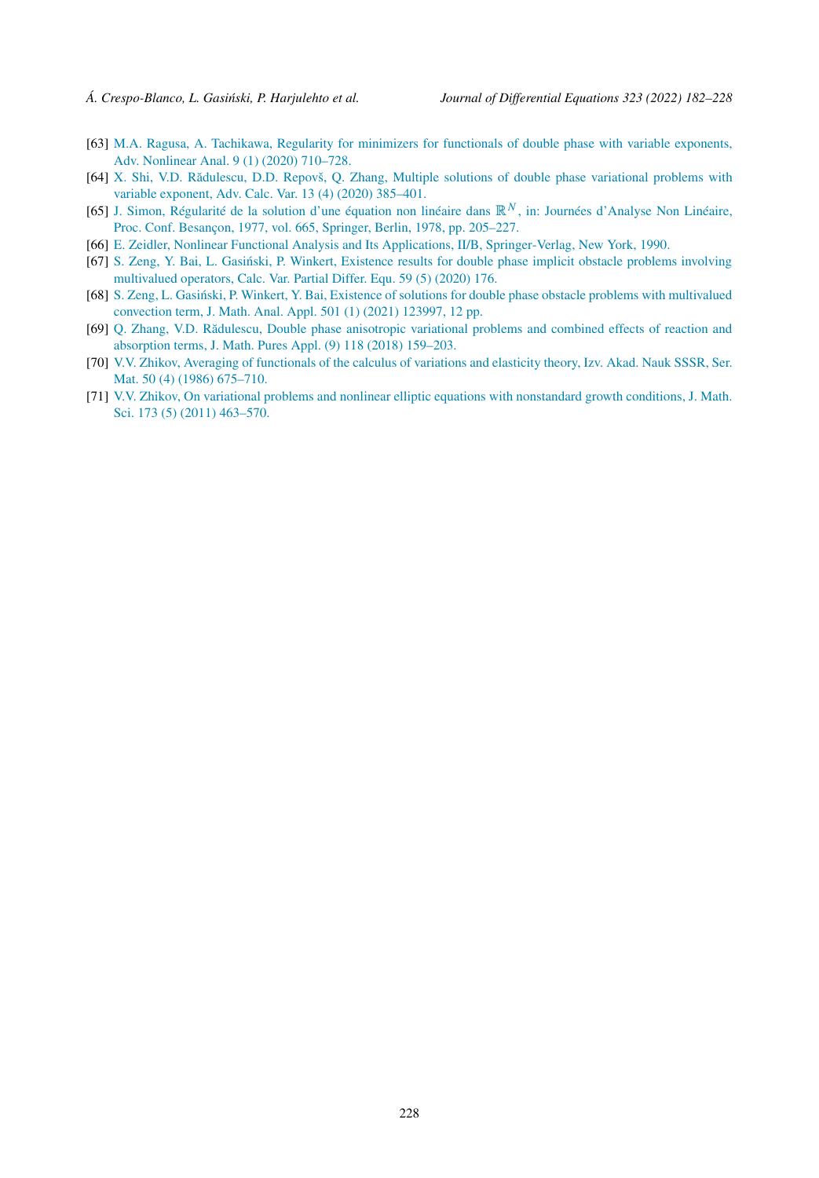[63] M.A. Ragusa, A. Tachikawa, Regularity for minimizers for functionals of double phase with variable exponents, Adv. Nonlinear Anal. 9 (1) (2020) 710–728.

[64] X. Shi, V.D. Rădulescu, D.D. Repovš, Q. Zhang, Multiple solutions of double phase variational problems with variable exponent, Adv. Calc. Var. 13 (4) (2020) 385–401.

[65] J. Simon, Régularité de la solution d'une équation non linéaire dans $\mathbb{R}^N$, in: Journées d'Analyse Non Linéaire, Proc. Conf. Besançon, 1977, vol. 665, Springer, Berlin, 1978, pp. 205–227.

[66] E. Zeidler, Nonlinear Functional Analysis and Its Applications, II/B, Springer-Verlag, New York, 1990.

[67] S. Zeng, Y. Bai, L. Gasiński, P. Winkert, Existence results for double phase implicit obstacle problems involving multivalued operators, Calc. Var. Partial Differ. Equ. 59 (5) (2020) 176.

[68] S. Zeng, L. Gasiński, P. Winkert, Y. Bai, Existence of solutions for double phase obstacle problems with multivalued convection term, J. Math. Anal. Appl. 501 (1) (2021) 123997, 12 pp.

[69] Q. Zhang, V.D. Rădulescu, Double phase anisotropic variational problems and combined effects of reaction and absorption terms, J. Math. Pures Appl. (9) 118 (2018) 159–203.

[70] V.V. Zhikov, Averaging of functionals of the calculus of variations and elasticity theory, Izv. Akad. Nauk SSSR, Ser. Mat. 50 (4) (1986) 675–710.

[71] V.V. Zhikov, On variational problems and nonlinear elliptic equations with nonstandard growth conditions, J. Math. Sci. 173 (5) (2011) 463–570.